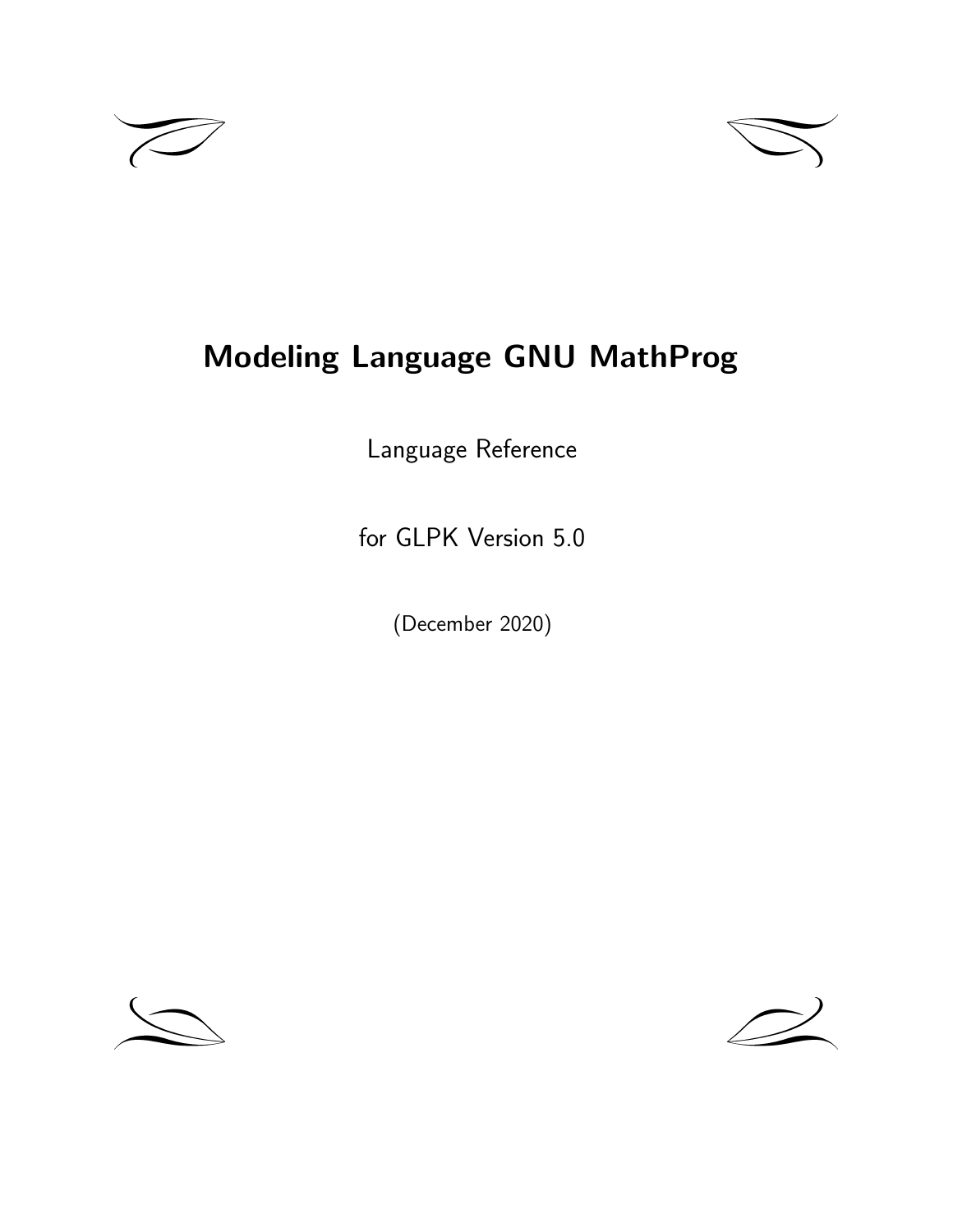# Modeling Language GNU MathProg

Language Reference

for GLPK Version 5.0

(December 2020)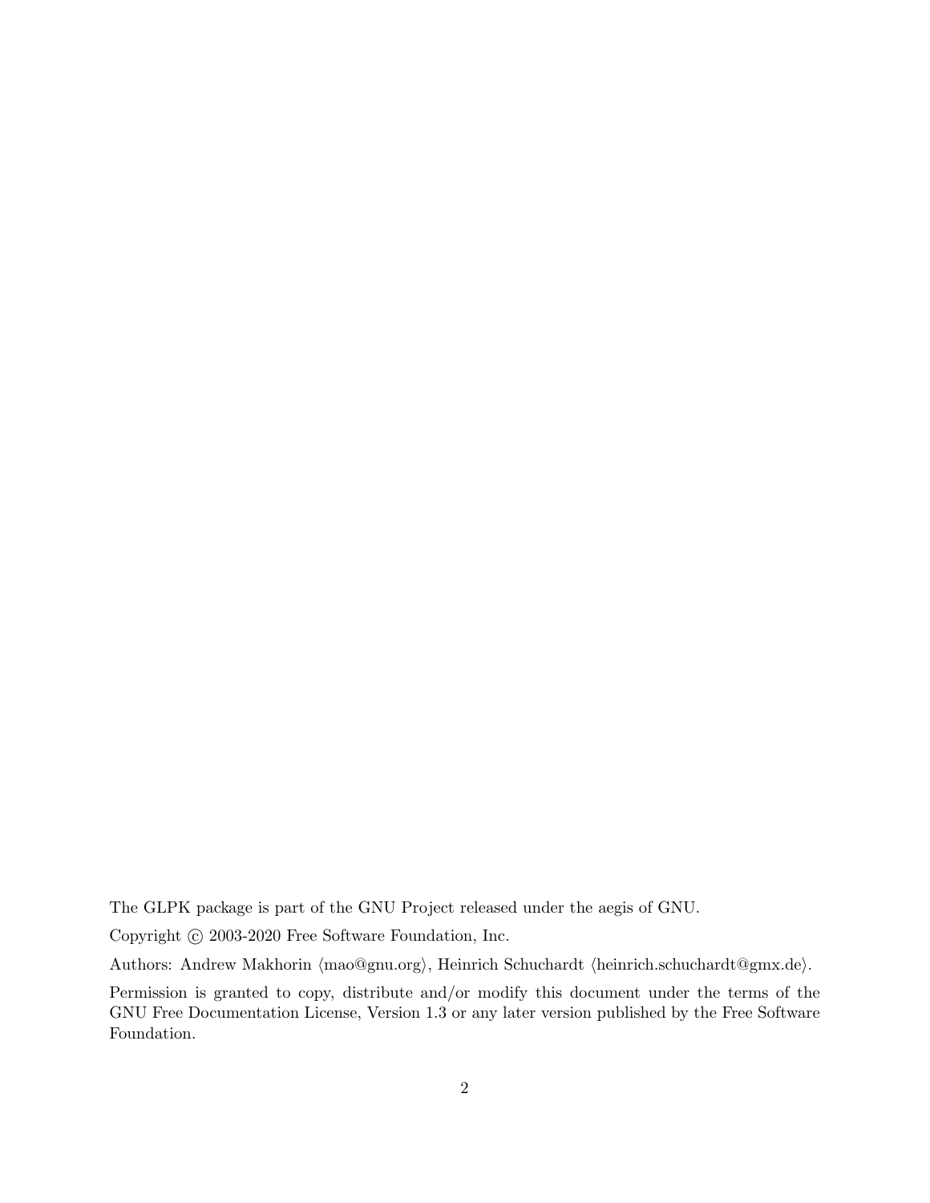The GLPK package is part of the GNU Project released under the aegis of GNU.

Copyright © 2003-2020 Free Software Foundation, Inc.

Authors: Andrew Makhorin ⟨mao@gnu.org⟩, Heinrich Schuchardt ⟨heinrich.schuchardt@gmx.de⟩.

Permission is granted to copy, distribute and/or modify this document under the terms of the GNU Free Documentation License, Version 1.3 or any later version published by the Free Software Foundation.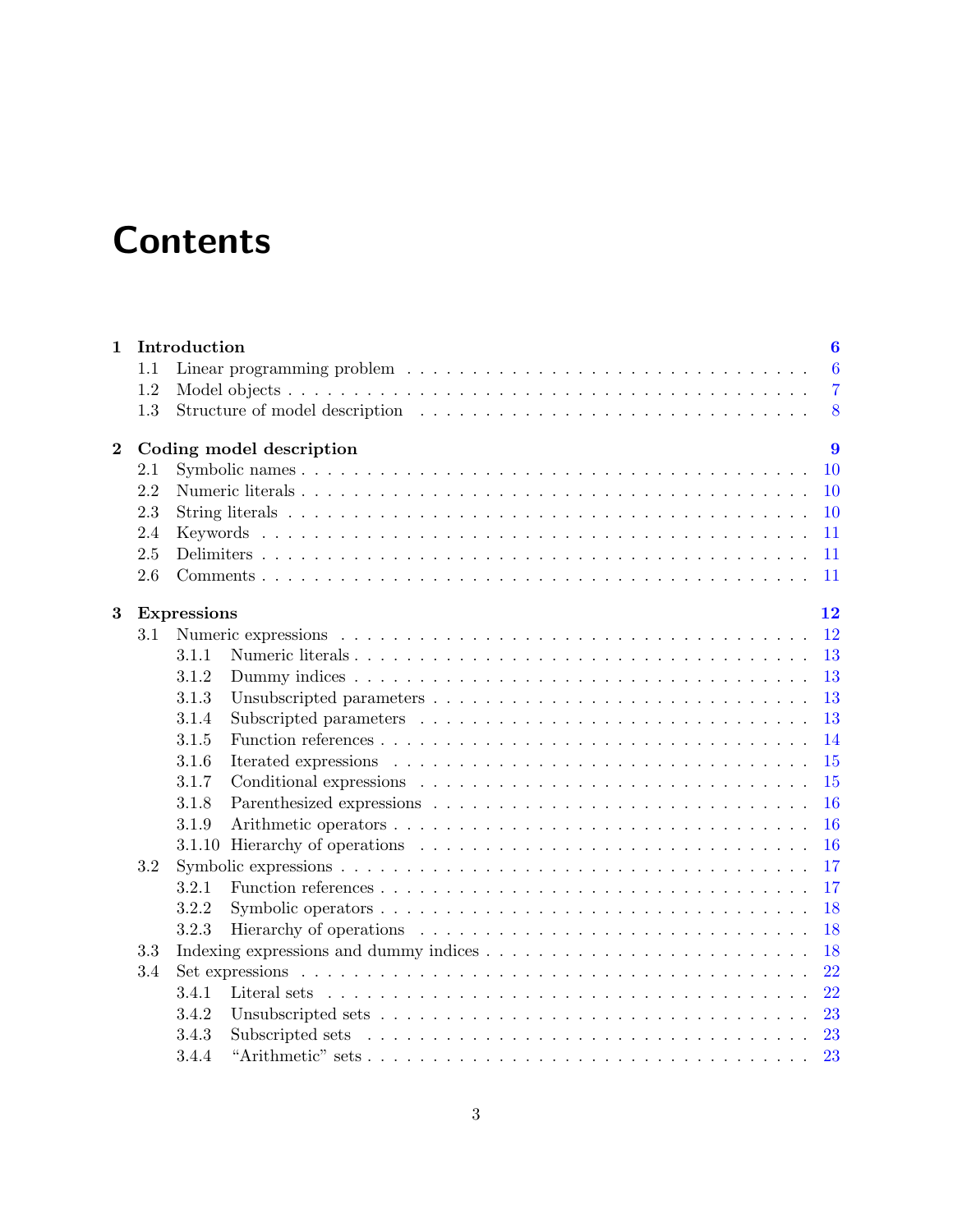# Contents

**1 Introduction** — **6**
- 1.1 Linear programming problem — 6
- 1.2 Model objects — 7
- 1.3 Structure of model description — 8

**2 Coding model description** — **9**
- 2.1 Symbolic names — 10
- 2.2 Numeric literals — 10
- 2.3 String literals — 10
- 2.4 Keywords — 11
- 2.5 Delimiters — 11
- 2.6 Comments — 11

**3 Expressions** — **12**
- 3.1 Numeric expressions — 12
  - 3.1.1 Numeric literals — 13
  - 3.1.2 Dummy indices — 13
  - 3.1.3 Unsubscripted parameters — 13
  - 3.1.4 Subscripted parameters — 13
  - 3.1.5 Function references — 14
  - 3.1.6 Iterated expressions — 15
  - 3.1.7 Conditional expressions — 15
  - 3.1.8 Parenthesized expressions — 16
  - 3.1.9 Arithmetic operators — 16
  - 3.1.10 Hierarchy of operations — 16
- 3.2 Symbolic expressions — 17
  - 3.2.1 Function references — 17
  - 3.2.2 Symbolic operators — 18
  - 3.2.3 Hierarchy of operations — 18
- 3.3 Indexing expressions and dummy indices — 18
- 3.4 Set expressions — 22
  - 3.4.1 Literal sets — 22
  - 3.4.2 Unsubscripted sets — 23
  - 3.4.3 Subscripted sets — 23
  - 3.4.4 “Arithmetic” sets — 23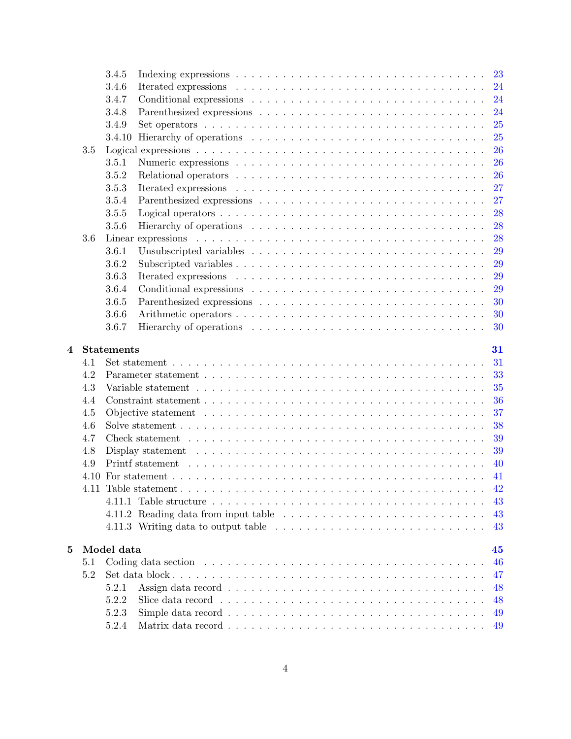- 3.4.5 Indexing expressions . . . 23
- 3.4.6 Iterated expressions . . . 24
- 3.4.7 Conditional expressions . . . 24
- 3.4.8 Parenthesized expressions . . . 24
- 3.4.9 Set operators . . . 25
- 3.4.10 Hierarchy of operations . . . 25
- 3.5 Logical expressions . . . 26
  - 3.5.1 Numeric expressions . . . 26
  - 3.5.2 Relational operators . . . 26
  - 3.5.3 Iterated expressions . . . 27
  - 3.5.4 Parenthesized expressions . . . 27
  - 3.5.5 Logical operators . . . 28
  - 3.5.6 Hierarchy of operations . . . 28
- 3.6 Linear expressions . . . 28
  - 3.6.1 Unsubscripted variables . . . 29
  - 3.6.2 Subscripted variables . . . 29
  - 3.6.3 Iterated expressions . . . 29
  - 3.6.4 Conditional expressions . . . 29
  - 3.6.5 Parenthesized expressions . . . 30
  - 3.6.6 Arithmetic operators . . . 30
  - 3.6.7 Hierarchy of operations . . . 30

**4 Statements** **31**

- 4.1 Set statement . . . 31
- 4.2 Parameter statement . . . 33
- 4.3 Variable statement . . . 35
- 4.4 Constraint statement . . . 36
- 4.5 Objective statement . . . 37
- 4.6 Solve statement . . . 38
- 4.7 Check statement . . . 39
- 4.8 Display statement . . . 39
- 4.9 Printf statement . . . 40
- 4.10 For statement . . . 41
- 4.11 Table statement . . . 42
  - 4.11.1 Table structure . . . 43
  - 4.11.2 Reading data from input table . . . 43
  - 4.11.3 Writing data to output table . . . 43

**5 Model data** **45**

- 5.1 Coding data section . . . 46
- 5.2 Set data block . . . 47
  - 5.2.1 Assign data record . . . 48
  - 5.2.2 Slice data record . . . 48
  - 5.2.3 Simple data record . . . 49
  - 5.2.4 Matrix data record . . . 49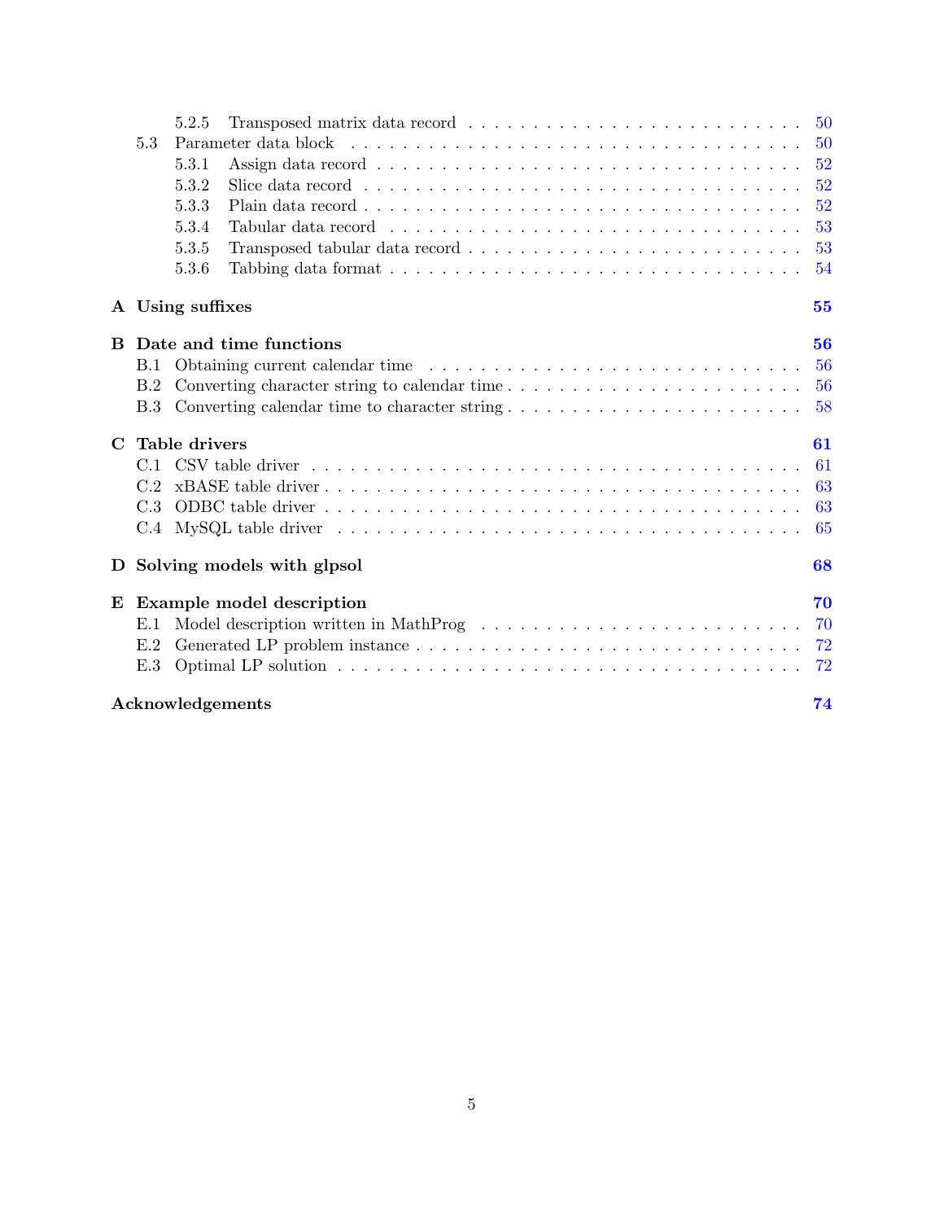5.2.5 Transposed matrix data record . . . . . . . . . . 50

5.3 Parameter data block . . . . . . . . . . 50

5.3.1 Assign data record . . . . . . . . . . 52

5.3.2 Slice data record . . . . . . . . . . 52

5.3.3 Plain data record . . . . . . . . . . 52

5.3.4 Tabular data record . . . . . . . . . . 53

5.3.5 Transposed tabular data record . . . . . . . . . . 53

5.3.6 Tabbing data format . . . . . . . . . . 54

**A Using suffixes** **55**

**B Date and time functions** **56**

B.1 Obtaining current calendar time . . . . . . . . . . 56

B.2 Converting character string to calendar time . . . . . . . . . . 56

B.3 Converting calendar time to character string . . . . . . . . . . 58

**C Table drivers** **61**

C.1 CSV table driver . . . . . . . . . . 61

C.2 xBASE table driver . . . . . . . . . . 63

C.3 ODBC table driver . . . . . . . . . . 63

C.4 MySQL table driver . . . . . . . . . . 65

**D Solving models with glpsol** **68**

**E Example model description** **70**

E.1 Model description written in MathProg . . . . . . . . . . 70

E.2 Generated LP problem instance . . . . . . . . . . 72

E.3 Optimal LP solution . . . . . . . . . . 72

**Acknowledgements** **74**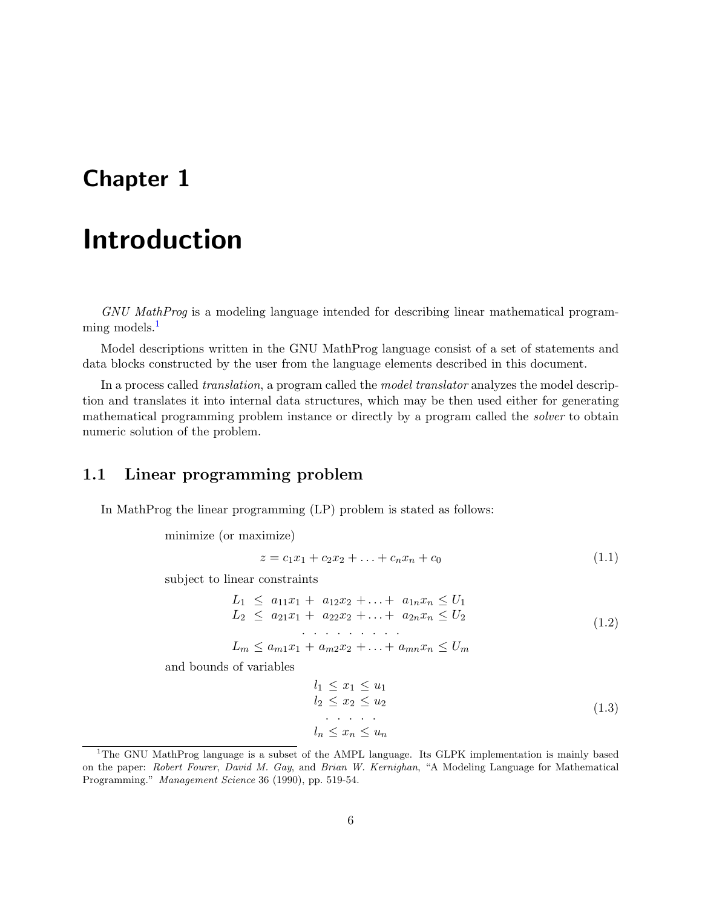# Chapter 1

# Introduction

*GNU MathProg* is a modeling language intended for describing linear mathematical programming models.[1]

Model descriptions written in the GNU MathProg language consist of a set of statements and data blocks constructed by the user from the language elements described in this document.

In a process called *translation*, a program called the *model translator* analyzes the model description and translates it into internal data structures, which may be then used either for generating mathematical programming problem instance or directly by a program called the *solver* to obtain numeric solution of the problem.

## 1.1 Linear programming problem

In MathProg the linear programming (LP) problem is stated as follows:

minimize (or maximize)

$$z = c_1x_1 + c_2x_2 + \ldots + c_nx_n + c_0 \tag{1.1}$$

subject to linear constraints

$$\begin{array}{l}
L_1 \leq a_{11}x_1 + a_{12}x_2 + \ldots + a_{1n}x_n \leq U_1 \\
L_2 \leq a_{21}x_1 + a_{22}x_2 + \ldots + a_{2n}x_n \leq U_2 \\
\quad . \ . \ . \ . \ . \ . \ . \ . \ . \\
L_m \leq a_{m1}x_1 + a_{m2}x_2 + \ldots + a_{mn}x_n \leq U_m
\end{array} \tag{1.2}$$

and bounds of variables

$$\begin{array}{l}
l_1 \leq x_1 \leq u_1 \\
l_2 \leq x_2 \leq u_2 \\
\quad . \ . \ . \ . \ . \\
l_n \leq x_n \leq u_n
\end{array} \tag{1.3}$$

[1] The GNU MathProg language is a subset of the AMPL language. Its GLPK implementation is mainly based on the paper: *Robert Fourer*, *David M. Gay*, and *Brian W. Kernighan*, "A Modeling Language for Mathematical Programming." *Management Science* 36 (1990), pp. 519-54.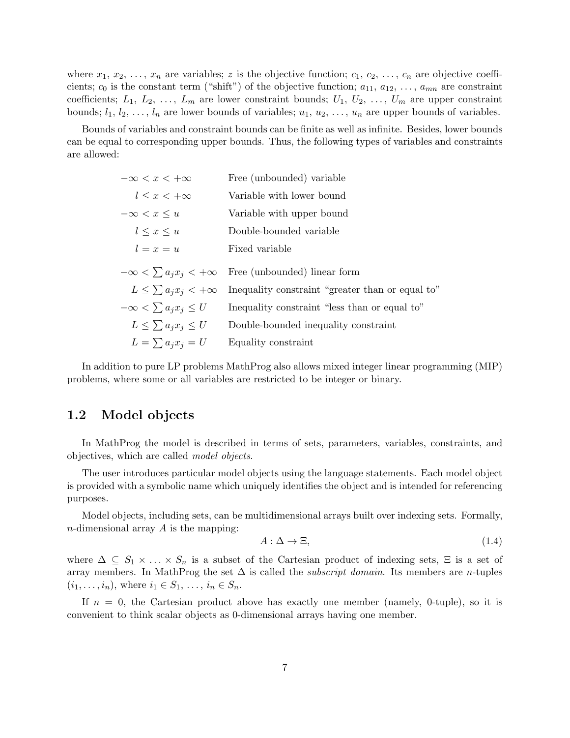where $x_1, x_2, \ldots, x_n$ are variables; $z$ is the objective function; $c_1, c_2, \ldots, c_n$ are objective coefficients; $c_0$ is the constant term ("shift") of the objective function; $a_{11}, a_{12}, \ldots, a_{mn}$ are constraint coefficients; $L_1, L_2, \ldots, L_m$ are lower constraint bounds; $U_1, U_2, \ldots, U_m$ are upper constraint bounds; $l_1, l_2, \ldots, l_n$ are lower bounds of variables; $u_1, u_2, \ldots, u_n$ are upper bounds of variables.

Bounds of variables and constraint bounds can be finite as well as infinite. Besides, lower bounds can be equal to corresponding upper bounds. Thus, the following types of variables and constraints are allowed:

| | |
|---|---|
| $-\infty < x < +\infty$ | Free (unbounded) variable |
| $l \leq x < +\infty$ | Variable with lower bound |
| $-\infty < x \leq u$ | Variable with upper bound |
| $l \leq x \leq u$ | Double-bounded variable |
| $l = x = u$ | Fixed variable |
| $-\infty < \sum a_j x_j < +\infty$ | Free (unbounded) linear form |
| $L \leq \sum a_j x_j < +\infty$ | Inequality constraint "greater than or equal to" |
| $-\infty < \sum a_j x_j \leq U$ | Inequality constraint "less than or equal to" |
| $L \leq \sum a_j x_j \leq U$ | Double-bounded inequality constraint |
| $L = \sum a_j x_j = U$ | Equality constraint |

In addition to pure LP problems MathProg also allows mixed integer linear programming (MIP) problems, where some or all variables are restricted to be integer or binary.

## 1.2 Model objects

In MathProg the model is described in terms of sets, parameters, variables, constraints, and objectives, which are called *model objects*.

The user introduces particular model objects using the language statements. Each model object is provided with a symbolic name which uniquely identifies the object and is intended for referencing purposes.

Model objects, including sets, can be multidimensional arrays built over indexing sets. Formally, $n$-dimensional array $A$ is the mapping:

$$A : \Delta \rightarrow \Xi, \tag{1.4}$$

where $\Delta \subseteq S_1 \times \ldots \times S_n$ is a subset of the Cartesian product of indexing sets, $\Xi$ is a set of array members. In MathProg the set $\Delta$ is called the *subscript domain*. Its members are $n$-tuples $(i_1, \ldots, i_n)$, where $i_1 \in S_1, \ldots, i_n \in S_n$.

If $n = 0$, the Cartesian product above has exactly one member (namely, 0-tuple), so it is convenient to think scalar objects as 0-dimensional arrays having one member.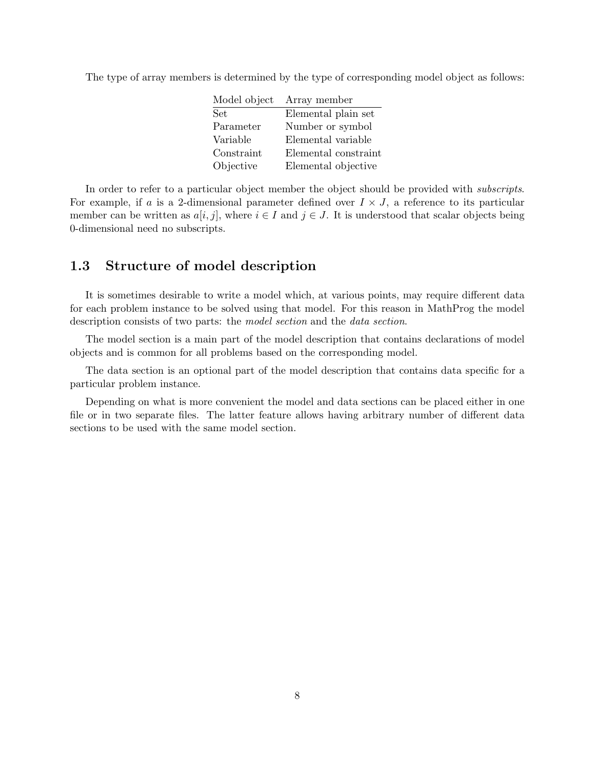The type of array members is determined by the type of corresponding model object as follows:

| Model object | Array member |
|---|---|
| Set | Elemental plain set |
| Parameter | Number or symbol |
| Variable | Elemental variable |
| Constraint | Elemental constraint |
| Objective | Elemental objective |

In order to refer to a particular object member the object should be provided with *subscripts*. For example, if $a$ is a 2-dimensional parameter defined over $I \times J$, a reference to its particular member can be written as $a[i, j]$, where $i \in I$ and $j \in J$. It is understood that scalar objects being 0-dimensional need no subscripts.

## 1.3 Structure of model description

It is sometimes desirable to write a model which, at various points, may require different data for each problem instance to be solved using that model. For this reason in MathProg the model description consists of two parts: the *model section* and the *data section*.

The model section is a main part of the model description that contains declarations of model objects and is common for all problems based on the corresponding model.

The data section is an optional part of the model description that contains data specific for a particular problem instance.

Depending on what is more convenient the model and data sections can be placed either in one file or in two separate files. The latter feature allows having arbitrary number of different data sections to be used with the same model section.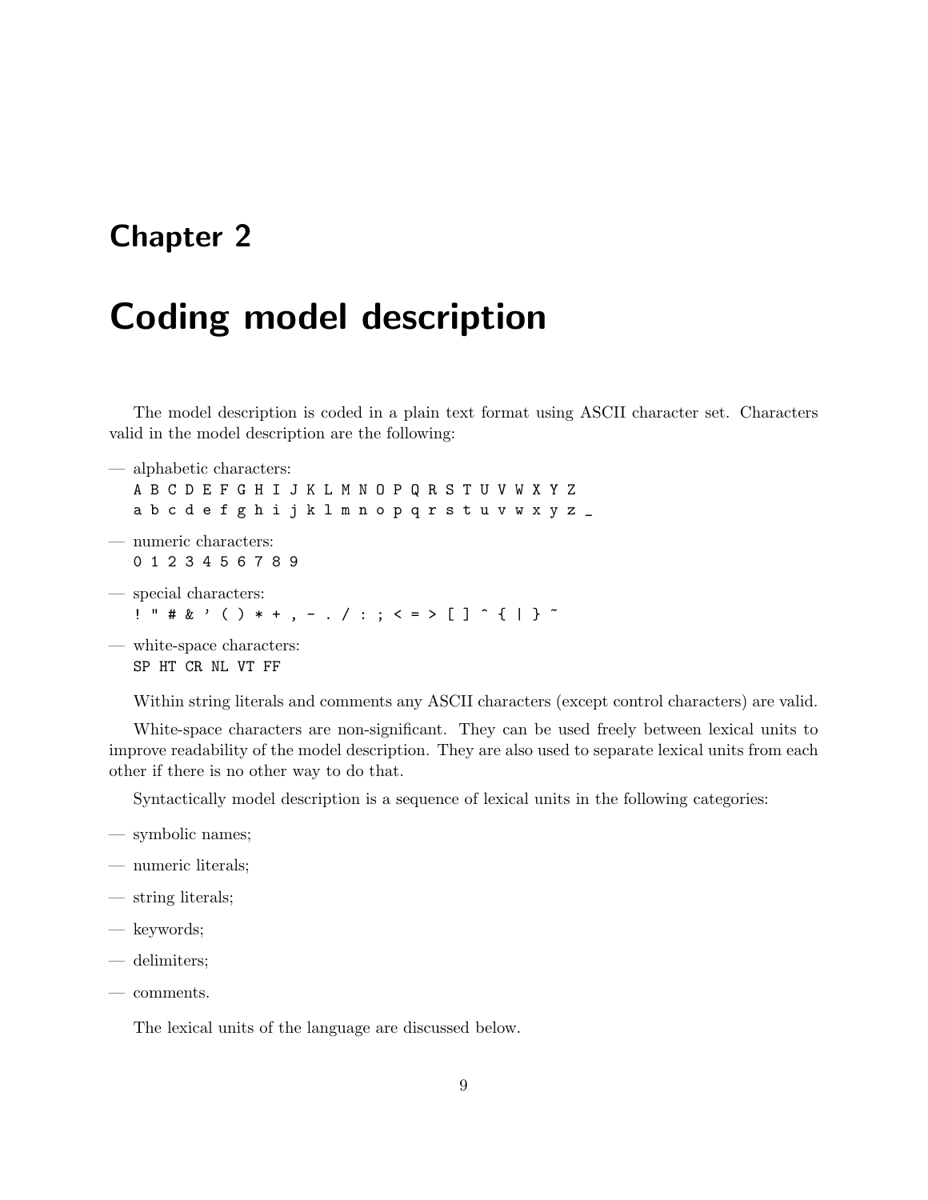# Chapter 2

# Coding model description

The model description is coded in a plain text format using ASCII character set. Characters valid in the model description are the following:

— alphabetic characters:
`A B C D E F G H I J K L M N O P Q R S T U V W X Y Z`
`a b c d e f g h i j k l m n o p q r s t u v w x y z _`

— numeric characters:
`0 1 2 3 4 5 6 7 8 9`

— special characters:
`! " # & ' ( ) * + , - . / : ; < = > [ ] ^ { | } ~`

— white-space characters:
`SP HT CR NL VT FF`

Within string literals and comments any ASCII characters (except control characters) are valid.

White-space characters are non-significant. They can be used freely between lexical units to improve readability of the model description. They are also used to separate lexical units from each other if there is no other way to do that.

Syntactically model description is a sequence of lexical units in the following categories:

— symbolic names;

— numeric literals;

— string literals;

— keywords;

— delimiters;

— comments.

The lexical units of the language are discussed below.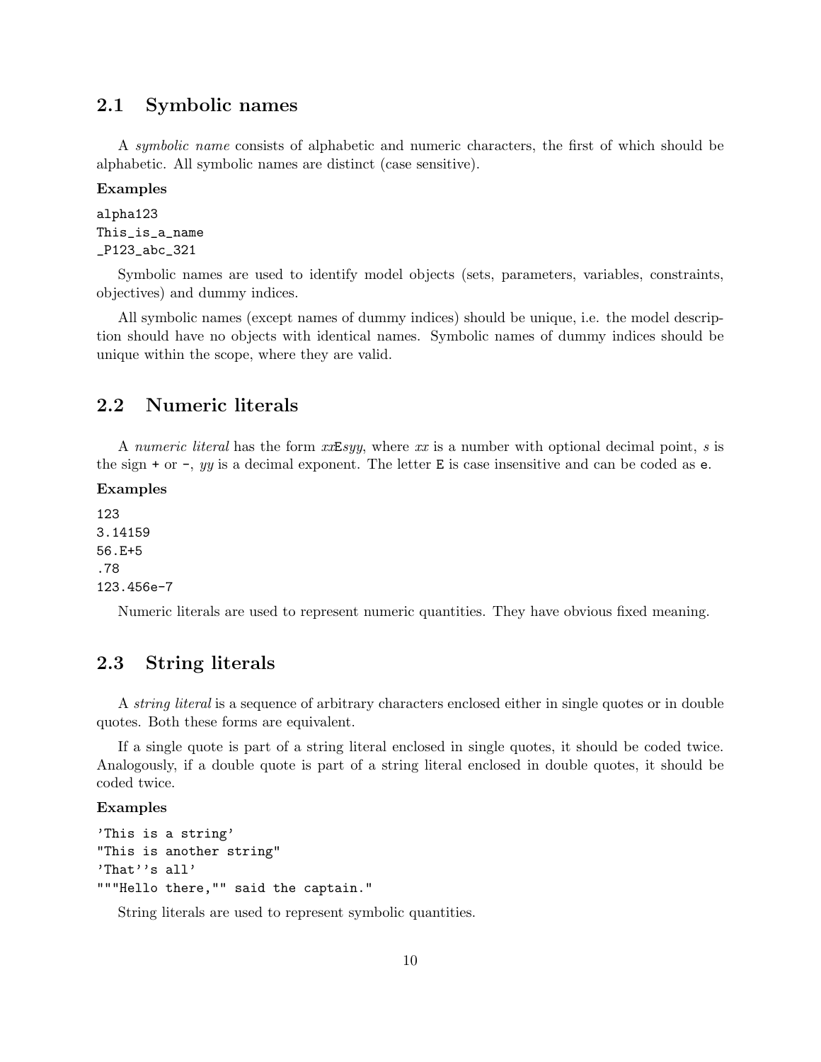## 2.1 Symbolic names

A *symbolic name* consists of alphabetic and numeric characters, the first of which should be alphabetic. All symbolic names are distinct (case sensitive).

**Examples**

```
alpha123
This_is_a_name
_P123_abc_321
```

Symbolic names are used to identify model objects (sets, parameters, variables, constraints, objectives) and dummy indices.

All symbolic names (except names of dummy indices) should be unique, i.e. the model description should have no objects with identical names. Symbolic names of dummy indices should be unique within the scope, where they are valid.

## 2.2 Numeric literals

A *numeric literal* has the form *xx*E*syy*, where *xx* is a number with optional decimal point, *s* is the sign `+` or `-`, *yy* is a decimal exponent. The letter `E` is case insensitive and can be coded as `e`.

**Examples**

```
123
3.14159
56.E+5
.78
123.456e-7
```

Numeric literals are used to represent numeric quantities. They have obvious fixed meaning.

## 2.3 String literals

A *string literal* is a sequence of arbitrary characters enclosed either in single quotes or in double quotes. Both these forms are equivalent.

If a single quote is part of a string literal enclosed in single quotes, it should be coded twice. Analogously, if a double quote is part of a string literal enclosed in double quotes, it should be coded twice.

**Examples**

```
'This is a string'
"This is another string"
'That''s all'
"""Hello there,"" said the captain."
```

String literals are used to represent symbolic quantities.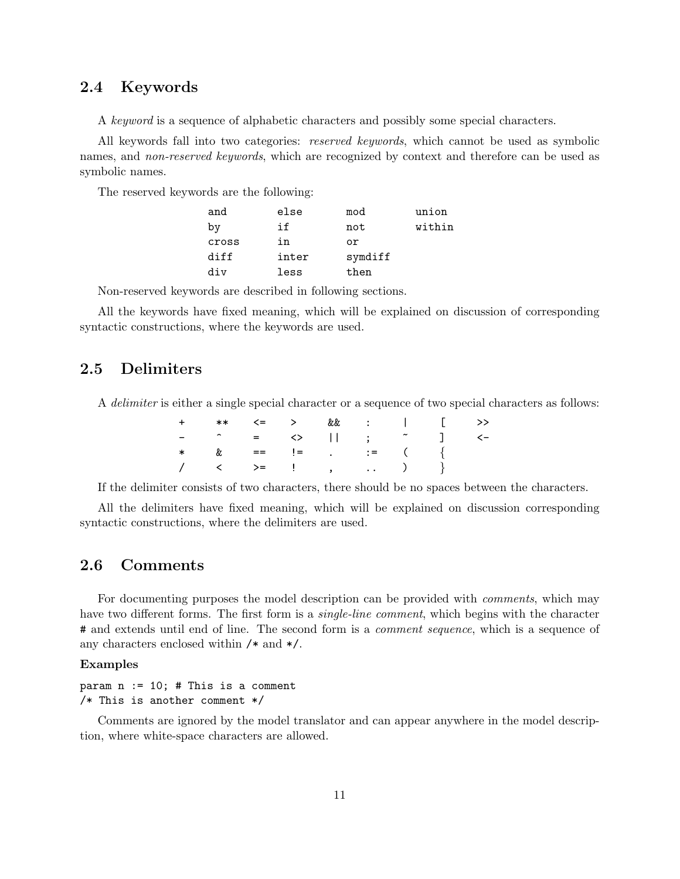## 2.4 Keywords

A *keyword* is a sequence of alphabetic characters and possibly some special characters.

All keywords fall into two categories: *reserved keywords*, which cannot be used as symbolic names, and *non-reserved keywords*, which are recognized by context and therefore can be used as symbolic names.

The reserved keywords are the following:

```
and      else     mod      union
by       if       not      within
cross    in       or
diff     inter    symdiff
div      less     then
```

Non-reserved keywords are described in following sections.

All the keywords have fixed meaning, which will be explained on discussion of corresponding syntactic constructions, where the keywords are used.

## 2.5 Delimiters

A *delimiter* is either a single special character or a sequence of two special characters as follows:

```
+    **   <=   >    &&   :    |    [    >>
-    ^    =    <>   ||   ;    ~    ]    <-
*    &    ==   !=   .    :=   (    {
/    <    >=   !    ,    ..   )    }
```

If the delimiter consists of two characters, there should be no spaces between the characters.

All the delimiters have fixed meaning, which will be explained on discussion corresponding syntactic constructions, where the delimiters are used.

## 2.6 Comments

For documenting purposes the model description can be provided with *comments*, which may have two different forms. The first form is a *single-line comment*, which begins with the character `#` and extends until end of line. The second form is a *comment sequence*, which is a sequence of any characters enclosed within `/*` and `*/`.

**Examples**

```
param n := 10; # This is a comment
/* This is another comment */
```

Comments are ignored by the model translator and can appear anywhere in the model description, where white-space characters are allowed.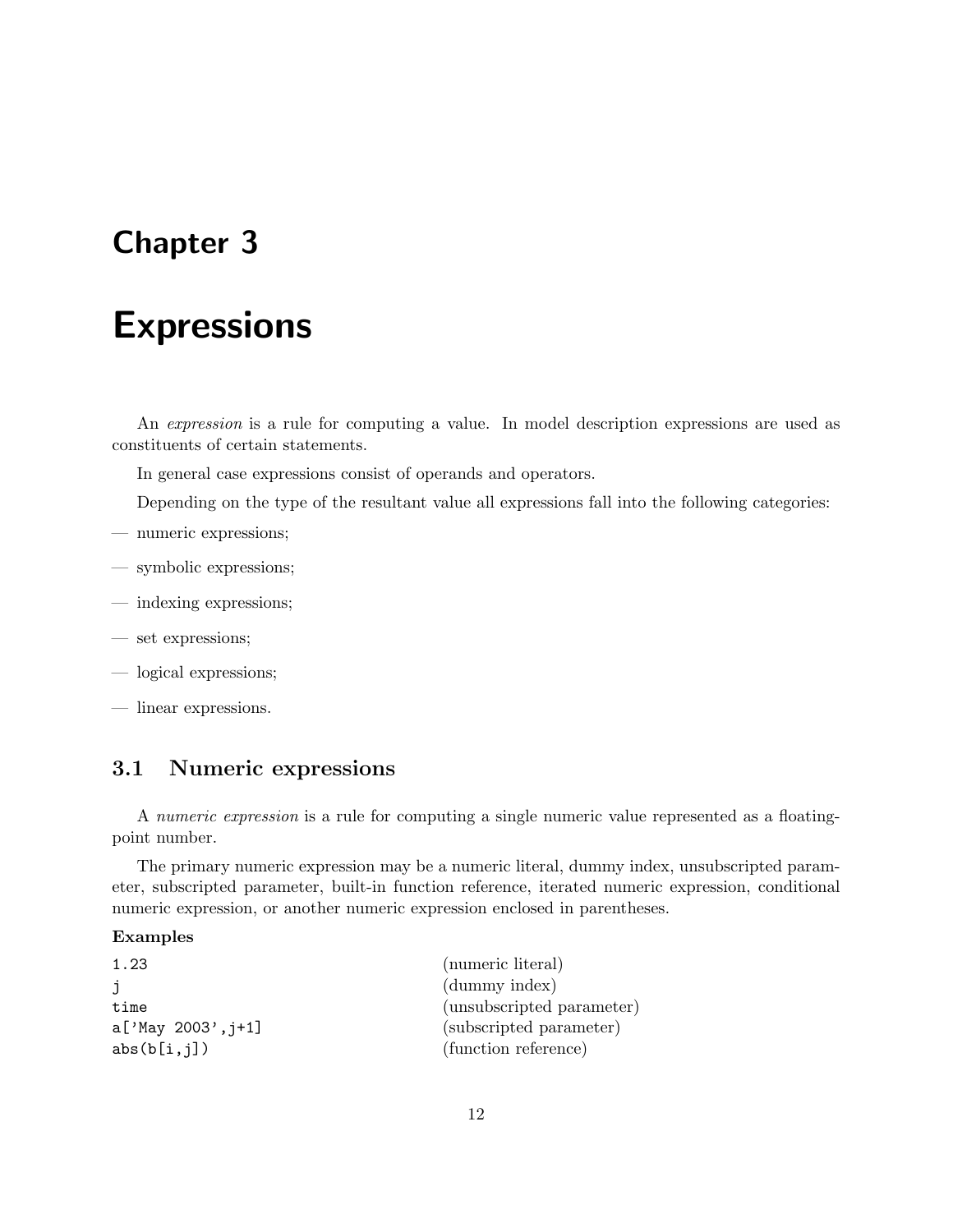# Chapter 3

# Expressions

An *expression* is a rule for computing a value. In model description expressions are used as constituents of certain statements.

In general case expressions consist of operands and operators.

Depending on the type of the resultant value all expressions fall into the following categories:

— numeric expressions;

— symbolic expressions;

— indexing expressions;

— set expressions;

— logical expressions;

— linear expressions.

## 3.1 Numeric expressions

A *numeric expression* is a rule for computing a single numeric value represented as a floating-point number.

The primary numeric expression may be a numeric literal, dummy index, unsubscripted parameter, subscripted parameter, built-in function reference, iterated numeric expression, conditional numeric expression, or another numeric expression enclosed in parentheses.

**Examples**

| | |
|---|---|
| `1.23` | (numeric literal) |
| `j` | (dummy index) |
| `time` | (unsubscripted parameter) |
| `a['May 2003',j+1]` | (subscripted parameter) |
| `abs(b[i,j])` | (function reference) |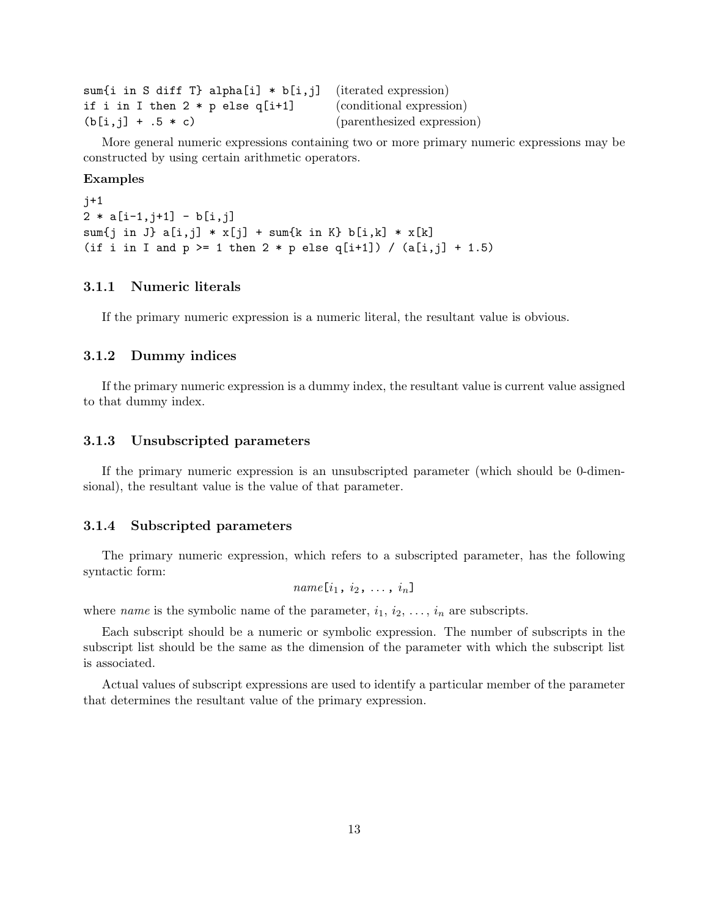```
sum{i in S diff T} alpha[i] * b[i,j]   (iterated expression)
if i in I then 2 * p else q[i+1]       (conditional expression)
(b[i,j] + .5 * c)                      (parenthesized expression)
```

More general numeric expressions containing two or more primary numeric expressions may be constructed by using certain arithmetic operators.

**Examples**

```
j+1
2 * a[i-1,j+1] - b[i,j]
sum{j in J} a[i,j] * x[j] + sum{k in K} b[i,k] * x[k]
(if i in I and p >= 1 then 2 * p else q[i+1]) / (a[i,j] + 1.5)
```

### 3.1.1 Numeric literals

If the primary numeric expression is a numeric literal, the resultant value is obvious.

### 3.1.2 Dummy indices

If the primary numeric expression is a dummy index, the resultant value is current value assigned to that dummy index.

### 3.1.3 Unsubscripted parameters

If the primary numeric expression is an unsubscripted parameter (which should be 0-dimensional), the resultant value is the value of that parameter.

### 3.1.4 Subscripted parameters

The primary numeric expression, which refers to a subscripted parameter, has the following syntactic form:

$$name[i_1,\ i_2,\ \ldots,\ i_n]$$

where *name* is the symbolic name of the parameter, $i_1$, $i_2$, ..., $i_n$ are subscripts.

Each subscript should be a numeric or symbolic expression. The number of subscripts in the subscript list should be the same as the dimension of the parameter with which the subscript list is associated.

Actual values of subscript expressions are used to identify a particular member of the parameter that determines the resultant value of the primary expression.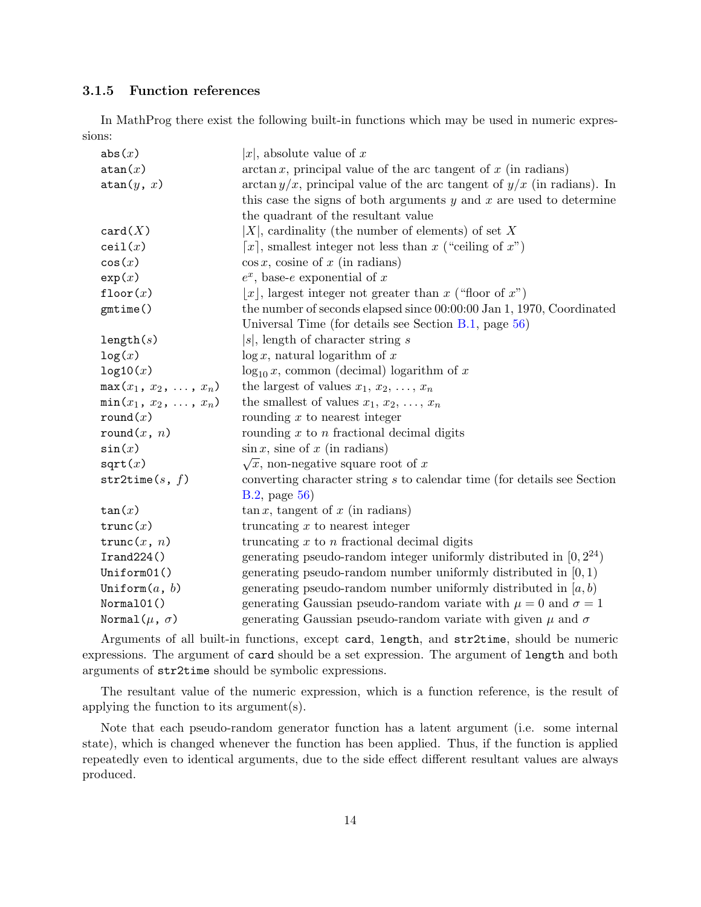### 3.1.5 Function references

In MathProg there exist the following built-in functions which may be used in numeric expressions:

| | |
|---|---|
| `abs(`$x$`)` | $\|x\|$, absolute value of $x$ |
| `atan(`$x$`)` | $\arctan x$, principal value of the arc tangent of $x$ (in radians) |
| `atan(`$y$`, `$x$`)` | $\arctan y/x$, principal value of the arc tangent of $y/x$ (in radians). In this case the signs of both arguments $y$ and $x$ are used to determine the quadrant of the resultant value |
| `card(`$X$`)` | $\|X\|$, cardinality (the number of elements) of set $X$ |
| `ceil(`$x$`)` | $\lceil x \rceil$, smallest integer not less than $x$ ("ceiling of $x$") |
| `cos(`$x$`)` | $\cos x$, cosine of $x$ (in radians) |
| `exp(`$x$`)` | $e^x$, base-$e$ exponential of $x$ |
| `floor(`$x$`)` | $\lfloor x \rfloor$, largest integer not greater than $x$ ("floor of $x$") |
| `gmtime()` | the number of seconds elapsed since 00:00:00 Jan 1, 1970, Coordinated Universal Time (for details see Section B.1, page 56) |
| `length(`$s$`)` | $\|s\|$, length of character string $s$ |
| `log(`$x$`)` | $\log x$, natural logarithm of $x$ |
| `log10(`$x$`)` | $\log_{10} x$, common (decimal) logarithm of $x$ |
| `max(`$x_1$`, `$x_2$`, ..., `$x_n$`)` | the largest of values $x_1$, $x_2$, ..., $x_n$ |
| `min(`$x_1$`, `$x_2$`, ..., `$x_n$`)` | the smallest of values $x_1$, $x_2$, ..., $x_n$ |
| `round(`$x$`)` | rounding $x$ to nearest integer |
| `round(`$x$`, `$n$`)` | rounding $x$ to $n$ fractional decimal digits |
| `sin(`$x$`)` | $\sin x$, sine of $x$ (in radians) |
| `sqrt(`$x$`)` | $\sqrt{x}$, non-negative square root of $x$ |
| `str2time(`$s$`, `$f$`)` | converting character string $s$ to calendar time (for details see Section B.2, page 56) |
| `tan(`$x$`)` | $\tan x$, tangent of $x$ (in radians) |
| `trunc(`$x$`)` | truncating $x$ to nearest integer |
| `trunc(`$x$`, `$n$`)` | truncating $x$ to $n$ fractional decimal digits |
| `Irand224()` | generating pseudo-random integer uniformly distributed in $[0, 2^{24})$ |
| `Uniform01()` | generating pseudo-random number uniformly distributed in $[0, 1)$ |
| `Uniform(`$a$`, `$b$`)` | generating pseudo-random number uniformly distributed in $[a, b)$ |
| `Normal01()` | generating Gaussian pseudo-random variate with $\mu = 0$ and $\sigma = 1$ |
| `Normal(`$\mu$`, `$\sigma$`)` | generating Gaussian pseudo-random variate with given $\mu$ and $\sigma$ |

Arguments of all built-in functions, except `card`, `length`, and `str2time`, should be numeric expressions. The argument of `card` should be a set expression. The argument of `length` and both arguments of `str2time` should be symbolic expressions.

The resultant value of the numeric expression, which is a function reference, is the result of applying the function to its argument(s).

Note that each pseudo-random generator function has a latent argument (i.e. some internal state), which is changed whenever the function has been applied. Thus, if the function is applied repeatedly even to identical arguments, due to the side effect different resultant values are always produced.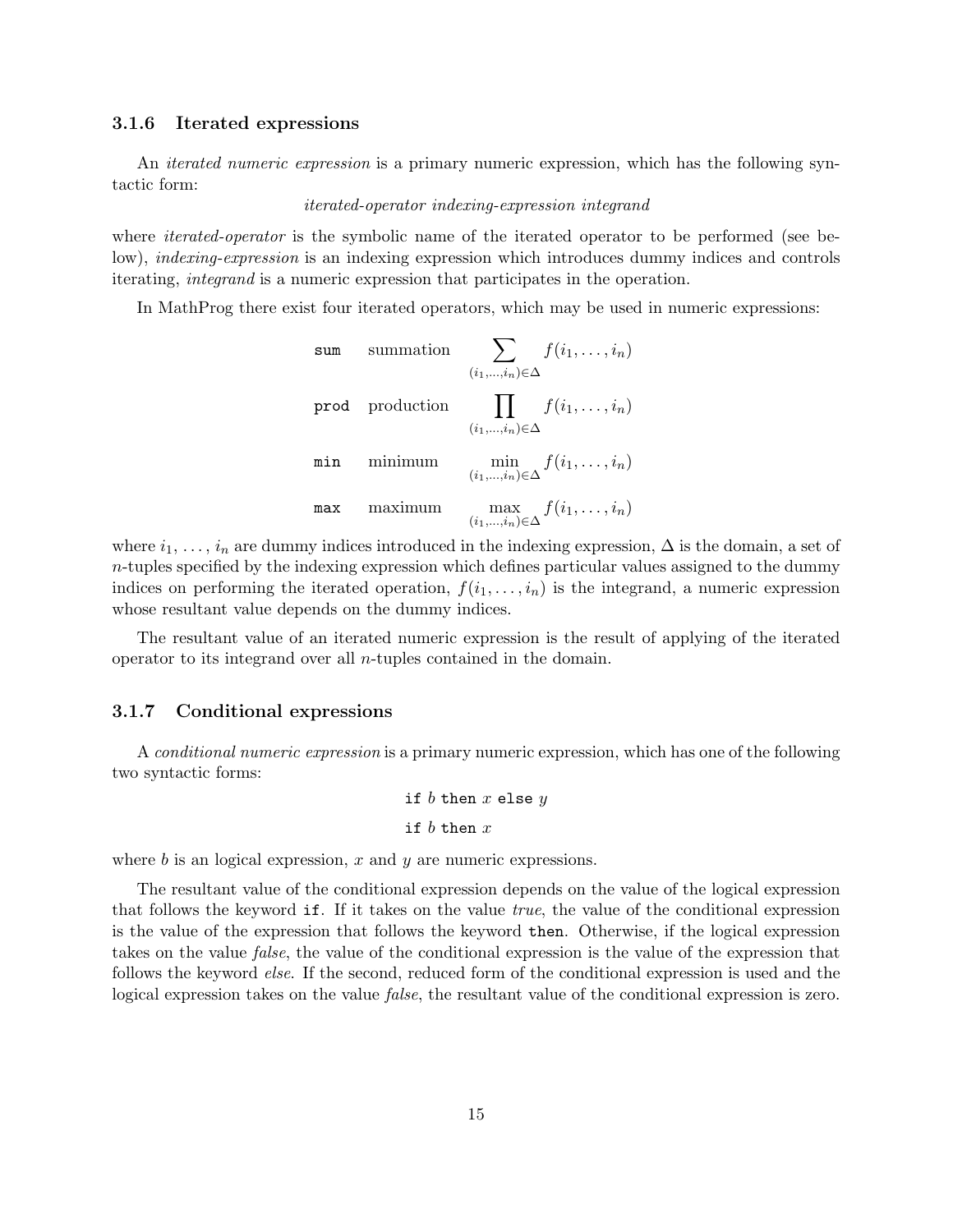### 3.1.6 Iterated expressions

An *iterated numeric expression* is a primary numeric expression, which has the following syntactic form:

*iterated-operator indexing-expression integrand*

where *iterated-operator* is the symbolic name of the iterated operator to be performed (see below), *indexing-expression* is an indexing expression which introduces dummy indices and controls iterating, *integrand* is a numeric expression that participates in the operation.

In MathProg there exist four iterated operators, which may be used in numeric expressions:

| | | |
|---|---|---|
| `sum` | summation | $\displaystyle\sum_{(i_1,\dots,i_n)\in\Delta} f(i_1,\dots,i_n)$ |
| `prod` | production | $\displaystyle\prod_{(i_1,\dots,i_n)\in\Delta} f(i_1,\dots,i_n)$ |
| `min` | minimum | $\displaystyle\min_{(i_1,\dots,i_n)\in\Delta} f(i_1,\dots,i_n)$ |
| `max` | maximum | $\displaystyle\max_{(i_1,\dots,i_n)\in\Delta} f(i_1,\dots,i_n)$ |

where $i_1, \dots, i_n$ are dummy indices introduced in the indexing expression, $\Delta$ is the domain, a set of $n$-tuples specified by the indexing expression which defines particular values assigned to the dummy indices on performing the iterated operation, $f(i_1, \dots, i_n)$ is the integrand, a numeric expression whose resultant value depends on the dummy indices.

The resultant value of an iterated numeric expression is the result of applying of the iterated operator to its integrand over all $n$-tuples contained in the domain.

### 3.1.7 Conditional expressions

A *conditional numeric expression* is a primary numeric expression, which has one of the following two syntactic forms:

`if` $b$ `then` $x$ `else` $y$

`if` $b$ `then` $x$

where $b$ is an logical expression, $x$ and $y$ are numeric expressions.

The resultant value of the conditional expression depends on the value of the logical expression that follows the keyword `if`. If it takes on the value *true*, the value of the conditional expression is the value of the expression that follows the keyword `then`. Otherwise, if the logical expression takes on the value *false*, the value of the conditional expression is the value of the expression that follows the keyword *else*. If the second, reduced form of the conditional expression is used and the logical expression takes on the value *false*, the resultant value of the conditional expression is zero.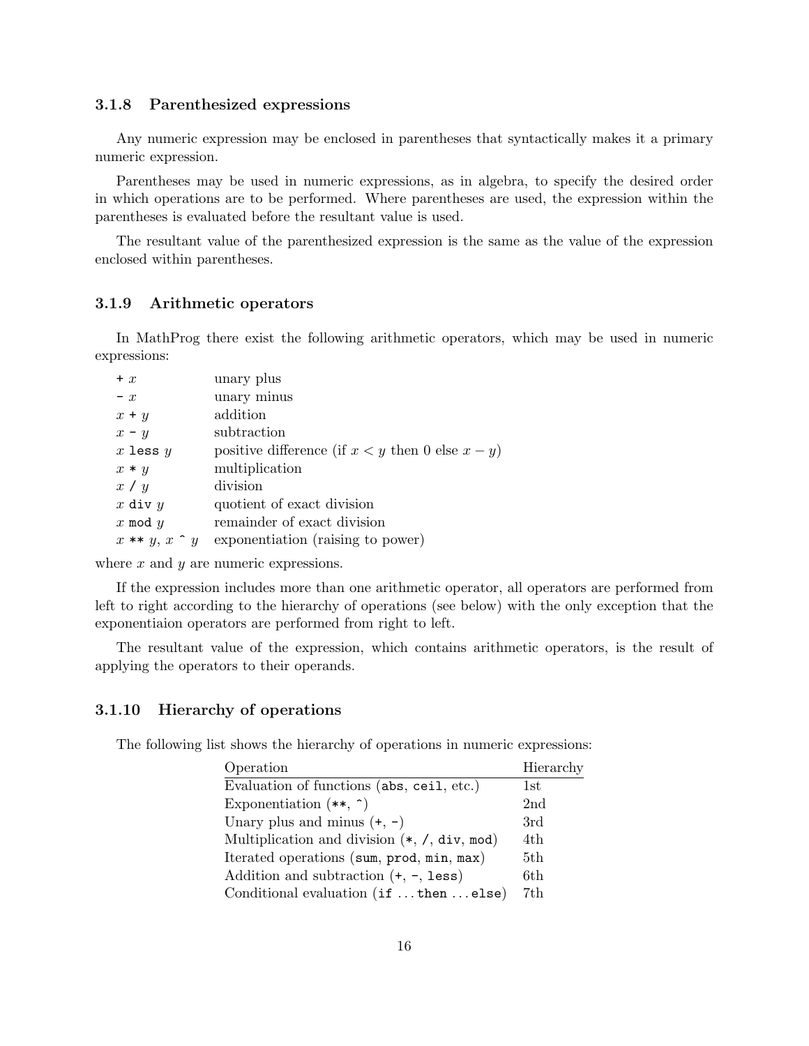### 3.1.8 Parenthesized expressions

Any numeric expression may be enclosed in parentheses that syntactically makes it a primary numeric expression.

Parentheses may be used in numeric expressions, as in algebra, to specify the desired order in which operations are to be performed. Where parentheses are used, the expression within the parentheses is evaluated before the resultant value is used.

The resultant value of the parenthesized expression is the same as the value of the expression enclosed within parentheses.

### 3.1.9 Arithmetic operators

In MathProg there exist the following arithmetic operators, which may be used in numeric expressions:

| | |
|---|---|
| `+` $x$ | unary plus |
| `-` $x$ | unary minus |
| $x$ `+` $y$ | addition |
| $x$ `-` $y$ | subtraction |
| $x$ `less` $y$ | positive difference (if $x < y$ then 0 else $x - y$) |
| $x$ `*` $y$ | multiplication |
| $x$ `/` $y$ | division |
| $x$ `div` $y$ | quotient of exact division |
| $x$ `mod` $y$ | remainder of exact division |
| $x$ `**` $y$, $x$ `^` $y$ | exponentiation (raising to power) |

where $x$ and $y$ are numeric expressions.

If the expression includes more than one arithmetic operator, all operators are performed from left to right according to the hierarchy of operations (see below) with the only exception that the exponentiaion operators are performed from right to left.

The resultant value of the expression, which contains arithmetic operators, is the result of applying the operators to their operands.

### 3.1.10 Hierarchy of operations

The following list shows the hierarchy of operations in numeric expressions:

| Operation | Hierarchy |
|---|---|
| Evaluation of functions (`abs`, `ceil`, etc.) | 1st |
| Exponentiation (`**`, `^`) | 2nd |
| Unary plus and minus (`+`, `-`) | 3rd |
| Multiplication and division (`*`, `/`, `div`, `mod`) | 4th |
| Iterated operations (`sum`, `prod`, `min`, `max`) | 5th |
| Addition and subtraction (`+`, `-`, `less`) | 6th |
| Conditional evaluation (`if` ... `then` ... `else`) | 7th |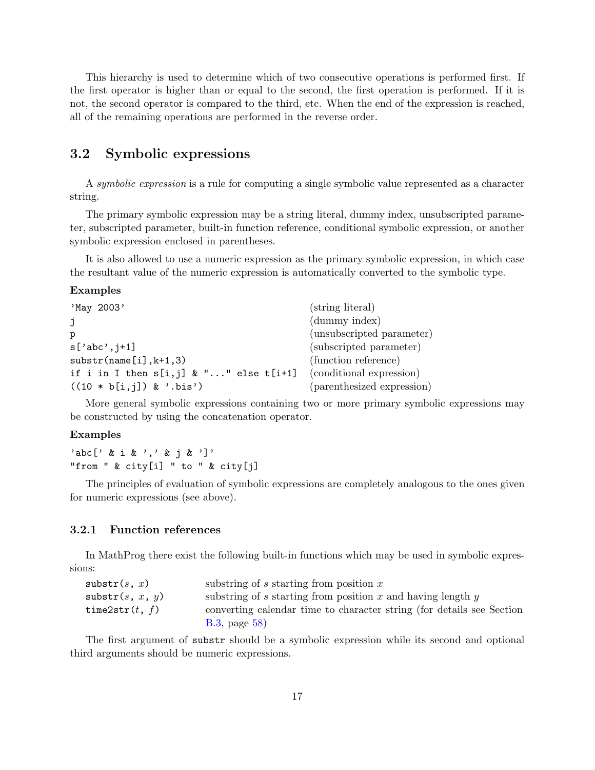This hierarchy is used to determine which of two consecutive operations is performed first. If the first operator is higher than or equal to the second, the first operation is performed. If it is not, the second operator is compared to the third, etc. When the end of the expression is reached, all of the remaining operations are performed in the reverse order.

## 3.2 Symbolic expressions

A *symbolic expression* is a rule for computing a single symbolic value represented as a character string.

The primary symbolic expression may be a string literal, dummy index, unsubscripted parameter, subscripted parameter, built-in function reference, conditional symbolic expression, or another symbolic expression enclosed in parentheses.

It is also allowed to use a numeric expression as the primary symbolic expression, in which case the resultant value of the numeric expression is automatically converted to the symbolic type.

**Examples**

| | |
|---|---|
| `'May 2003'` | (string literal) |
| `j` | (dummy index) |
| `p` | (unsubscripted parameter) |
| `s['abc',j+1]` | (subscripted parameter) |
| `substr(name[i],k+1,3)` | (function reference) |
| `if i in I then s[i,j] & "..." else t[i+1]` | (conditional expression) |
| `((10 * b[i,j]) & '.bis')` | (parenthesized expression) |

More general symbolic expressions containing two or more primary symbolic expressions may be constructed by using the concatenation operator.

**Examples**

```
'abc[' & i & ',' & j & ']'
"from " & city[i] " to " & city[j]
```

The principles of evaluation of symbolic expressions are completely analogous to the ones given for numeric expressions (see above).

### 3.2.1 Function references

In MathProg there exist the following built-in functions which may be used in symbolic expressions:

| | |
|---|---|
| `substr(`$s$`, `$x$`)` | substring of $s$ starting from position $x$ |
| `substr(`$s$`, `$x$`, `$y$`)` | substring of $s$ starting from position $x$ and having length $y$ |
| `time2str(`$t$`, `$f$`)` | converting calendar time to character string (for details see Section B.3, page 58) |

The first argument of `substr` should be a symbolic expression while its second and optional third arguments should be numeric expressions.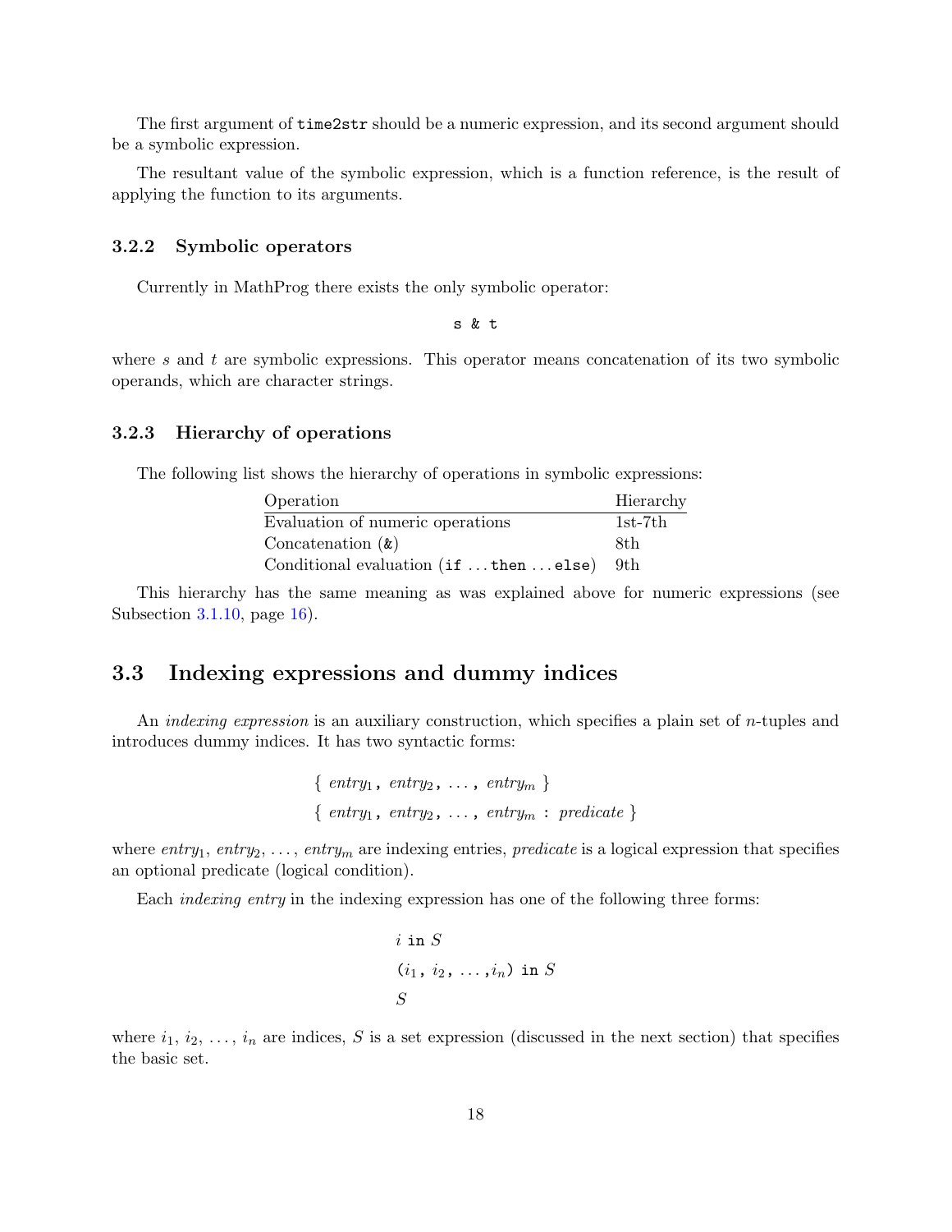The first argument of `time2str` should be a numeric expression, and its second argument should be a symbolic expression.

The resultant value of the symbolic expression, which is a function reference, is the result of applying the function to its arguments.

### 3.2.2 Symbolic operators

Currently in MathProg there exists the only symbolic operator:

```
s & t
```

where $s$ and $t$ are symbolic expressions. This operator means concatenation of its two symbolic operands, which are character strings.

### 3.2.3 Hierarchy of operations

The following list shows the hierarchy of operations in symbolic expressions:

| Operation | Hierarchy |
|---|---|
| Evaluation of numeric operations | 1st-7th |
| Concatenation (`&`) | 8th |
| Conditional evaluation (`if` ... `then` ... `else`) | 9th |

This hierarchy has the same meaning as was explained above for numeric expressions (see Subsection 3.1.10, page 16).

## 3.3 Indexing expressions and dummy indices

An *indexing expression* is an auxiliary construction, which specifies a plain set of $n$-tuples and introduces dummy indices. It has two syntactic forms:

$$\{\ entry_1,\ entry_2,\ \ldots,\ entry_m\ \}$$

$$\{\ entry_1,\ entry_2,\ \ldots,\ entry_m\ :\ predicate\ \}$$

where $entry_1$, $entry_2$, ..., $entry_m$ are indexing entries, *predicate* is a logical expression that specifies an optional predicate (logical condition).

Each *indexing entry* in the indexing expression has one of the following three forms:

$$i \ \texttt{in}\ S$$

$$(i_1,\ i_2,\ \ldots, i_n)\ \texttt{in}\ S$$

$$S$$

where $i_1$, $i_2$, ..., $i_n$ are indices, $S$ is a set expression (discussed in the next section) that specifies the basic set.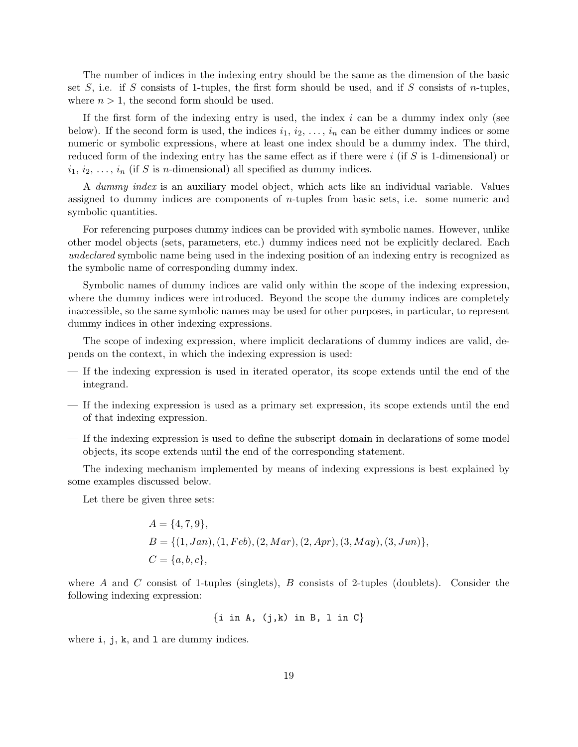The number of indices in the indexing entry should be the same as the dimension of the basic set $S$, i.e. if $S$ consists of 1-tuples, the first form should be used, and if $S$ consists of $n$-tuples, where $n > 1$, the second form should be used.

If the first form of the indexing entry is used, the index $i$ can be a dummy index only (see below). If the second form is used, the indices $i_1, i_2, \ldots, i_n$ can be either dummy indices or some numeric or symbolic expressions, where at least one index should be a dummy index. The third, reduced form of the indexing entry has the same effect as if there were $i$ (if $S$ is 1-dimensional) or $i_1, i_2, \ldots, i_n$ (if $S$ is $n$-dimensional) all specified as dummy indices.

A *dummy index* is an auxiliary model object, which acts like an individual variable. Values assigned to dummy indices are components of $n$-tuples from basic sets, i.e. some numeric and symbolic quantities.

For referencing purposes dummy indices can be provided with symbolic names. However, unlike other model objects (sets, parameters, etc.) dummy indices need not be explicitly declared. Each *undeclared* symbolic name being used in the indexing position of an indexing entry is recognized as the symbolic name of corresponding dummy index.

Symbolic names of dummy indices are valid only within the scope of the indexing expression, where the dummy indices were introduced. Beyond the scope the dummy indices are completely inaccessible, so the same symbolic names may be used for other purposes, in particular, to represent dummy indices in other indexing expressions.

The scope of indexing expression, where implicit declarations of dummy indices are valid, depends on the context, in which the indexing expression is used:

— If the indexing expression is used in iterated operator, its scope extends until the end of the integrand.

— If the indexing expression is used as a primary set expression, its scope extends until the end of that indexing expression.

— If the indexing expression is used to define the subscript domain in declarations of some model objects, its scope extends until the end of the corresponding statement.

The indexing mechanism implemented by means of indexing expressions is best explained by some examples discussed below.

Let there be given three sets:

$$
\begin{aligned}
&A = \{4, 7, 9\},\\
&B = \{(1, Jan), (1, Feb), (2, Mar), (2, Apr), (3, May), (3, Jun)\},\\
&C = \{a, b, c\},
\end{aligned}
$$

where $A$ and $C$ consist of 1-tuples (singlets), $B$ consists of 2-tuples (doublets). Consider the following indexing expression:

```
{i in A, (j,k) in B, l in C}
```

where `i`, `j`, `k`, and `l` are dummy indices.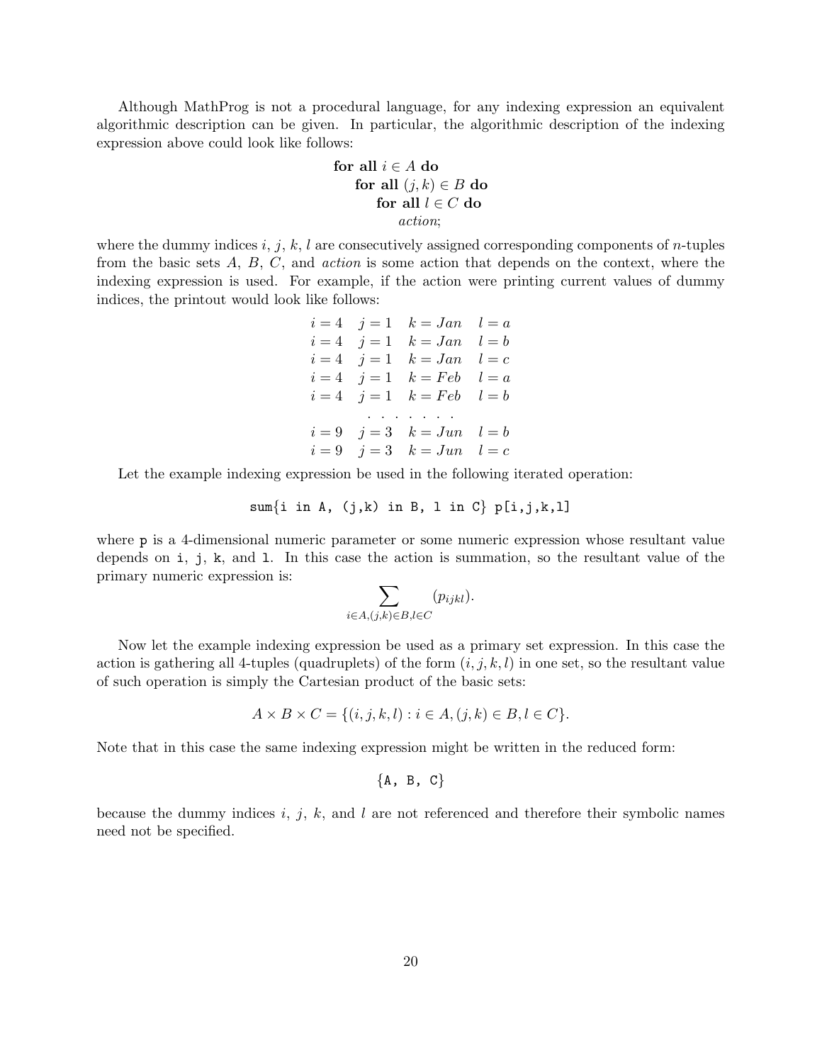Although MathProg is not a procedural language, for any indexing expression an equivalent algorithmic description can be given. In particular, the algorithmic description of the indexing expression above could look like follows:

$$
\begin{array}{l}
\textbf{for all } i \in A \textbf{ do} \\
\quad \textbf{for all } (j,k) \in B \textbf{ do} \\
\quad\quad \textbf{for all } l \in C \textbf{ do} \\
\quad\quad\quad \textit{action};
\end{array}
$$

where the dummy indices $i$, $j$, $k$, $l$ are consecutively assigned corresponding components of $n$-tuples from the basic sets $A$, $B$, $C$, and *action* is some action that depends on the context, where the indexing expression is used. For example, if the action were printing current values of dummy indices, the printout would look like follows:

$$
\begin{array}{llll}
i=4 & j=1 & k=Jan & l=a \\
i=4 & j=1 & k=Jan & l=b \\
i=4 & j=1 & k=Jan & l=c \\
i=4 & j=1 & k=Feb & l=a \\
i=4 & j=1 & k=Feb & l=b \\
 & \ldots & \ldots & \\
i=9 & j=3 & k=Jun & l=b \\
i=9 & j=3 & k=Jun & l=c
\end{array}
$$

Let the example indexing expression be used in the following iterated operation:

```
sum{i in A, (j,k) in B, l in C} p[i,j,k,l]
```

where `p` is a 4-dimensional numeric parameter or some numeric expression whose resultant value depends on `i`, `j`, `k`, and `l`. In this case the action is summation, so the resultant value of the primary numeric expression is:

$$\sum_{i \in A, (j,k) \in B, l \in C} (p_{ijkl}).$$

Now let the example indexing expression be used as a primary set expression. In this case the action is gathering all 4-tuples (quadruplets) of the form $(i,j,k,l)$ in one set, so the resultant value of such operation is simply the Cartesian product of the basic sets:

$$A \times B \times C = \{(i,j,k,l) : i \in A, (j,k) \in B, l \in C\}.$$

Note that in this case the same indexing expression might be written in the reduced form:

```
{A, B, C}
```

because the dummy indices $i$, $j$, $k$, and $l$ are not referenced and therefore their symbolic names need not be specified.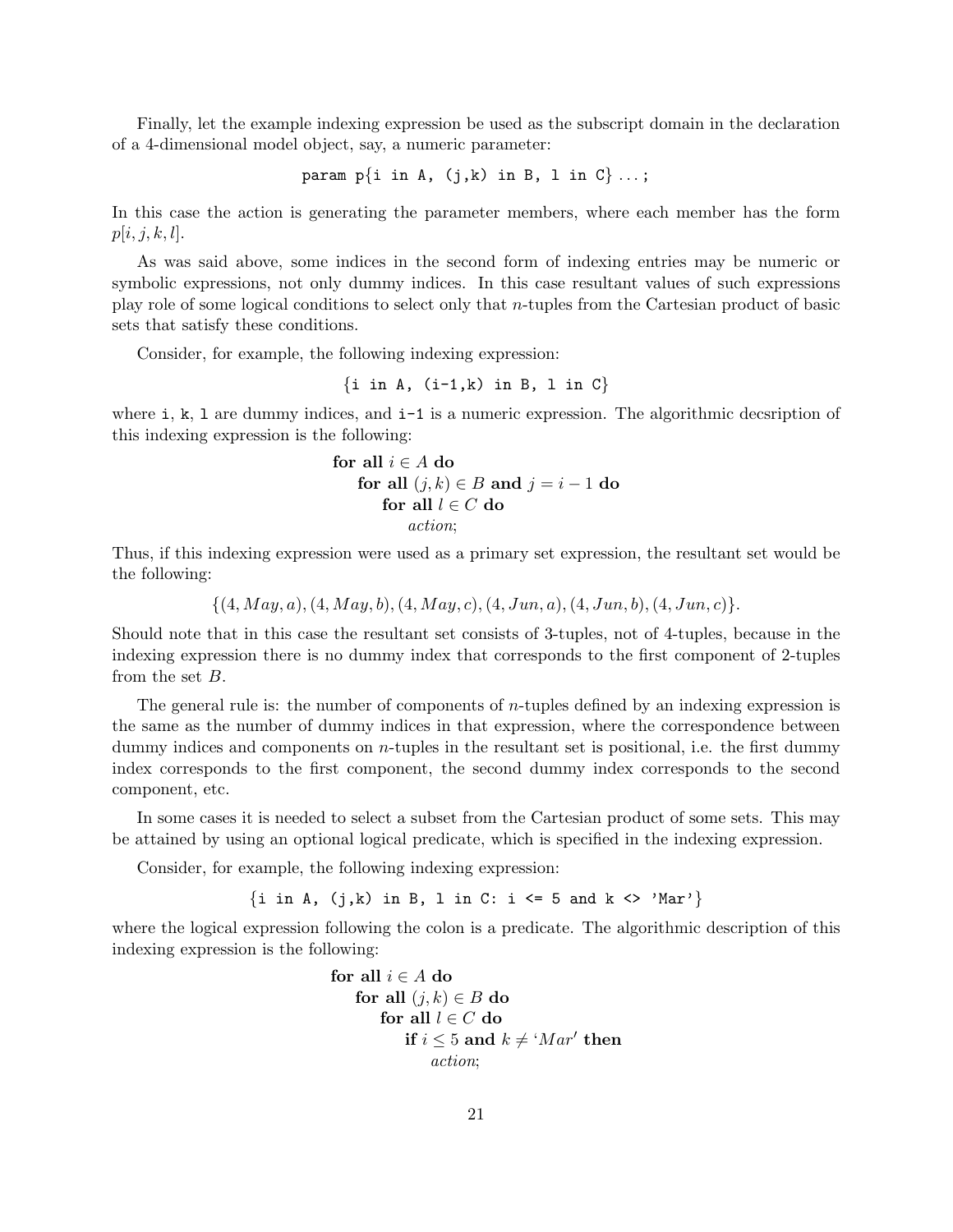Finally, let the example indexing expression be used as the subscript domain in the declaration of a 4-dimensional model object, say, a numeric parameter:

```
param p{i in A, (j,k) in B, l in C} ...;
```

In this case the action is generating the parameter members, where each member has the form $p[i, j, k, l]$.

As was said above, some indices in the second form of indexing entries may be numeric or symbolic expressions, not only dummy indices. In this case resultant values of such expressions play role of some logical conditions to select only that $n$-tuples from the Cartesian product of basic sets that satisfy these conditions.

Consider, for example, the following indexing expression:

```
{i in A, (i-1,k) in B, l in C}
```

where `i`, `k`, `l` are dummy indices, and `i-1` is a numeric expression. The algorithmic decsription of this indexing expression is the following:

> **for all** $i \in A$ **do**
> &nbsp;&nbsp;&nbsp;&nbsp;**for all** $(j, k) \in B$ **and** $j = i - 1$ **do**
> &nbsp;&nbsp;&nbsp;&nbsp;&nbsp;&nbsp;&nbsp;&nbsp;**for all** $l \in C$ **do**
> &nbsp;&nbsp;&nbsp;&nbsp;&nbsp;&nbsp;&nbsp;&nbsp;&nbsp;&nbsp;&nbsp;&nbsp;*action*;

Thus, if this indexing expression were used as a primary set expression, the resultant set would be the following:

$$\{(4, May, a), (4, May, b), (4, May, c), (4, Jun, a), (4, Jun, b), (4, Jun, c)\}.$$

Should note that in this case the resultant set consists of 3-tuples, not of 4-tuples, because in the indexing expression there is no dummy index that corresponds to the first component of 2-tuples from the set $B$.

The general rule is: the number of components of $n$-tuples defined by an indexing expression is the same as the number of dummy indices in that expression, where the correspondence between dummy indices and components on $n$-tuples in the resultant set is positional, i.e. the first dummy index corresponds to the first component, the second dummy index corresponds to the second component, etc.

In some cases it is needed to select a subset from the Cartesian product of some sets. This may be attained by using an optional logical predicate, which is specified in the indexing expression.

Consider, for example, the following indexing expression:

```
{i in A, (j,k) in B, l in C: i <= 5 and k <> 'Mar'}
```

where the logical expression following the colon is a predicate. The algorithmic description of this indexing expression is the following:

> **for all** $i \in A$ **do**
> &nbsp;&nbsp;&nbsp;&nbsp;**for all** $(j, k) \in B$ **do**
> &nbsp;&nbsp;&nbsp;&nbsp;&nbsp;&nbsp;&nbsp;&nbsp;**for all** $l \in C$ **do**
> &nbsp;&nbsp;&nbsp;&nbsp;&nbsp;&nbsp;&nbsp;&nbsp;&nbsp;&nbsp;&nbsp;&nbsp;**if** $i \leq 5$ **and** $k \neq$ '$Mar$' **then**
> &nbsp;&nbsp;&nbsp;&nbsp;&nbsp;&nbsp;&nbsp;&nbsp;&nbsp;&nbsp;&nbsp;&nbsp;&nbsp;&nbsp;&nbsp;&nbsp;*action*;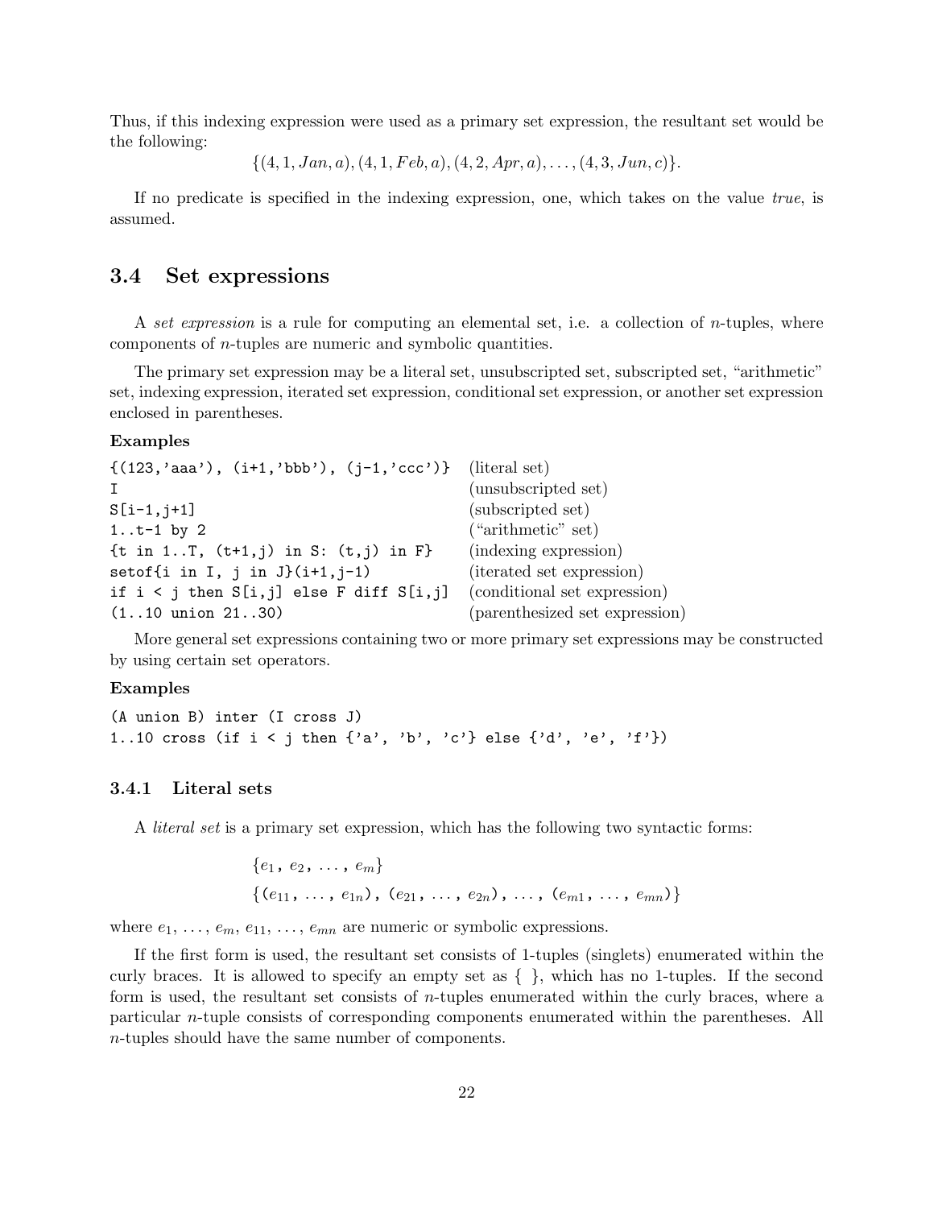Thus, if this indexing expression were used as a primary set expression, the resultant set would be the following:

$$\{(4, 1, Jan, a), (4, 1, Feb, a), (4, 2, Apr, a), \ldots, (4, 3, Jun, c)\}.$$

If no predicate is specified in the indexing expression, one, which takes on the value *true*, is assumed.

## 3.4 Set expressions

A *set expression* is a rule for computing an elemental set, i.e. a collection of $n$-tuples, where components of $n$-tuples are numeric and symbolic quantities.

The primary set expression may be a literal set, unsubscripted set, subscripted set, "arithmetic" set, indexing expression, iterated set expression, conditional set expression, or another set expression enclosed in parentheses.

**Examples**

```
{(123,'aaa'), (i+1,'bbb'), (j-1,'ccc')}   (literal set)
I                                         (unsubscripted set)
S[i-1,j+1]                                (subscripted set)
1..t-1 by 2                               ("arithmetic" set)
{t in 1..T, (t+1,j) in S: (t,j) in F}     (indexing expression)
setof{i in I, j in J}(i+1,j-1)            (iterated set expression)
if i < j then S[i,j] else F diff S[i,j]   (conditional set expression)
(1..10 union 21..30)                      (parenthesized set expression)
```

More general set expressions containing two or more primary set expressions may be constructed by using certain set operators.

**Examples**

```
(A union B) inter (I cross J)
1..10 cross (if i < j then {'a', 'b', 'c'} else {'d', 'e', 'f'})
```

### 3.4.1 Literal sets

A *literal set* is a primary set expression, which has the following two syntactic forms:

$$\{e_1,\, e_2,\, \ldots,\, e_m\}$$

$$\{(e_{11},\, \ldots,\, e_{1n}),\, (e_{21},\, \ldots,\, e_{2n}),\, \ldots,\, (e_{m1},\, \ldots,\, e_{mn})\}$$

where $e_1, \ldots, e_m, e_{11}, \ldots, e_{mn}$ are numeric or symbolic expressions.

If the first form is used, the resultant set consists of 1-tuples (singlets) enumerated within the curly braces. It is allowed to specify an empty set as { }, which has no 1-tuples. If the second form is used, the resultant set consists of $n$-tuples enumerated within the curly braces, where a particular $n$-tuple consists of corresponding components enumerated within the parentheses. All $n$-tuples should have the same number of components.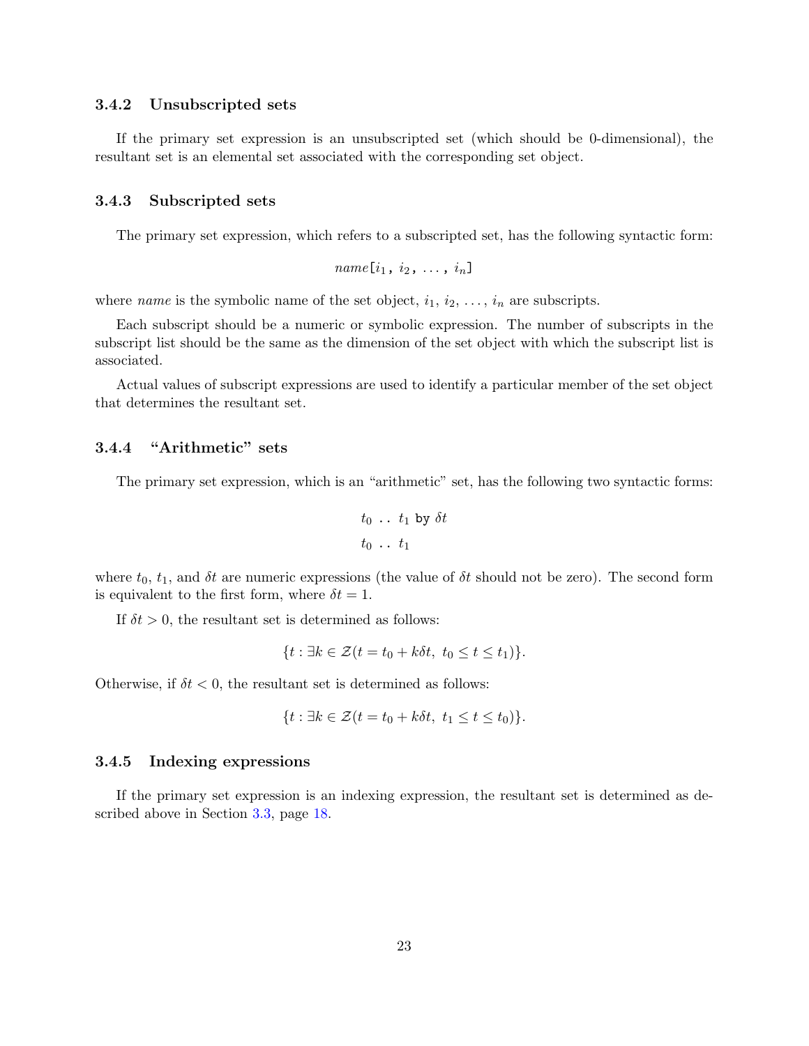### 3.4.2 Unsubscripted sets

If the primary set expression is an unsubscripted set (which should be 0-dimensional), the resultant set is an elemental set associated with the corresponding set object.

### 3.4.3 Subscripted sets

The primary set expression, which refers to a subscripted set, has the following syntactic form:

$$name\texttt{[}i_1\texttt{,}\ i_2\texttt{,}\ \ldots\texttt{,}\ i_n\texttt{]}$$

where *name* is the symbolic name of the set object, $i_1$, $i_2$, ..., $i_n$ are subscripts.

Each subscript should be a numeric or symbolic expression. The number of subscripts in the subscript list should be the same as the dimension of the set object with which the subscript list is associated.

Actual values of subscript expressions are used to identify a particular member of the set object that determines the resultant set.

### 3.4.4 "Arithmetic" sets

The primary set expression, which is an "arithmetic" set, has the following two syntactic forms:

$$t_0 \ \texttt{..}\ t_1 \ \texttt{by}\ \delta t$$

$$t_0 \ \texttt{..}\ t_1$$

where $t_0$, $t_1$, and $\delta t$ are numeric expressions (the value of $\delta t$ should not be zero). The second form is equivalent to the first form, where $\delta t = 1$.

If $\delta t > 0$, the resultant set is determined as follows:

$$\{t : \exists k \in \mathcal{Z}(t = t_0 + k\delta t,\ t_0 \leq t \leq t_1)\}.$$

Otherwise, if $\delta t < 0$, the resultant set is determined as follows:

$$\{t : \exists k \in \mathcal{Z}(t = t_0 + k\delta t,\ t_1 \leq t \leq t_0)\}.$$

### 3.4.5 Indexing expressions

If the primary set expression is an indexing expression, the resultant set is determined as described above in Section 3.3, page 18.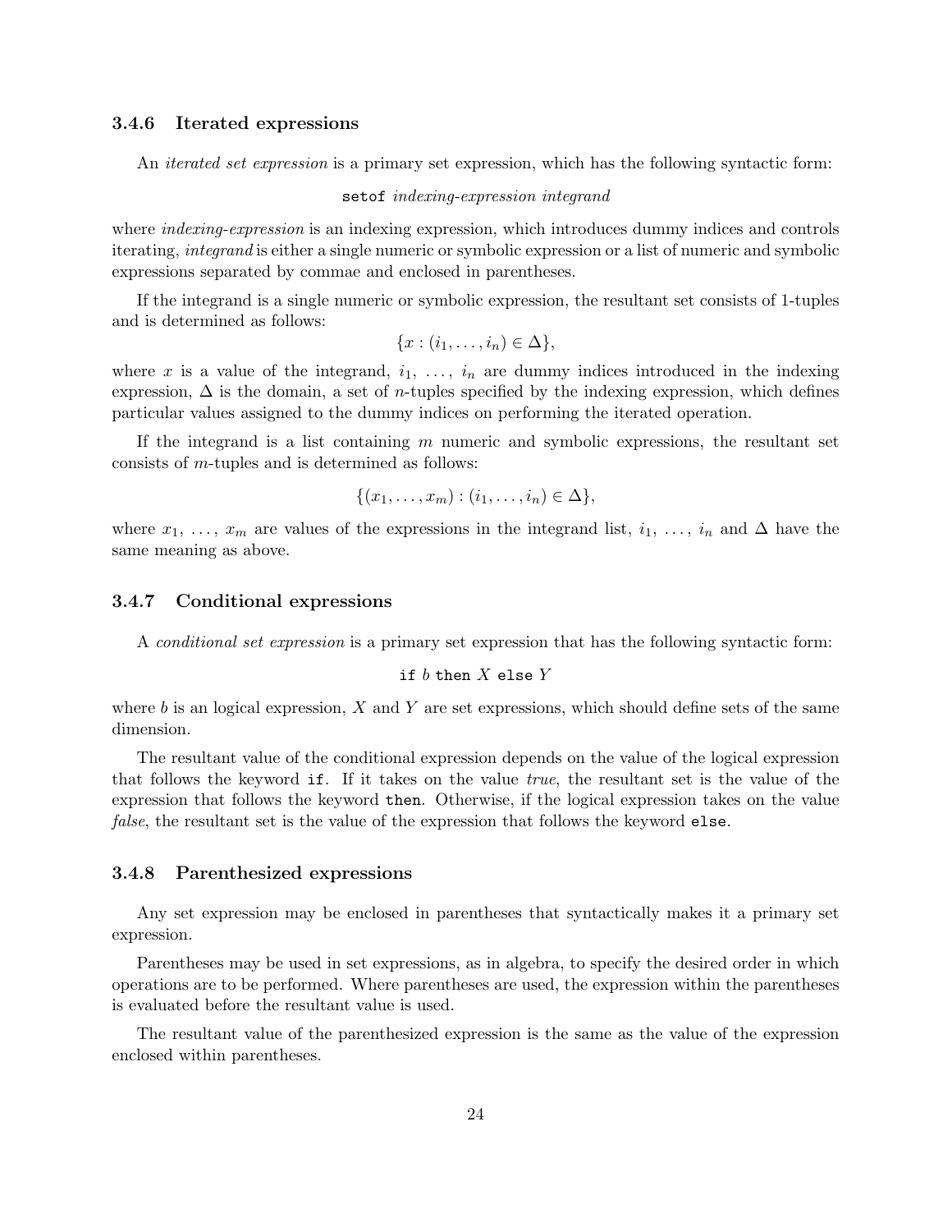### 3.4.6 Iterated expressions

An *iterated set expression* is a primary set expression, which has the following syntactic form:

`setof` *indexing-expression integrand*

where *indexing-expression* is an indexing expression, which introduces dummy indices and controls iterating, *integrand* is either a single numeric or symbolic expression or a list of numeric and symbolic expressions separated by commae and enclosed in parentheses.

If the integrand is a single numeric or symbolic expression, the resultant set consists of 1-tuples and is determined as follows:

$$\{x : (i_1, \ldots, i_n) \in \Delta\},$$

where $x$ is a value of the integrand, $i_1, \ldots, i_n$ are dummy indices introduced in the indexing expression, $\Delta$ is the domain, a set of $n$-tuples specified by the indexing expression, which defines particular values assigned to the dummy indices on performing the iterated operation.

If the integrand is a list containing $m$ numeric and symbolic expressions, the resultant set consists of $m$-tuples and is determined as follows:

$$\{(x_1, \ldots, x_m) : (i_1, \ldots, i_n) \in \Delta\},$$

where $x_1, \ldots, x_m$ are values of the expressions in the integrand list, $i_1, \ldots, i_n$ and $\Delta$ have the same meaning as above.

### 3.4.7 Conditional expressions

A *conditional set expression* is a primary set expression that has the following syntactic form:

`if` $b$ `then` $X$ `else` $Y$

where $b$ is an logical expression, $X$ and $Y$ are set expressions, which should define sets of the same dimension.

The resultant value of the conditional expression depends on the value of the logical expression that follows the keyword `if`. If it takes on the value *true*, the resultant set is the value of the expression that follows the keyword `then`. Otherwise, if the logical expression takes on the value *false*, the resultant set is the value of the expression that follows the keyword `else`.

### 3.4.8 Parenthesized expressions

Any set expression may be enclosed in parentheses that syntactically makes it a primary set expression.

Parentheses may be used in set expressions, as in algebra, to specify the desired order in which operations are to be performed. Where parentheses are used, the expression within the parentheses is evaluated before the resultant value is used.

The resultant value of the parenthesized expression is the same as the value of the expression enclosed within parentheses.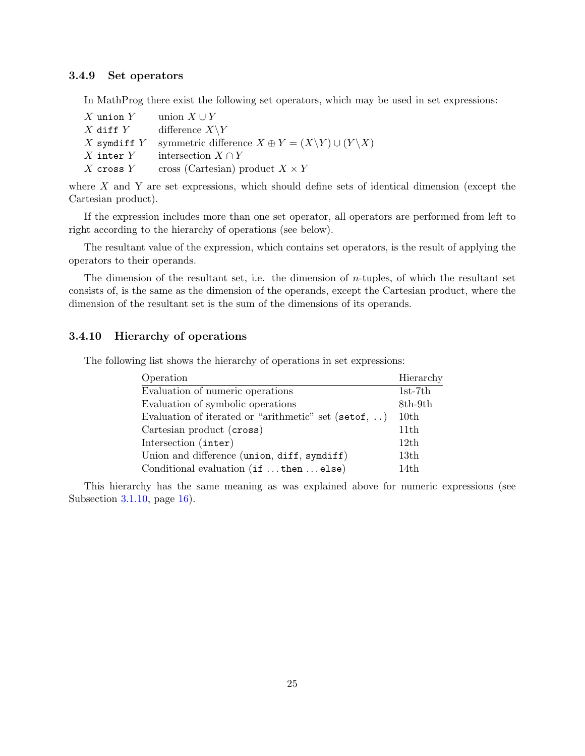### 3.4.9 Set operators

In MathProg there exist the following set operators, which may be used in set expressions:

| | |
|---|---|
| $X$ `union` $Y$ | union $X \cup Y$ |
| $X$ `diff` $Y$ | difference $X \backslash Y$ |
| $X$ `symdiff` $Y$ | symmetric difference $X \oplus Y = (X \backslash Y) \cup (Y \backslash X)$ |
| $X$ `inter` $Y$ | intersection $X \cap Y$ |
| $X$ `cross` $Y$ | cross (Cartesian) product $X \times Y$ |

where $X$ and Y are set expressions, which should define sets of identical dimension (except the Cartesian product).

If the expression includes more than one set operator, all operators are performed from left to right according to the hierarchy of operations (see below).

The resultant value of the expression, which contains set operators, is the result of applying the operators to their operands.

The dimension of the resultant set, i.e. the dimension of $n$-tuples, of which the resultant set consists of, is the same as the dimension of the operands, except the Cartesian product, where the dimension of the resultant set is the sum of the dimensions of its operands.

### 3.4.10 Hierarchy of operations

The following list shows the hierarchy of operations in set expressions:

| Operation | Hierarchy |
|---|---|
| Evaluation of numeric operations | 1st-7th |
| Evaluation of symbolic operations | 8th-9th |
| Evaluation of iterated or "arithmetic" set (`setof`, `..`) | 10th |
| Cartesian product (`cross`) | 11th |
| Intersection (`inter`) | 12th |
| Union and difference (`union`, `diff`, `symdiff`) | 13th |
| Conditional evaluation (`if` ... `then` ... `else`) | 14th |

This hierarchy has the same meaning as was explained above for numeric expressions (see Subsection 3.1.10, page 16).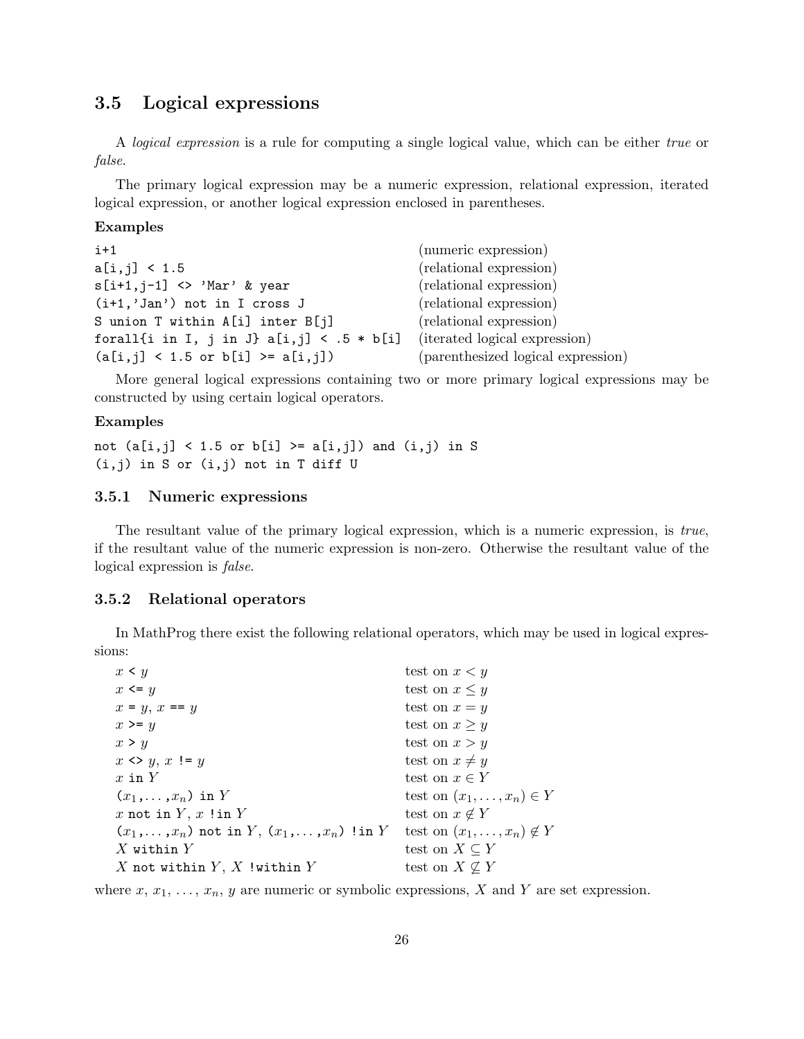## 3.5 Logical expressions

A *logical expression* is a rule for computing a single logical value, which can be either *true* or *false*.

The primary logical expression may be a numeric expression, relational expression, iterated logical expression, or another logical expression enclosed in parentheses.

**Examples**

| | |
|---|---|
| `i+1` | (numeric expression) |
| `a[i,j] < 1.5` | (relational expression) |
| `s[i+1,j-1] <> 'Mar' & year` | (relational expression) |
| `(i+1,'Jan') not in I cross J` | (relational expression) |
| `S union T within A[i] inter B[j]` | (relational expression) |
| `forall{i in I, j in J} a[i,j] < .5 * b[i]` | (iterated logical expression) |
| `(a[i,j] < 1.5 or b[i] >= a[i,j])` | (parenthesized logical expression) |

More general logical expressions containing two or more primary logical expressions may be constructed by using certain logical operators.

**Examples**

```
not (a[i,j] < 1.5 or b[i] >= a[i,j]) and (i,j) in S
(i,j) in S or (i,j) not in T diff U
```

### 3.5.1 Numeric expressions

The resultant value of the primary logical expression, which is a numeric expression, is *true*, if the resultant value of the numeric expression is non-zero. Otherwise the resultant value of the logical expression is *false*.

### 3.5.2 Relational operators

In MathProg there exist the following relational operators, which may be used in logical expressions:

| | |
|---|---|
| $x$ `<` $y$ | test on $x < y$ |
| $x$ `<=` $y$ | test on $x \leq y$ |
| $x$ `=` $y$, $x$ `==` $y$ | test on $x = y$ |
| $x$ `>=` $y$ | test on $x \geq y$ |
| $x$ `>` $y$ | test on $x > y$ |
| $x$ `<>` $y$, $x$ `!=` $y$ | test on $x \neq y$ |
| $x$ `in` $Y$ | test on $x \in Y$ |
| `(`$x_1$`,`...`,`$x_n$`)` `in` $Y$ | test on $(x_1, \ldots, x_n) \in Y$ |
| $x$ `not in` $Y$, $x$ `!in` $Y$ | test on $x \notin Y$ |
| `(`$x_1$`,`...`,`$x_n$`)` `not in` $Y$, `(`$x_1$`,`...`,`$x_n$`)` `!in` $Y$ | test on $(x_1, \ldots, x_n) \notin Y$ |
| $X$ `within` $Y$ | test on $X \subseteq Y$ |
| $X$ `not within` $Y$, $X$ `!within` $Y$ | test on $X \not\subseteq Y$ |

where $x$, $x_1$, ..., $x_n$, $y$ are numeric or symbolic expressions, $X$ and $Y$ are set expression.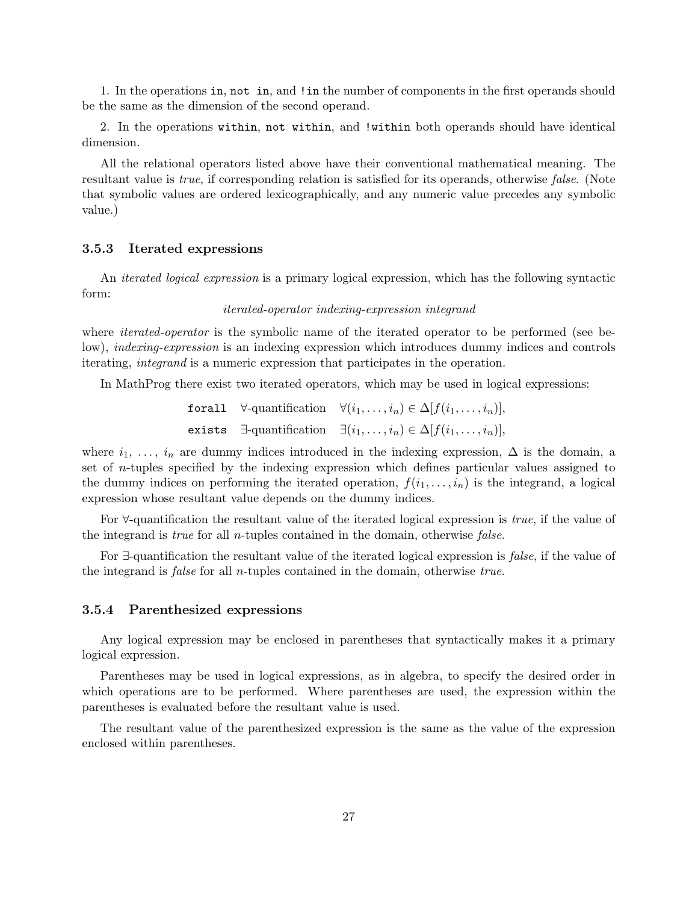1. In the operations `in`, `not in`, and `!in` the number of components in the first operands should be the same as the dimension of the second operand.

2. In the operations `within`, `not within`, and `!within` both operands should have identical dimension.

All the relational operators listed above have their conventional mathematical meaning. The resultant value is *true*, if corresponding relation is satisfied for its operands, otherwise *false*. (Note that symbolic values are ordered lexicographically, and any numeric value precedes any symbolic value.)

### 3.5.3 Iterated expressions

An *iterated logical expression* is a primary logical expression, which has the following syntactic form:

*iterated-operator indexing-expression integrand*

where *iterated-operator* is the symbolic name of the iterated operator to be performed (see below), *indexing-expression* is an indexing expression which introduces dummy indices and controls iterating, *integrand* is a numeric expression that participates in the operation.

In MathProg there exist two iterated operators, which may be used in logical expressions:

`forall` $\forall$-quantification $\forall(i_1,\dots,i_n)\in\Delta[f(i_1,\dots,i_n)]$,

`exists` $\exists$-quantification $\exists(i_1,\dots,i_n)\in\Delta[f(i_1,\dots,i_n)]$,

where $i_1$, ..., $i_n$ are dummy indices introduced in the indexing expression, $\Delta$ is the domain, a set of $n$-tuples specified by the indexing expression which defines particular values assigned to the dummy indices on performing the iterated operation, $f(i_1,\dots,i_n)$ is the integrand, a logical expression whose resultant value depends on the dummy indices.

For $\forall$-quantification the resultant value of the iterated logical expression is *true*, if the value of the integrand is *true* for all $n$-tuples contained in the domain, otherwise *false*.

For $\exists$-quantification the resultant value of the iterated logical expression is *false*, if the value of the integrand is *false* for all $n$-tuples contained in the domain, otherwise *true*.

### 3.5.4 Parenthesized expressions

Any logical expression may be enclosed in parentheses that syntactically makes it a primary logical expression.

Parentheses may be used in logical expressions, as in algebra, to specify the desired order in which operations are to be performed. Where parentheses are used, the expression within the parentheses is evaluated before the resultant value is used.

The resultant value of the parenthesized expression is the same as the value of the expression enclosed within parentheses.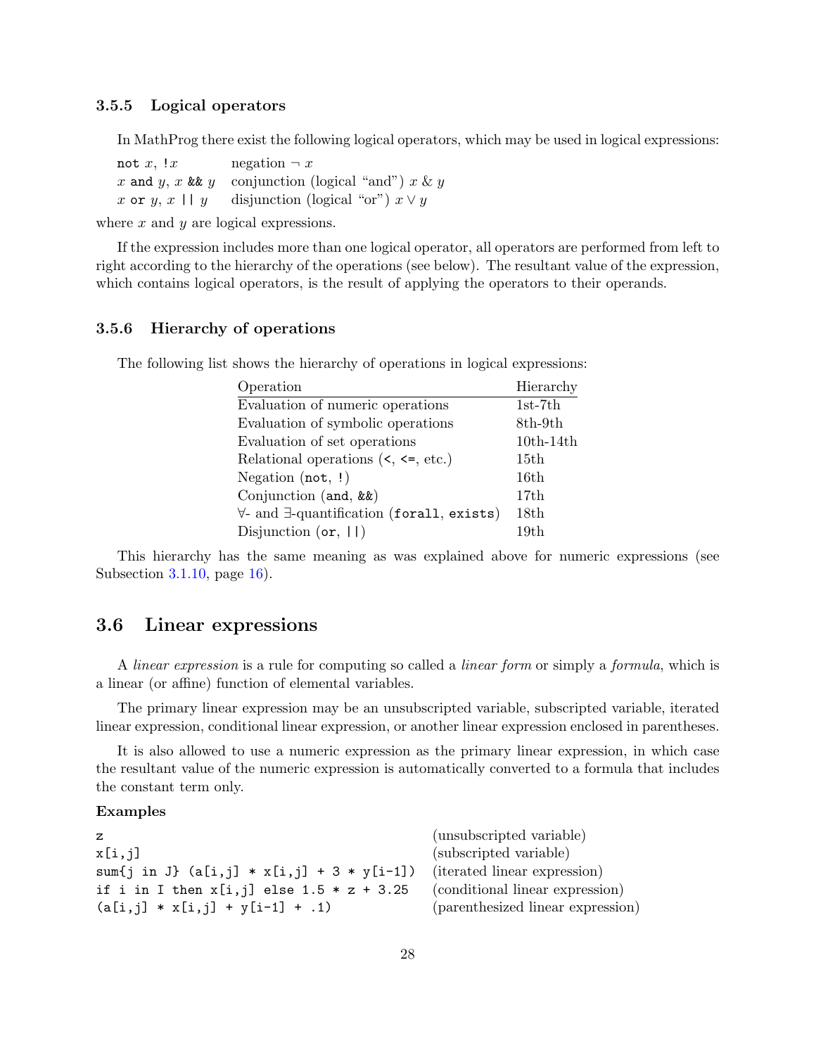### 3.5.5 Logical operators

In MathProg there exist the following logical operators, which may be used in logical expressions:

| | |
|---|---|
| `not` $x$, `!`$x$ | negation $\neg\, x$ |
| $x$ `and` $y$, $x$ `&&` $y$ | conjunction (logical "and") $x \,\&\, y$ |
| $x$ `or` $y$, $x$ `||` $y$ | disjunction (logical "or") $x \vee y$ |

where $x$ and $y$ are logical expressions.

If the expression includes more than one logical operator, all operators are performed from left to right according to the hierarchy of the operations (see below). The resultant value of the expression, which contains logical operators, is the result of applying the operators to their operands.

### 3.5.6 Hierarchy of operations

The following list shows the hierarchy of operations in logical expressions:

| Operation | Hierarchy |
|---|---|
| Evaluation of numeric operations | 1st-7th |
| Evaluation of symbolic operations | 8th-9th |
| Evaluation of set operations | 10th-14th |
| Relational operations (`<`, `<=`, etc.) | 15th |
| Negation (`not`, `!`) | 16th |
| Conjunction (`and`, `&&`) | 17th |
| $\forall$- and $\exists$-quantification (`forall`, `exists`) | 18th |
| Disjunction (`or`, `||`) | 19th |

This hierarchy has the same meaning as was explained above for numeric expressions (see Subsection 3.1.10, page 16).

## 3.6 Linear expressions

A *linear expression* is a rule for computing so called a *linear form* or simply a *formula*, which is a linear (or affine) function of elemental variables.

The primary linear expression may be an unsubscripted variable, subscripted variable, iterated linear expression, conditional linear expression, or another linear expression enclosed in parentheses.

It is also allowed to use a numeric expression as the primary linear expression, in which case the resultant value of the numeric expression is automatically converted to a formula that includes the constant term only.

**Examples**

| | |
|---|---|
| `z` | (unsubscripted variable) |
| `x[i,j]` | (subscripted variable) |
| `sum{j in J} (a[i,j] * x[i,j] + 3 * y[i-1])` | (iterated linear expression) |
| `if i in I then x[i,j] else 1.5 * z + 3.25` | (conditional linear expression) |
| `(a[i,j] * x[i,j] + y[i-1] + .1)` | (parenthesized linear expression) |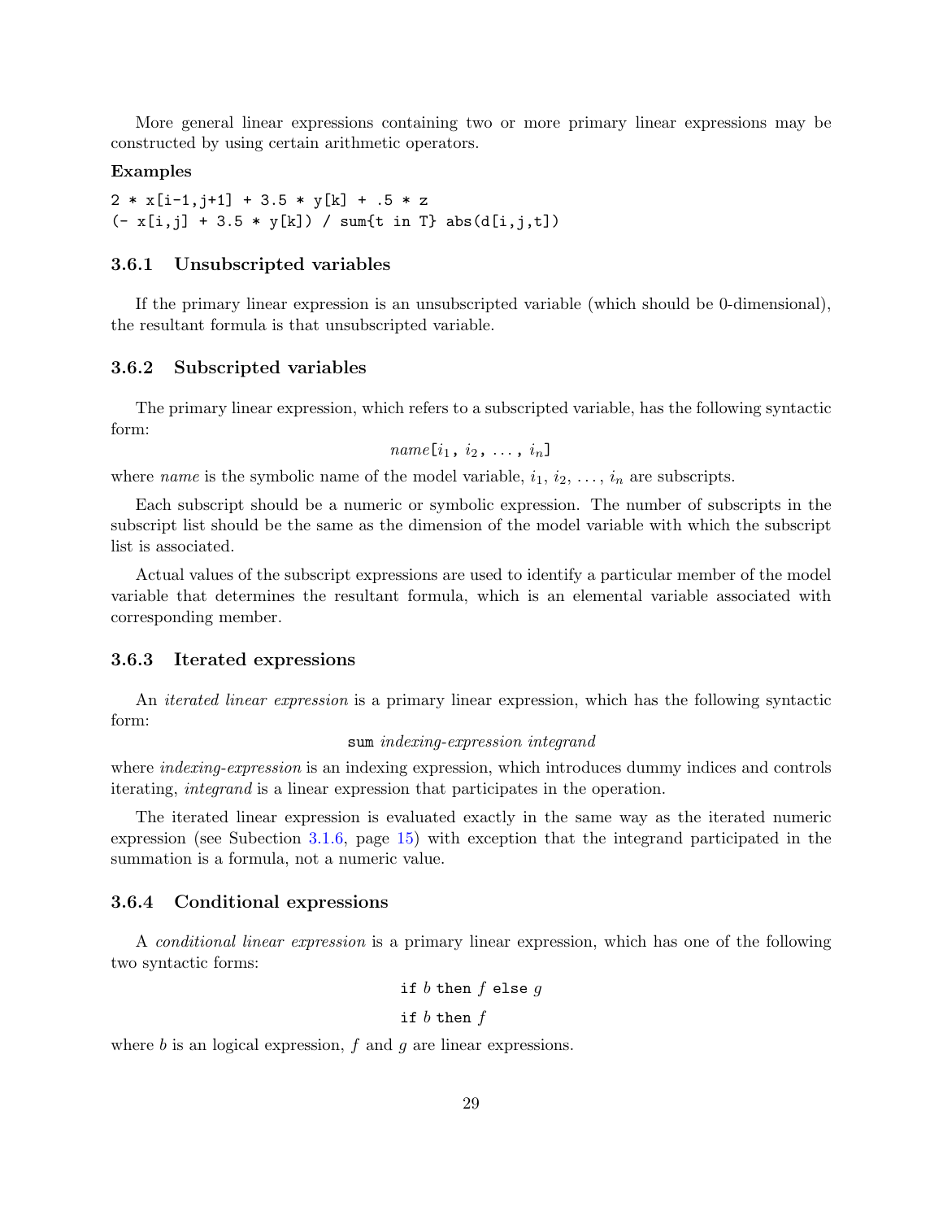More general linear expressions containing two or more primary linear expressions may be constructed by using certain arithmetic operators.

**Examples**

```
2 * x[i-1,j+1] + 3.5 * y[k] + .5 * z
(- x[i,j] + 3.5 * y[k]) / sum{t in T} abs(d[i,j,t])
```

### 3.6.1 Unsubscripted variables

If the primary linear expression is an unsubscripted variable (which should be 0-dimensional), the resultant formula is that unsubscripted variable.

### 3.6.2 Subscripted variables

The primary linear expression, which refers to a subscripted variable, has the following syntactic form:

$$\textit{name}\texttt{[}i_1\texttt{,}\ i_2\texttt{,}\ \ldots\texttt{,}\ i_n\texttt{]}$$

where *name* is the symbolic name of the model variable, $i_1$, $i_2$, ..., $i_n$ are subscripts.

Each subscript should be a numeric or symbolic expression. The number of subscripts in the subscript list should be the same as the dimension of the model variable with which the subscript list is associated.

Actual values of the subscript expressions are used to identify a particular member of the model variable that determines the resultant formula, which is an elemental variable associated with corresponding member.

### 3.6.3 Iterated expressions

An *iterated linear expression* is a primary linear expression, which has the following syntactic form:

`sum` *indexing-expression integrand*

where *indexing-expression* is an indexing expression, which introduces dummy indices and controls iterating, *integrand* is a linear expression that participates in the operation.

The iterated linear expression is evaluated exactly in the same way as the iterated numeric expression (see Subection 3.1.6, page 15) with exception that the integrand participated in the summation is a formula, not a numeric value.

### 3.6.4 Conditional expressions

A *conditional linear expression* is a primary linear expression, which has one of the following two syntactic forms:

`if` $b$ `then` $f$ `else` $g$

`if` $b$ `then` $f$

where $b$ is an logical expression, $f$ and $g$ are linear expressions.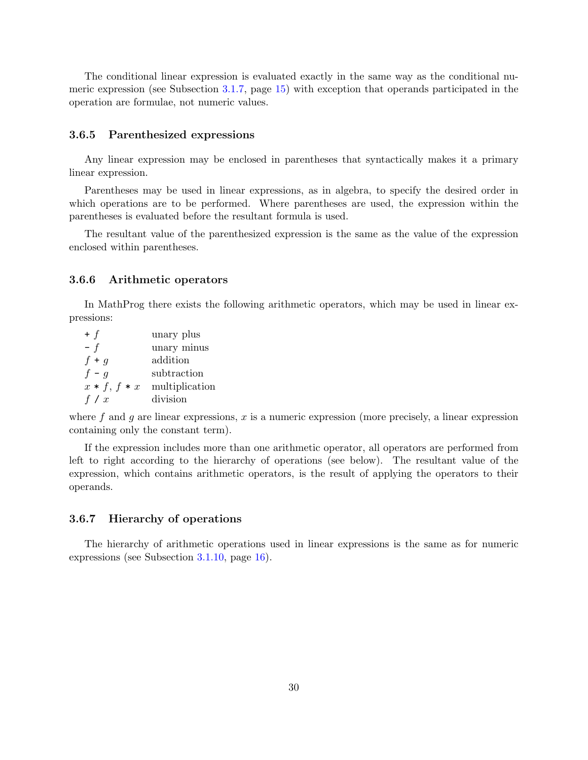The conditional linear expression is evaluated exactly in the same way as the conditional numeric expression (see Subsection 3.1.7, page 15) with exception that operands participated in the operation are formulae, not numeric values.

### 3.6.5 Parenthesized expressions

Any linear expression may be enclosed in parentheses that syntactically makes it a primary linear expression.

Parentheses may be used in linear expressions, as in algebra, to specify the desired order in which operations are to be performed. Where parentheses are used, the expression within the parentheses is evaluated before the resultant formula is used.

The resultant value of the parenthesized expression is the same as the value of the expression enclosed within parentheses.

### 3.6.6 Arithmetic operators

In MathProg there exists the following arithmetic operators, which may be used in linear expressions:

| | |
|---|---|
| + $f$ | unary plus |
| - $f$ | unary minus |
| $f$ + $g$ | addition |
| $f$ - $g$ | subtraction |
| $x$ * $f$, $f$ * $x$ | multiplication |
| $f$ / $x$ | division |

where $f$ and $g$ are linear expressions, $x$ is a numeric expression (more precisely, a linear expression containing only the constant term).

If the expression includes more than one arithmetic operator, all operators are performed from left to right according to the hierarchy of operations (see below). The resultant value of the expression, which contains arithmetic operators, is the result of applying the operators to their operands.

### 3.6.7 Hierarchy of operations

The hierarchy of arithmetic operations used in linear expressions is the same as for numeric expressions (see Subsection 3.1.10, page 16).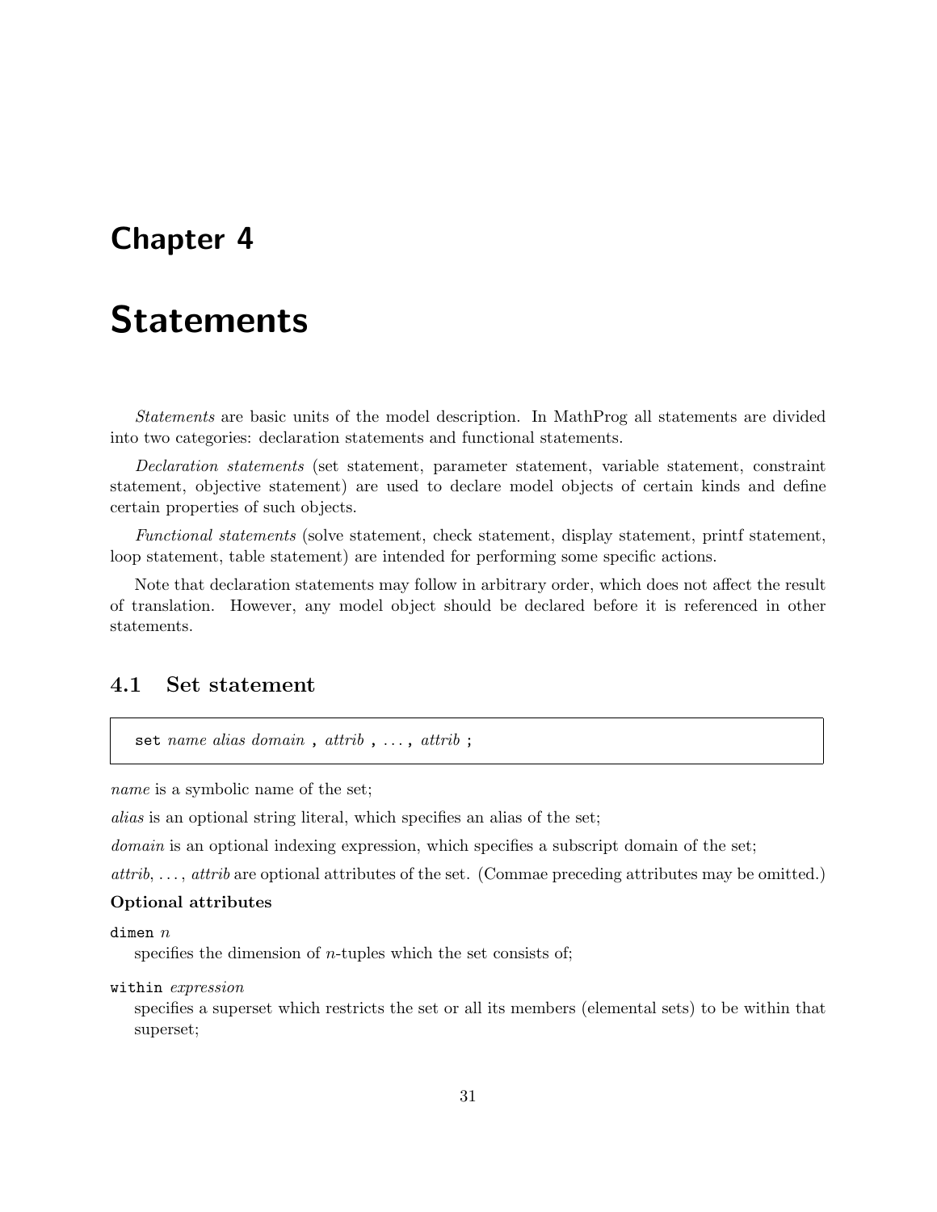# Chapter 4

# Statements

*Statements* are basic units of the model description. In MathProg all statements are divided into two categories: declaration statements and functional statements.

*Declaration statements* (set statement, parameter statement, variable statement, constraint statement, objective statement) are used to declare model objects of certain kinds and define certain properties of such objects.

*Functional statements* (solve statement, check statement, display statement, printf statement, loop statement, table statement) are intended for performing some specific actions.

Note that declaration statements may follow in arbitrary order, which does not affect the result of translation. However, any model object should be declared before it is referenced in other statements.

## 4.1 Set statement

```
set name alias domain , attrib , ... , attrib ;
```

*name* is a symbolic name of the set;

*alias* is an optional string literal, which specifies an alias of the set;

*domain* is an optional indexing expression, which specifies a subscript domain of the set;

*attrib*, ..., *attrib* are optional attributes of the set. (Commae preceding attributes may be omitted.)

**Optional attributes**

`dimen` *n*
specifies the dimension of *n*-tuples which the set consists of;

`within` *expression*
specifies a superset which restricts the set or all its members (elemental sets) to be within that superset;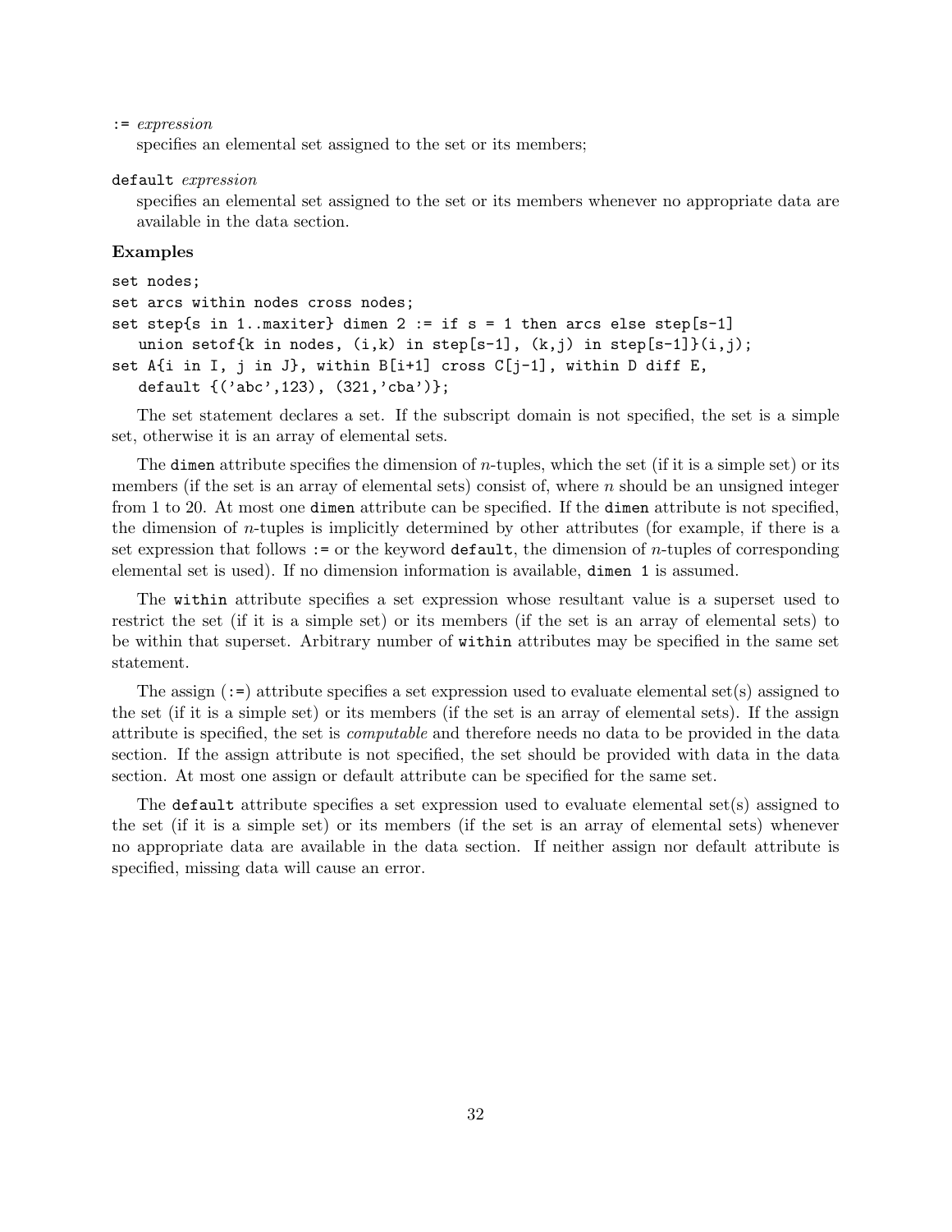`:=` *expression*

specifies an elemental set assigned to the set or its members;

`default` *expression*

specifies an elemental set assigned to the set or its members whenever no appropriate data are available in the data section.

**Examples**

```
set nodes;
set arcs within nodes cross nodes;
set step{s in 1..maxiter} dimen 2 := if s = 1 then arcs else step[s-1]
   union setof{k in nodes, (i,k) in step[s-1], (k,j) in step[s-1]}(i,j);
set A{i in I, j in J}, within B[i+1] cross C[j-1], within D diff E,
   default {('abc',123), (321,'cba')};
```

The set statement declares a set. If the subscript domain is not specified, the set is a simple set, otherwise it is an array of elemental sets.

The `dimen` attribute specifies the dimension of $n$-tuples, which the set (if it is a simple set) or its members (if the set is an array of elemental sets) consist of, where $n$ should be an unsigned integer from 1 to 20. At most one `dimen` attribute can be specified. If the `dimen` attribute is not specified, the dimension of $n$-tuples is implicitly determined by other attributes (for example, if there is a set expression that follows `:=` or the keyword `default`, the dimension of $n$-tuples of corresponding elemental set is used). If no dimension information is available, `dimen 1` is assumed.

The `within` attribute specifies a set expression whose resultant value is a superset used to restrict the set (if it is a simple set) or its members (if the set is an array of elemental sets) to be within that superset. Arbitrary number of `within` attributes may be specified in the same set statement.

The assign (`:=`) attribute specifies a set expression used to evaluate elemental set(s) assigned to the set (if it is a simple set) or its members (if the set is an array of elemental sets). If the assign attribute is specified, the set is *computable* and therefore needs no data to be provided in the data section. If the assign attribute is not specified, the set should be provided with data in the data section. At most one assign or default attribute can be specified for the same set.

The `default` attribute specifies a set expression used to evaluate elemental set(s) assigned to the set (if it is a simple set) or its members (if the set is an array of elemental sets) whenever no appropriate data are available in the data section. If neither assign nor default attribute is specified, missing data will cause an error.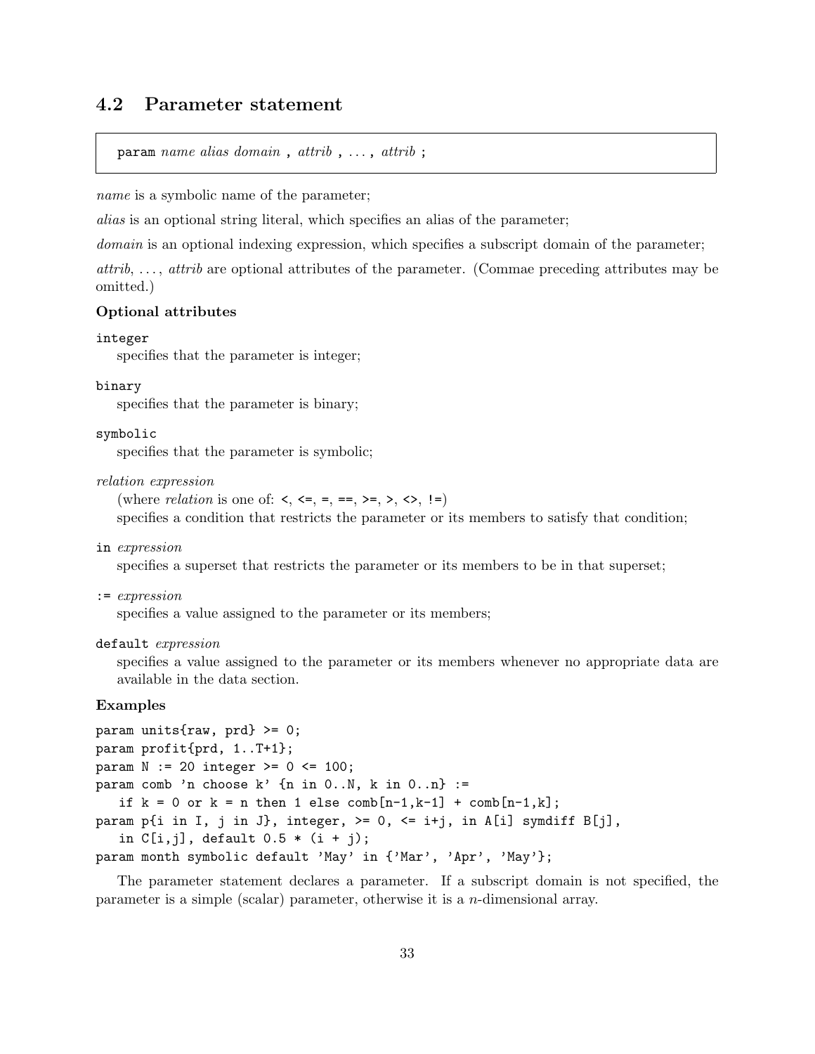## 4.2 Parameter statement

```
param name alias domain , attrib , . . . , attrib ;
```

*name* is a symbolic name of the parameter;

*alias* is an optional string literal, which specifies an alias of the parameter;

*domain* is an optional indexing expression, which specifies a subscript domain of the parameter;

*attrib*, . . . , *attrib* are optional attributes of the parameter. (Commae preceding attributes may be omitted.)

**Optional attributes**

`integer`
specifies that the parameter is integer;

`binary`
specifies that the parameter is binary;

`symbolic`
specifies that the parameter is symbolic;

*relation expression*
(where *relation* is one of: `<`, `<=`, `=`, `==`, `>=`, `>`, `<>`, `!=`)
specifies a condition that restricts the parameter or its members to satisfy that condition;

`in` *expression*
specifies a superset that restricts the parameter or its members to be in that superset;

`:=` *expression*
specifies a value assigned to the parameter or its members;

`default` *expression*
specifies a value assigned to the parameter or its members whenever no appropriate data are available in the data section.

**Examples**

```
param units{raw, prd} >= 0;
param profit{prd, 1..T+1};
param N := 20 integer >= 0 <= 100;
param comb 'n choose k' {n in 0..N, k in 0..n} :=
   if k = 0 or k = n then 1 else comb[n-1,k-1] + comb[n-1,k];
param p{i in I, j in J}, integer, >= 0, <= i+j, in A[i] symdiff B[j],
   in C[i,j], default 0.5 * (i + j);
param month symbolic default 'May' in {'Mar', 'Apr', 'May'};
```

The parameter statement declares a parameter. If a subscript domain is not specified, the parameter is a simple (scalar) parameter, otherwise it is a $n$-dimensional array.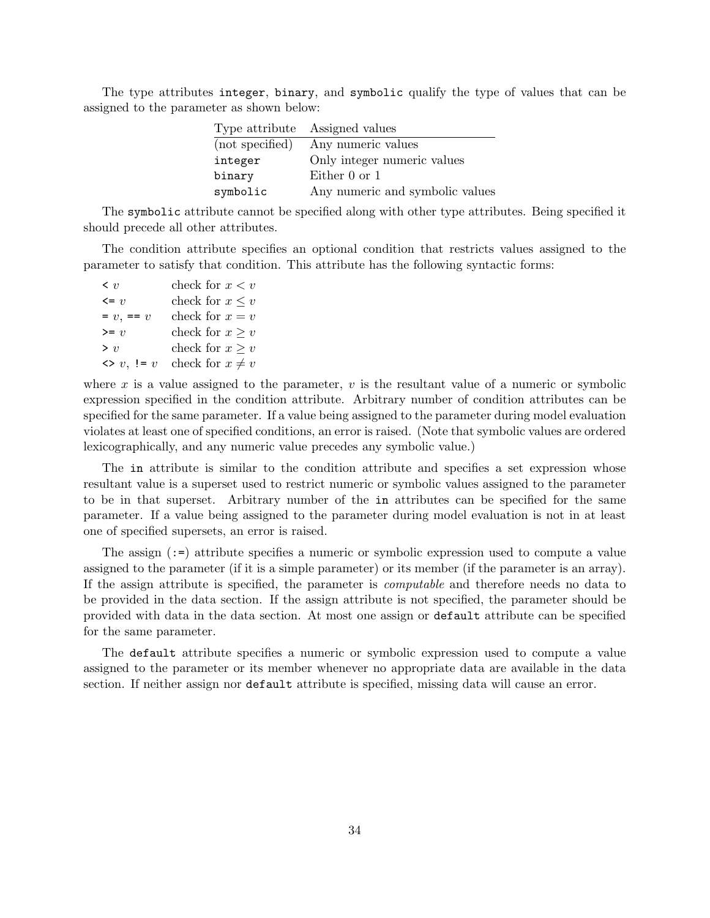The type attributes `integer`, `binary`, and `symbolic` qualify the type of values that can be assigned to the parameter as shown below:

| Type attribute | Assigned values |
|---|---|
| (not specified) | Any numeric values |
| `integer` | Only integer numeric values |
| `binary` | Either 0 or 1 |
| `symbolic` | Any numeric and symbolic values |

The `symbolic` attribute cannot be specified along with other type attributes. Being specified it should precede all other attributes.

The condition attribute specifies an optional condition that restricts values assigned to the parameter to satisfy that condition. This attribute has the following syntactic forms:

| | |
|---|---|
| `<` $v$ | check for $x < v$ |
| `<=` $v$ | check for $x \leq v$ |
| `=` $v$, `==` $v$ | check for $x = v$ |
| `>=` $v$ | check for $x \geq v$ |
| `>` $v$ | check for $x \geq v$ |
| `<>` $v$, `!=` $v$ | check for $x \neq v$ |

where $x$ is a value assigned to the parameter, $v$ is the resultant value of a numeric or symbolic expression specified in the condition attribute. Arbitrary number of condition attributes can be specified for the same parameter. If a value being assigned to the parameter during model evaluation violates at least one of specified conditions, an error is raised. (Note that symbolic values are ordered lexicographically, and any numeric value precedes any symbolic value.)

The `in` attribute is similar to the condition attribute and specifies a set expression whose resultant value is a superset used to restrict numeric or symbolic values assigned to the parameter to be in that superset. Arbitrary number of the `in` attributes can be specified for the same parameter. If a value being assigned to the parameter during model evaluation is not in at least one of specified supersets, an error is raised.

The assign (`:=`) attribute specifies a numeric or symbolic expression used to compute a value assigned to the parameter (if it is a simple parameter) or its member (if the parameter is an array). If the assign attribute is specified, the parameter is *computable* and therefore needs no data to be provided in the data section. If the assign attribute is not specified, the parameter should be provided with data in the data section. At most one assign or `default` attribute can be specified for the same parameter.

The `default` attribute specifies a numeric or symbolic expression used to compute a value assigned to the parameter or its member whenever no appropriate data are available in the data section. If neither assign nor `default` attribute is specified, missing data will cause an error.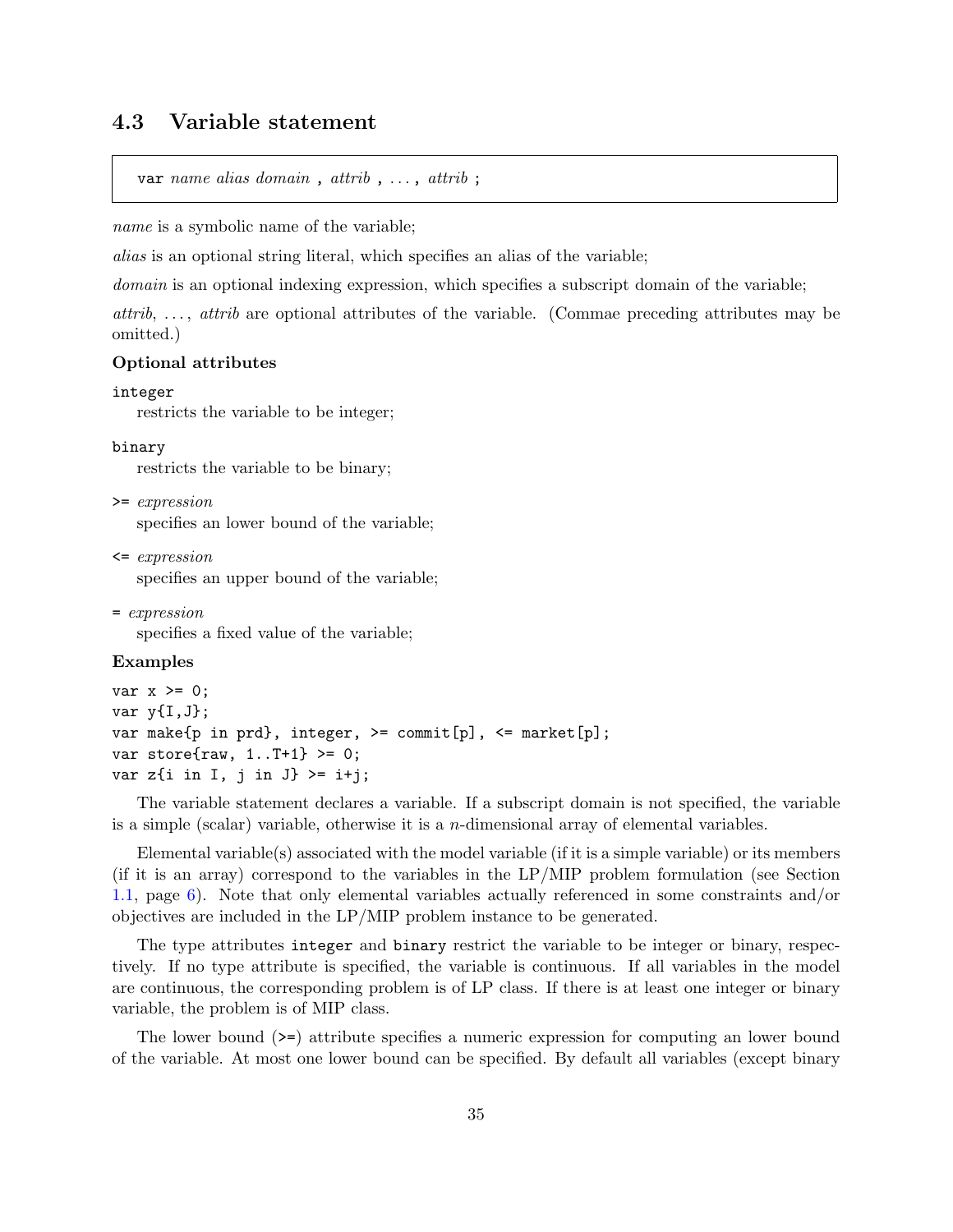## 4.3 Variable statement

```
var name alias domain , attrib , ... , attrib ;
```

*name* is a symbolic name of the variable;

*alias* is an optional string literal, which specifies an alias of the variable;

*domain* is an optional indexing expression, which specifies a subscript domain of the variable;

*attrib*, ..., *attrib* are optional attributes of the variable. (Commae preceding attributes may be omitted.)

**Optional attributes**

`integer`
restricts the variable to be integer;

`binary`
restricts the variable to be binary;

`>=` *expression*
specifies an lower bound of the variable;

`<=` *expression*
specifies an upper bound of the variable;

`=` *expression*
specifies a fixed value of the variable;

**Examples**

```
var x >= 0;
var y{I,J};
var make{p in prd}, integer, >= commit[p], <= market[p];
var store{raw, 1..T+1} >= 0;
var z{i in I, j in J} >= i+j;
```

The variable statement declares a variable. If a subscript domain is not specified, the variable is a simple (scalar) variable, otherwise it is a $n$-dimensional array of elemental variables.

Elemental variable(s) associated with the model variable (if it is a simple variable) or its members (if it is an array) correspond to the variables in the LP/MIP problem formulation (see Section 1.1, page 6). Note that only elemental variables actually referenced in some constraints and/or objectives are included in the LP/MIP problem instance to be generated.

The type attributes `integer` and `binary` restrict the variable to be integer or binary, respectively. If no type attribute is specified, the variable is continuous. If all variables in the model are continuous, the corresponding problem is of LP class. If there is at least one integer or binary variable, the problem is of MIP class.

The lower bound (`>=`) attribute specifies a numeric expression for computing an lower bound of the variable. At most one lower bound can be specified. By default all variables (except binary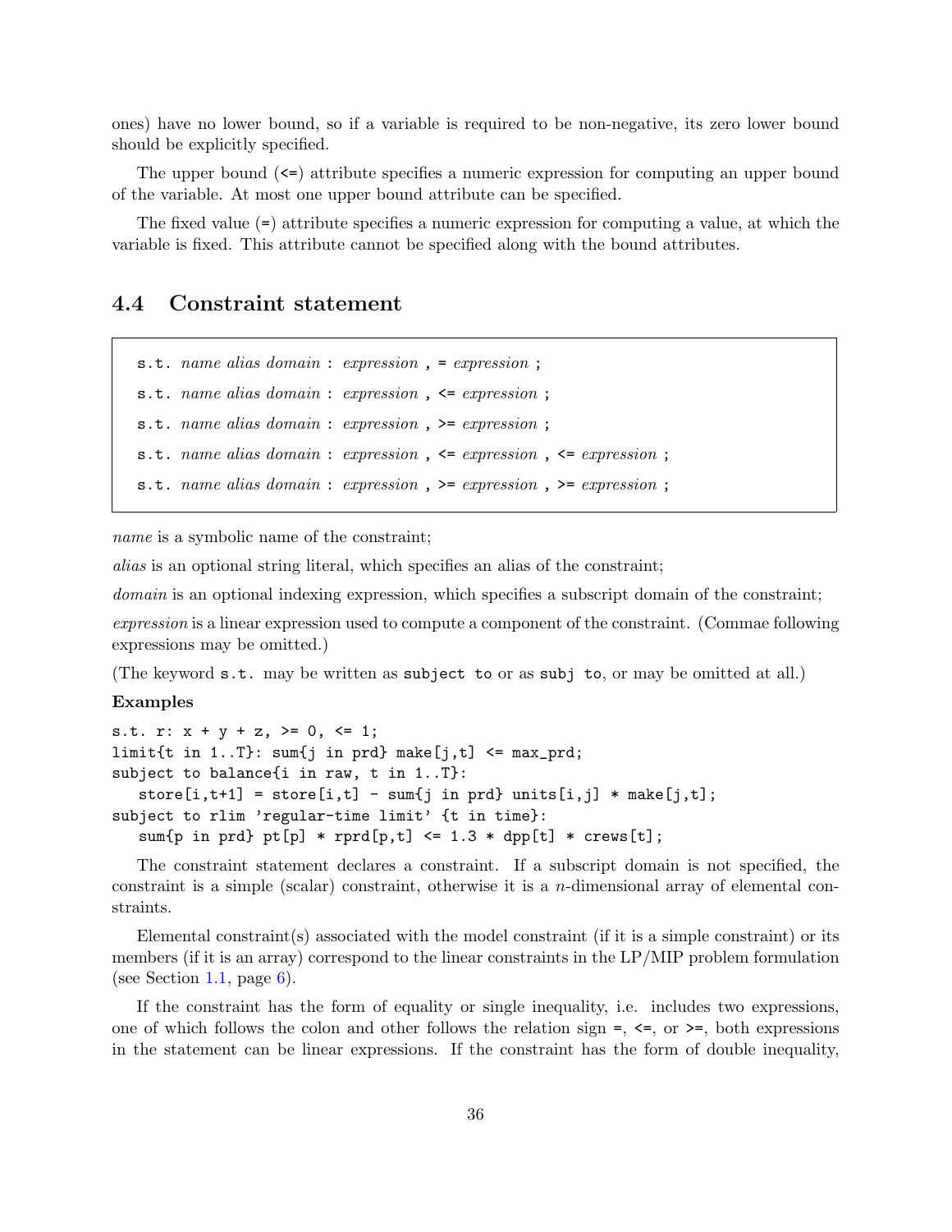ones) have no lower bound, so if a variable is required to be non-negative, its zero lower bound should be explicitly specified.

The upper bound (<=) attribute specifies a numeric expression for computing an upper bound of the variable. At most one upper bound attribute can be specified.

The fixed value (=) attribute specifies a numeric expression for computing a value, at which the variable is fixed. This attribute cannot be specified along with the bound attributes.

## 4.4 Constraint statement

```
s.t. name alias domain : expression , = expression ;
s.t. name alias domain : expression , <= expression ;
s.t. name alias domain : expression , >= expression ;
s.t. name alias domain : expression , <= expression , <= expression ;
s.t. name alias domain : expression , >= expression , >= expression ;
```

*name* is a symbolic name of the constraint;

*alias* is an optional string literal, which specifies an alias of the constraint;

*domain* is an optional indexing expression, which specifies a subscript domain of the constraint;

*expression* is a linear expression used to compute a component of the constraint. (Commae following expressions may be omitted.)

(The keyword `s.t.` may be written as `subject to` or as `subj to`, or may be omitted at all.)

**Examples**

```
s.t. r: x + y + z, >= 0, <= 1;
limit{t in 1..T}: sum{j in prd} make[j,t] <= max_prd;
subject to balance{i in raw, t in 1..T}:
   store[i,t+1] = store[i,t] - sum{j in prd} units[i,j] * make[j,t];
subject to rlim 'regular-time limit' {t in time}:
   sum{p in prd} pt[p] * rprd[p,t] <= 1.3 * dpp[t] * crews[t];
```

The constraint statement declares a constraint. If a subscript domain is not specified, the constraint is a simple (scalar) constraint, otherwise it is a $n$-dimensional array of elemental constraints.

Elemental constraint(s) associated with the model constraint (if it is a simple constraint) or its members (if it is an array) correspond to the linear constraints in the LP/MIP problem formulation (see Section 1.1, page 6).

If the constraint has the form of equality or single inequality, i.e. includes two expressions, one of which follows the colon and other follows the relation sign =, <=, or >=, both expressions in the statement can be linear expressions. If the constraint has the form of double inequality,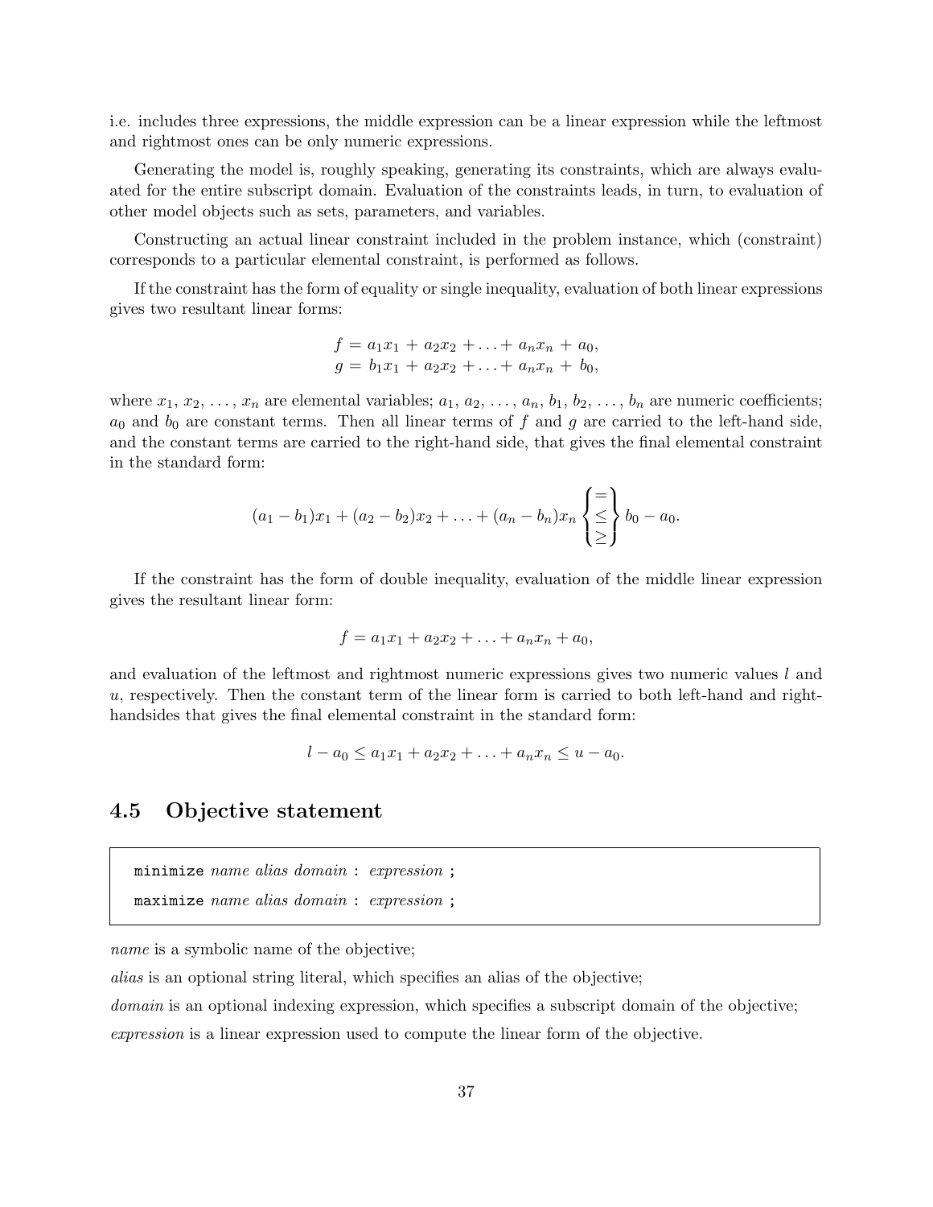i.e. includes three expressions, the middle expression can be a linear expression while the leftmost and rightmost ones can be only numeric expressions.

Generating the model is, roughly speaking, generating its constraints, which are always evaluated for the entire subscript domain. Evaluation of the constraints leads, in turn, to evaluation of other model objects such as sets, parameters, and variables.

Constructing an actual linear constraint included in the problem instance, which (constraint) corresponds to a particular elemental constraint, is performed as follows.

If the constraint has the form of equality or single inequality, evaluation of both linear expressions gives two resultant linear forms:

$$f = a_1x_1 + a_2x_2 + \ldots + a_nx_n + a_0,$$
$$g = b_1x_1 + a_2x_2 + \ldots + a_nx_n + b_0,$$

where $x_1, x_2, \ldots, x_n$ are elemental variables; $a_1, a_2, \ldots, a_n, b_1, b_2, \ldots, b_n$ are numeric coefficients; $a_0$ and $b_0$ are constant terms. Then all linear terms of $f$ and $g$ are carried to the left-hand side, and the constant terms are carried to the right-hand side, that gives the final elemental constraint in the standard form:

$$(a_1 - b_1)x_1 + (a_2 - b_2)x_2 + \ldots + (a_n - b_n)x_n \left\{ \begin{array}{c} = \\ \leq \\ \geq \end{array} \right\} b_0 - a_0.$$

If the constraint has the form of double inequality, evaluation of the middle linear expression gives the resultant linear form:

$$f = a_1x_1 + a_2x_2 + \ldots + a_nx_n + a_0,$$

and evaluation of the leftmost and rightmost numeric expressions gives two numeric values $l$ and $u$, respectively. Then the constant term of the linear form is carried to both left-hand and right-handsides that gives the final elemental constraint in the standard form:

$$l - a_0 \leq a_1x_1 + a_2x_2 + \ldots + a_nx_n \leq u - a_0.$$

## 4.5 Objective statement

```
minimize name alias domain : expression ;
maximize name alias domain : expression ;
```

*name* is a symbolic name of the objective;

*alias* is an optional string literal, which specifies an alias of the objective;

*domain* is an optional indexing expression, which specifies a subscript domain of the objective;

*expression* is a linear expression used to compute the linear form of the objective.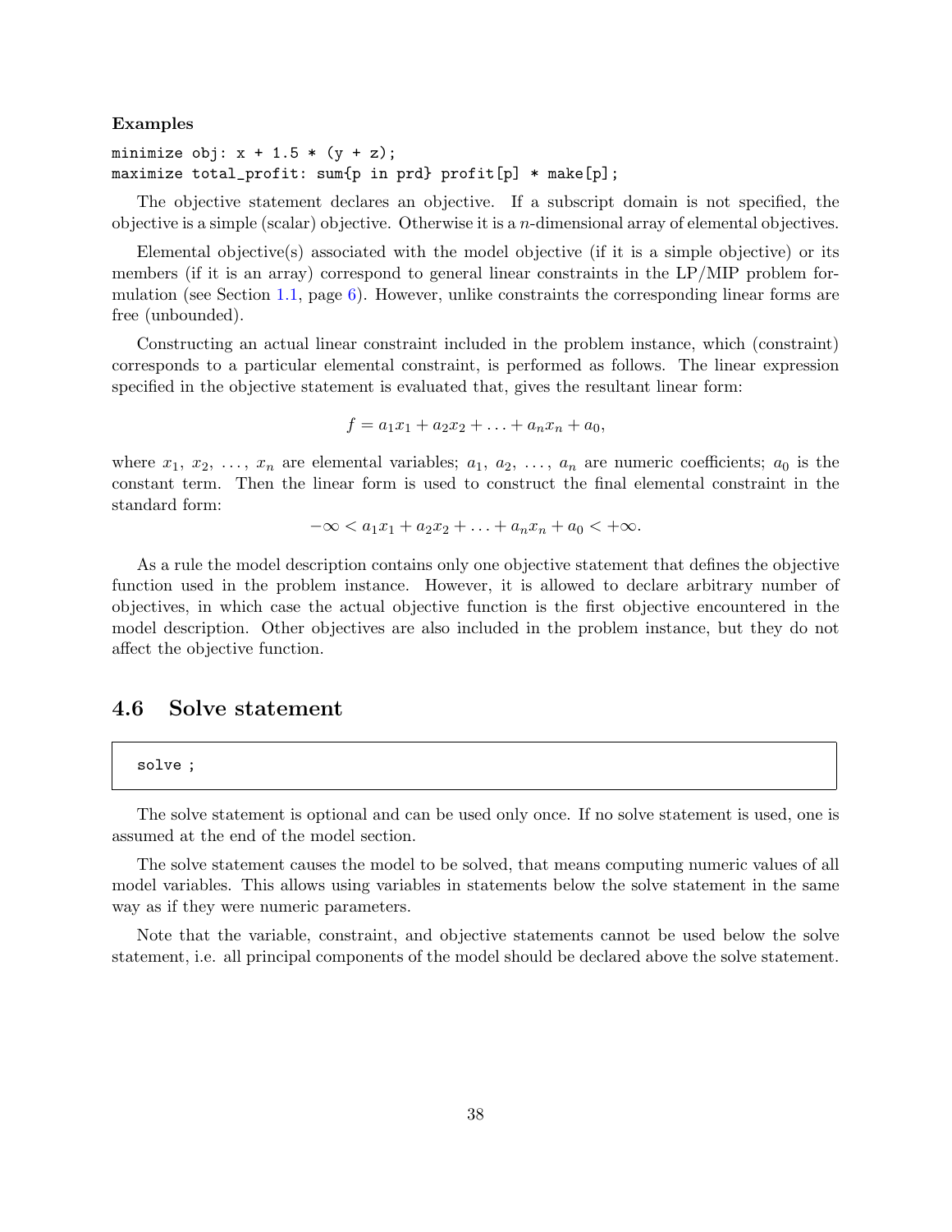**Examples**

```
minimize obj: x + 1.5 * (y + z);
maximize total_profit: sum{p in prd} profit[p] * make[p];
```

The objective statement declares an objective. If a subscript domain is not specified, the objective is a simple (scalar) objective. Otherwise it is a $n$-dimensional array of elemental objectives.

Elemental objective(s) associated with the model objective (if it is a simple objective) or its members (if it is an array) correspond to general linear constraints in the LP/MIP problem formulation (see Section 1.1, page 6). However, unlike constraints the corresponding linear forms are free (unbounded).

Constructing an actual linear constraint included in the problem instance, which (constraint) corresponds to a particular elemental constraint, is performed as follows. The linear expression specified in the objective statement is evaluated that, gives the resultant linear form:

$$f = a_1x_1 + a_2x_2 + \ldots + a_nx_n + a_0,$$

where $x_1$, $x_2$, ..., $x_n$ are elemental variables; $a_1$, $a_2$, ..., $a_n$ are numeric coefficients; $a_0$ is the constant term. Then the linear form is used to construct the final elemental constraint in the standard form:

$$-\infty < a_1x_1 + a_2x_2 + \ldots + a_nx_n + a_0 < +\infty.$$

As a rule the model description contains only one objective statement that defines the objective function used in the problem instance. However, it is allowed to declare arbitrary number of objectives, in which case the actual objective function is the first objective encountered in the model description. Other objectives are also included in the problem instance, but they do not affect the objective function.

## 4.6 Solve statement

```
solve ;
```

The solve statement is optional and can be used only once. If no solve statement is used, one is assumed at the end of the model section.

The solve statement causes the model to be solved, that means computing numeric values of all model variables. This allows using variables in statements below the solve statement in the same way as if they were numeric parameters.

Note that the variable, constraint, and objective statements cannot be used below the solve statement, i.e. all principal components of the model should be declared above the solve statement.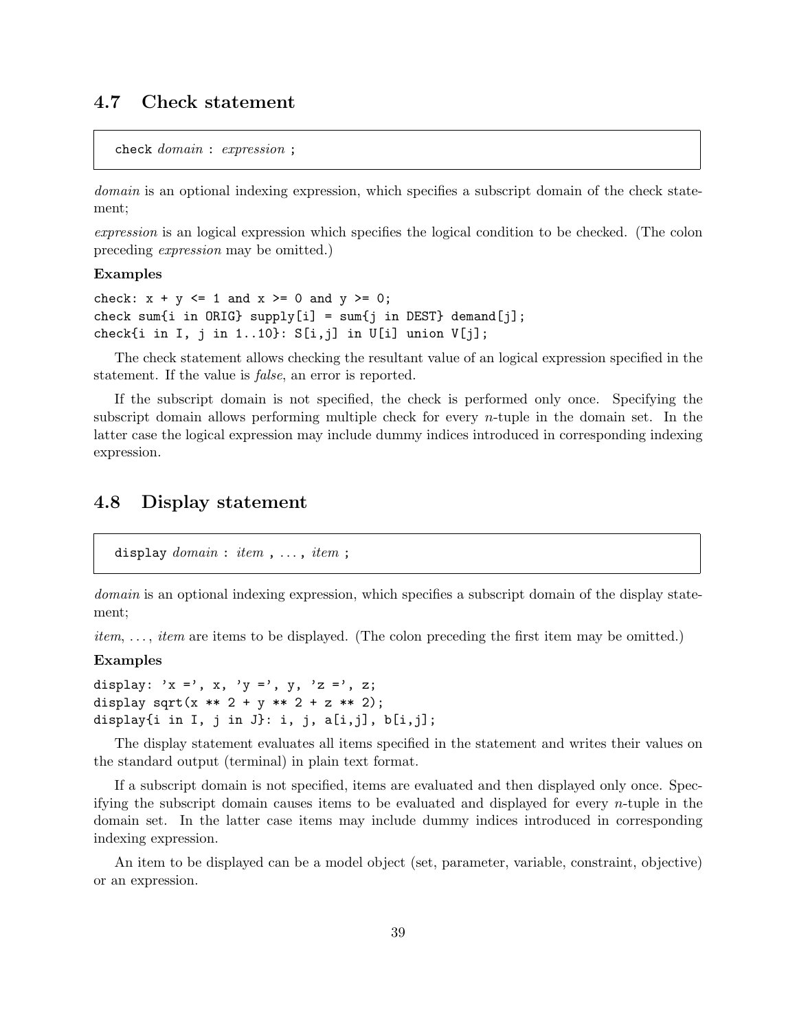## 4.7 Check statement

```
check domain : expression ;
```

*domain* is an optional indexing expression, which specifies a subscript domain of the check statement;

*expression* is an logical expression which specifies the logical condition to be checked. (The colon preceding *expression* may be omitted.)

**Examples**

```
check: x + y <= 1 and x >= 0 and y >= 0;
check sum{i in ORIG} supply[i] = sum{j in DEST} demand[j];
check{i in I, j in 1..10}: S[i,j] in U[i] union V[j];
```

The check statement allows checking the resultant value of an logical expression specified in the statement. If the value is *false*, an error is reported.

If the subscript domain is not specified, the check is performed only once. Specifying the subscript domain allows performing multiple check for every $n$-tuple in the domain set. In the latter case the logical expression may include dummy indices introduced in corresponding indexing expression.

## 4.8 Display statement

```
display domain : item , ... , item ;
```

*domain* is an optional indexing expression, which specifies a subscript domain of the display statement;

*item*, ..., *item* are items to be displayed. (The colon preceding the first item may be omitted.)

**Examples**

```
display: 'x =', x, 'y =', y, 'z =', z;
display sqrt(x ** 2 + y ** 2 + z ** 2);
display{i in I, j in J}: i, j, a[i,j], b[i,j];
```

The display statement evaluates all items specified in the statement and writes their values on the standard output (terminal) in plain text format.

If a subscript domain is not specified, items are evaluated and then displayed only once. Specifying the subscript domain causes items to be evaluated and displayed for every $n$-tuple in the domain set. In the latter case items may include dummy indices introduced in corresponding indexing expression.

An item to be displayed can be a model object (set, parameter, variable, constraint, objective) or an expression.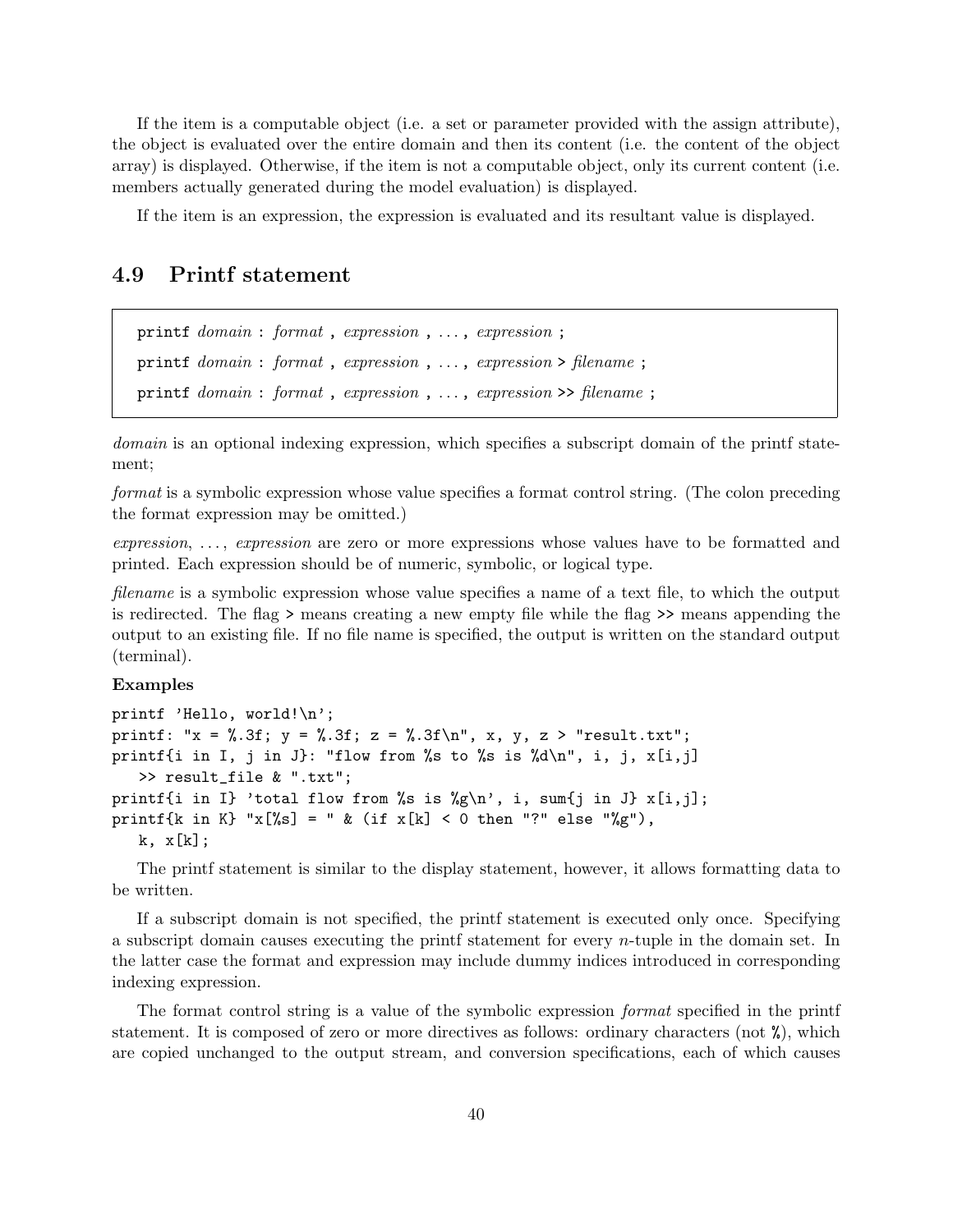If the item is a computable object (i.e. a set or parameter provided with the assign attribute), the object is evaluated over the entire domain and then its content (i.e. the content of the object array) is displayed. Otherwise, if the item is not a computable object, only its current content (i.e. members actually generated during the model evaluation) is displayed.

If the item is an expression, the expression is evaluated and its resultant value is displayed.

## 4.9 Printf statement

> **printf** *domain* : *format* , *expression* , . . . , *expression* ;
>
> **printf** *domain* : *format* , *expression* , . . . , *expression* > *filename* ;
>
> **printf** *domain* : *format* , *expression* , . . . , *expression* >> *filename* ;

*domain* is an optional indexing expression, which specifies a subscript domain of the printf statement;

*format* is a symbolic expression whose value specifies a format control string. (The colon preceding the format expression may be omitted.)

*expression*, . . . , *expression* are zero or more expressions whose values have to be formatted and printed. Each expression should be of numeric, symbolic, or logical type.

*filename* is a symbolic expression whose value specifies a name of a text file, to which the output is redirected. The flag > means creating a new empty file while the flag >> means appending the output to an existing file. If no file name is specified, the output is written on the standard output (terminal).

**Examples**

```
printf 'Hello, world!\n';
printf: "x = %.3f; y = %.3f; z = %.3f\n", x, y, z > "result.txt";
printf{i in I, j in J}: "flow from %s to %s is %d\n", i, j, x[i,j]
   >> result_file & ".txt";
printf{i in I} 'total flow from %s is %g\n', i, sum{j in J} x[i,j];
printf{k in K} "x[%s] = " & (if x[k] < 0 then "?" else "%g"),
   k, x[k];
```

The printf statement is similar to the display statement, however, it allows formatting data to be written.

If a subscript domain is not specified, the printf statement is executed only once. Specifying a subscript domain causes executing the printf statement for every $n$-tuple in the domain set. In the latter case the format and expression may include dummy indices introduced in corresponding indexing expression.

The format control string is a value of the symbolic expression *format* specified in the printf statement. It is composed of zero or more directives as follows: ordinary characters (not %), which are copied unchanged to the output stream, and conversion specifications, each of which causes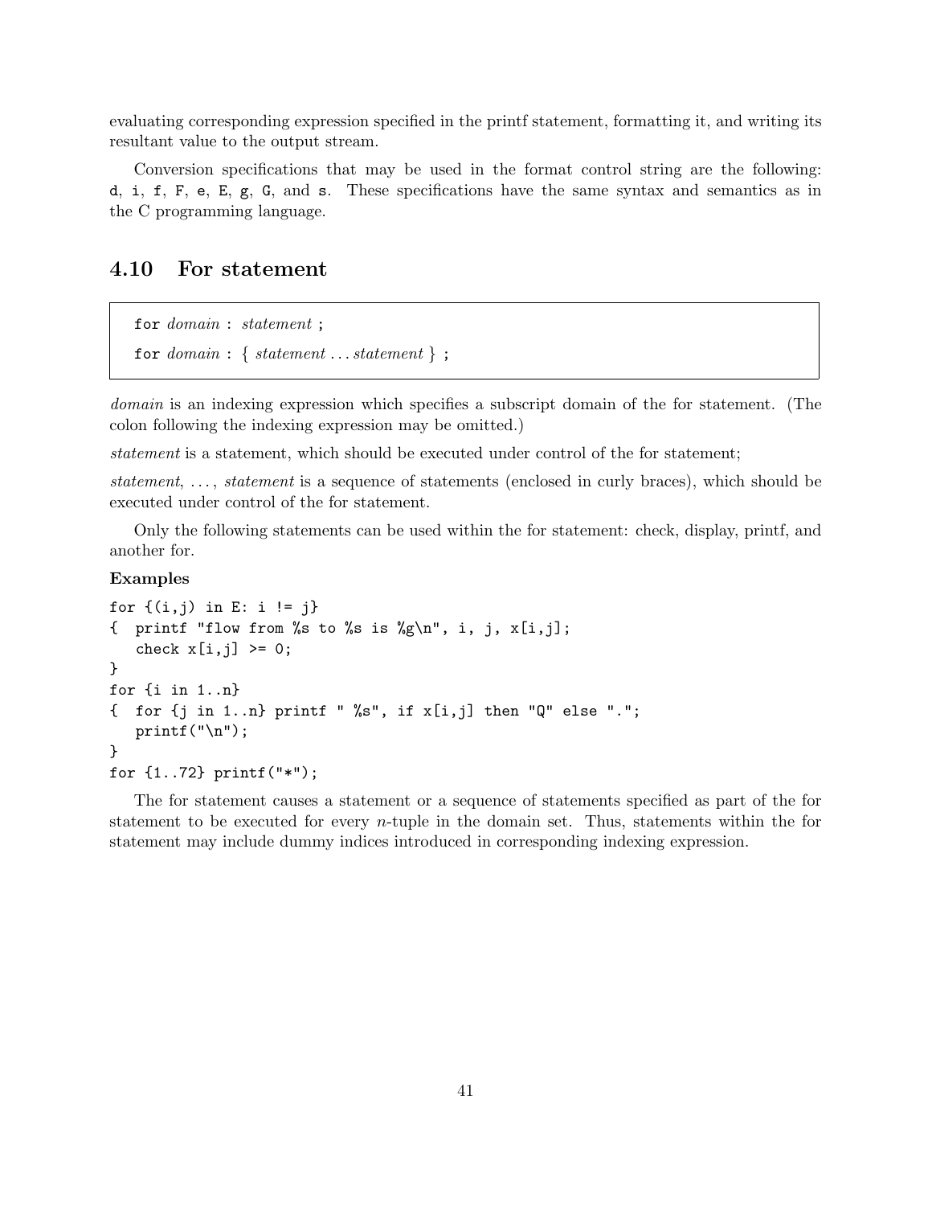evaluating corresponding expression specified in the printf statement, formatting it, and writing its resultant value to the output stream.

Conversion specifications that may be used in the format control string are the following: `d`, `i`, `f`, `F`, `e`, `E`, `g`, `G`, and `s`. These specifications have the same syntax and semantics as in the C programming language.

## 4.10 For statement

> `for` *domain* `:` *statement* `;`
>
> `for` *domain* `:` `{` *statement* ... *statement* `}` `;`

*domain* is an indexing expression which specifies a subscript domain of the for statement. (The colon following the indexing expression may be omitted.)

*statement* is a statement, which should be executed under control of the for statement;

*statement*, ..., *statement* is a sequence of statements (enclosed in curly braces), which should be executed under control of the for statement.

Only the following statements can be used within the for statement: check, display, printf, and another for.

**Examples**

```
for {(i,j) in E: i != j}
{  printf "flow from %s to %s is %g\n", i, j, x[i,j];
   check x[i,j] >= 0;
}
for {i in 1..n}
{  for {j in 1..n} printf " %s", if x[i,j] then "Q" else ".";
   printf("\n");
}
for {1..72} printf("*");
```

The for statement causes a statement or a sequence of statements specified as part of the for statement to be executed for every $n$-tuple in the domain set. Thus, statements within the for statement may include dummy indices introduced in corresponding indexing expression.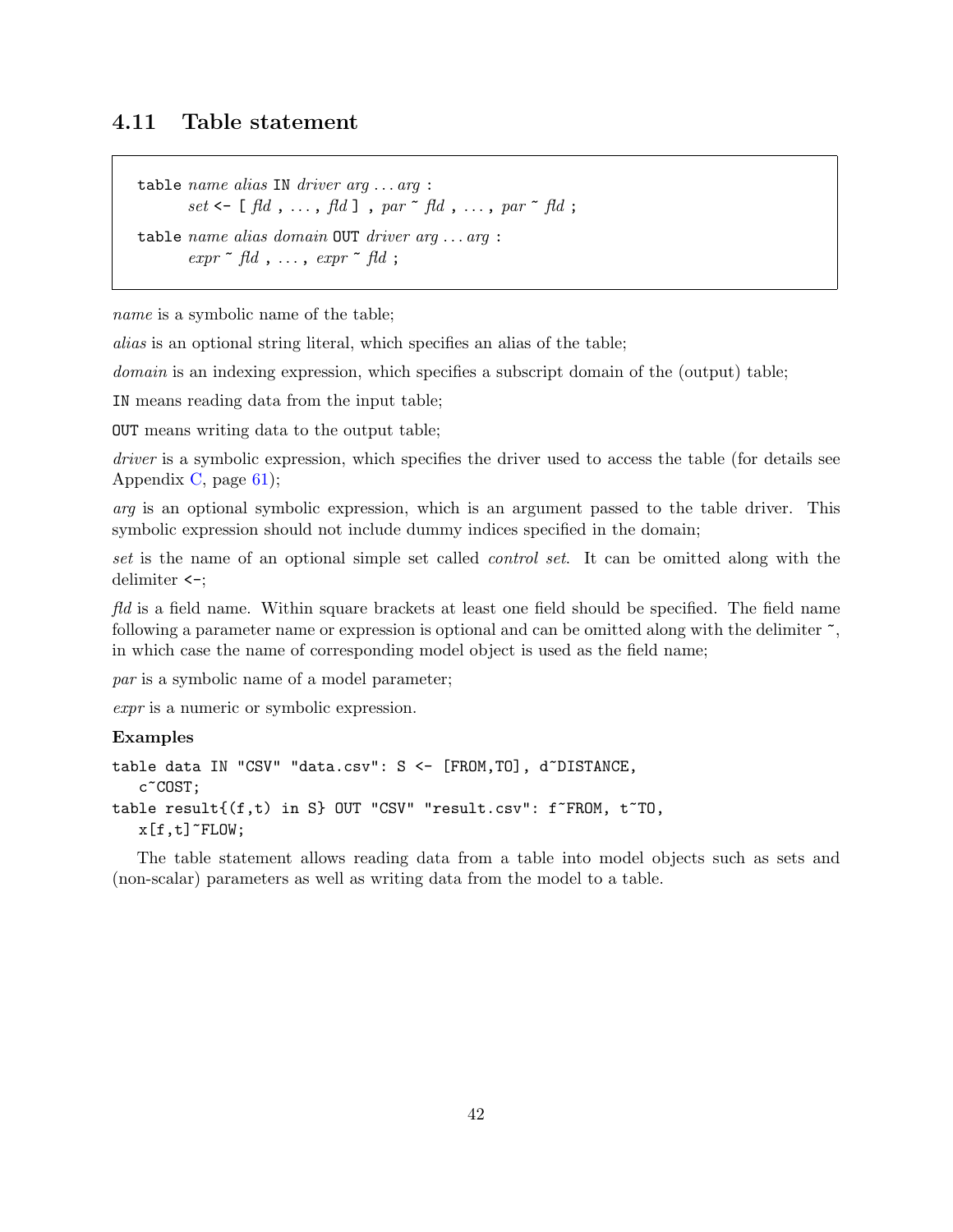## 4.11 Table statement

```
table name alias IN driver arg ... arg :
      set <- [ fld , ... , fld ] , par ~ fld , ... , par ~ fld ;

table name alias domain OUT driver arg ... arg :
      expr ~ fld , ... , expr ~ fld ;
```

*name* is a symbolic name of the table;

*alias* is an optional string literal, which specifies an alias of the table;

*domain* is an indexing expression, which specifies a subscript domain of the (output) table;

IN means reading data from the input table;

OUT means writing data to the output table;

*driver* is a symbolic expression, which specifies the driver used to access the table (for details see Appendix C, page 61);

*arg* is an optional symbolic expression, which is an argument passed to the table driver. This symbolic expression should not include dummy indices specified in the domain;

*set* is the name of an optional simple set called *control set*. It can be omitted along with the delimiter <-;

*fld* is a field name. Within square brackets at least one field should be specified. The field name following a parameter name or expression is optional and can be omitted along with the delimiter ~, in which case the name of corresponding model object is used as the field name;

*par* is a symbolic name of a model parameter;

*expr* is a numeric or symbolic expression.

**Examples**

```
table data IN "CSV" "data.csv": S <- [FROM,TO], d~DISTANCE,
   c~COST;
table result{(f,t) in S} OUT "CSV" "result.csv": f~FROM, t~TO,
   x[f,t]~FLOW;
```

The table statement allows reading data from a table into model objects such as sets and (non-scalar) parameters as well as writing data from the model to a table.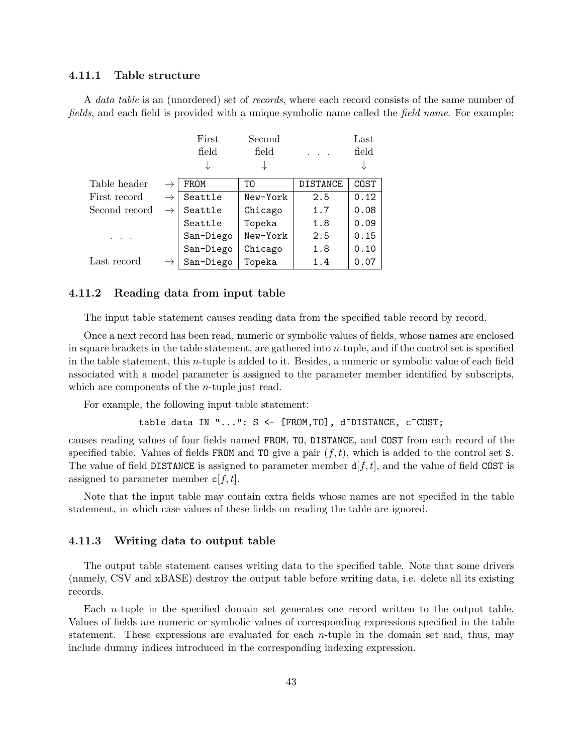### 4.11.1 Table structure

A *data table* is an (unordered) set of *records*, where each record consists of the same number of *fields*, and each field is provided with a unique symbolic name called the *field name*. For example:

| | | First field ↓ | Second field ↓ | . . . | Last field ↓ |
|---|---|---|---|---|---|
| Table header | → | FROM | TO | DISTANCE | COST |
| First record | → | Seattle | New-York | 2.5 | 0.12 |
| Second record | → | Seattle | Chicago | 1.7 | 0.08 |
| | | Seattle | Topeka | 1.8 | 0.09 |
| . . . | | San-Diego | New-York | 2.5 | 0.15 |
| | | San-Diego | Chicago | 1.8 | 0.10 |
| Last record | → | San-Diego | Topeka | 1.4 | 0.07 |

### 4.11.2 Reading data from input table

The input table statement causes reading data from the specified table record by record.

Once a next record has been read, numeric or symbolic values of fields, whose names are enclosed in square brackets in the table statement, are gathered into $n$-tuple, and if the control set is specified in the table statement, this $n$-tuple is added to it. Besides, a numeric or symbolic value of each field associated with a model parameter is assigned to the parameter member identified by subscripts, which are components of the $n$-tuple just read.

For example, the following input table statement:

```
table data IN "...": S <- [FROM,TO], d~DISTANCE, c~COST;
```

causes reading values of four fields named FROM, TO, DISTANCE, and COST from each record of the specified table. Values of fields FROM and TO give a pair $(f, t)$, which is added to the control set S. The value of field DISTANCE is assigned to parameter member d$[f, t]$, and the value of field COST is assigned to parameter member c$[f, t]$.

Note that the input table may contain extra fields whose names are not specified in the table statement, in which case values of these fields on reading the table are ignored.

### 4.11.3 Writing data to output table

The output table statement causes writing data to the specified table. Note that some drivers (namely, CSV and xBASE) destroy the output table before writing data, i.e. delete all its existing records.

Each $n$-tuple in the specified domain set generates one record written to the output table. Values of fields are numeric or symbolic values of corresponding expressions specified in the table statement. These expressions are evaluated for each $n$-tuple in the domain set and, thus, may include dummy indices introduced in the corresponding indexing expression.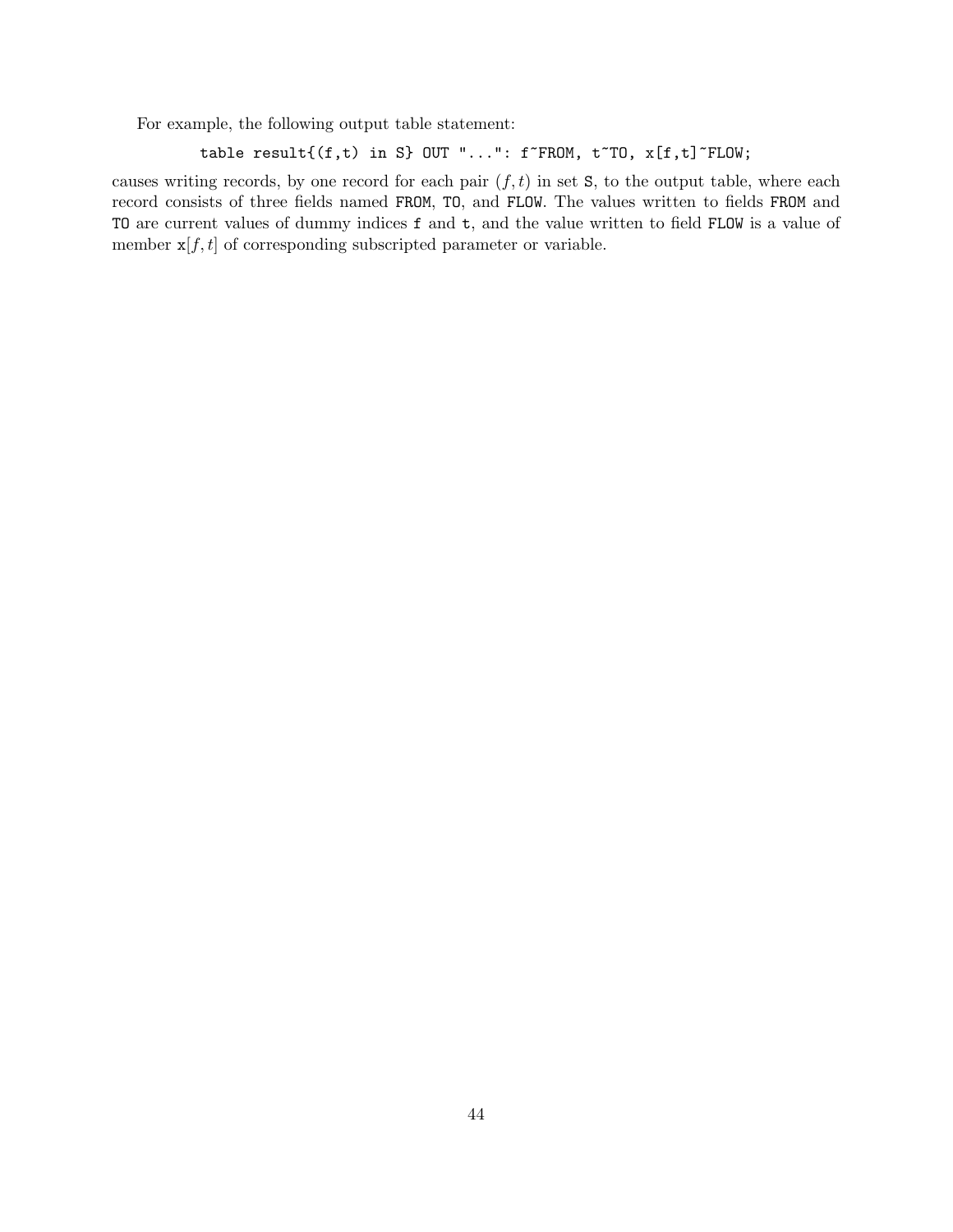For example, the following output table statement:

```
table result{(f,t) in S} OUT "...": f~FROM, t~TO, x[f,t]~FLOW;
```

causes writing records, by one record for each pair $(f, t)$ in set S, to the output table, where each record consists of three fields named FROM, TO, and FLOW. The values written to fields FROM and TO are current values of dummy indices f and t, and the value written to field FLOW is a value of member x$[f, t]$ of corresponding subscripted parameter or variable.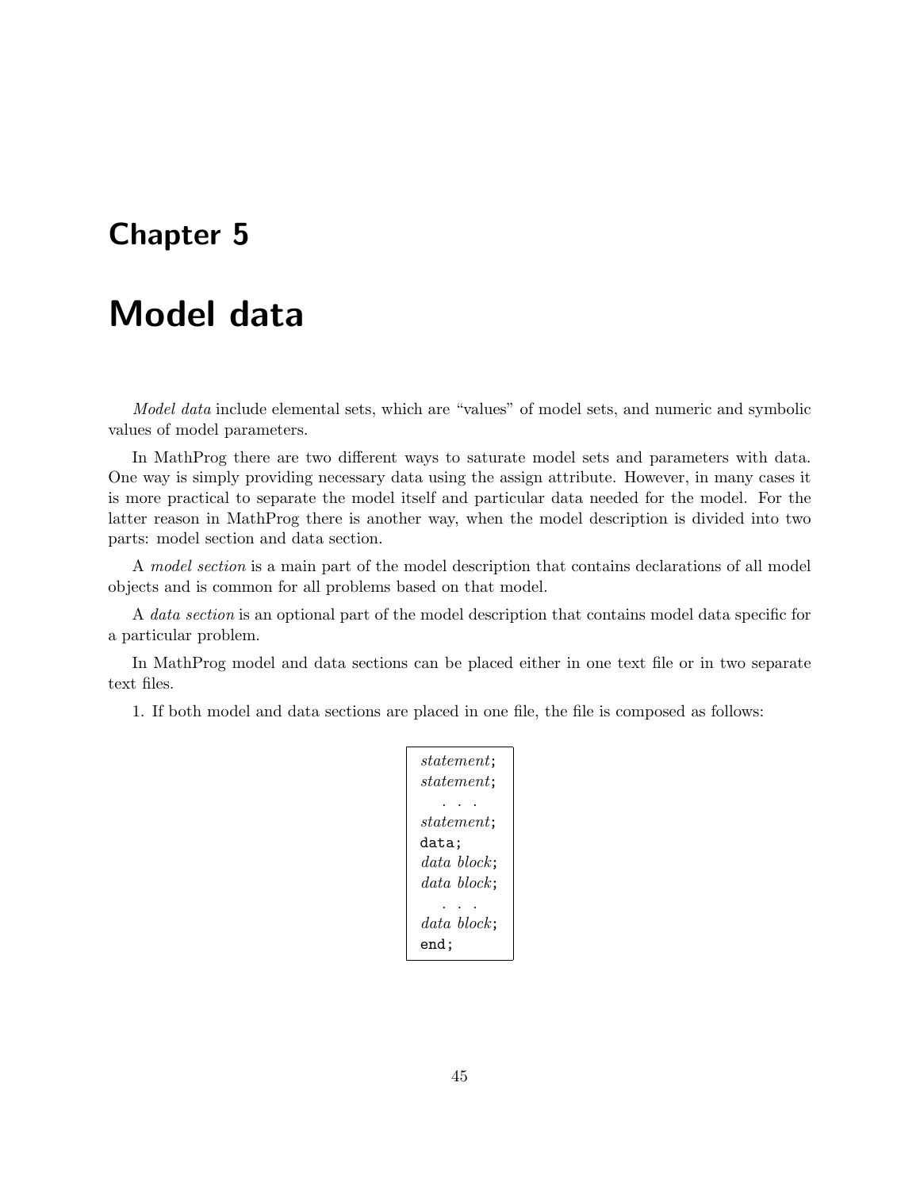# Chapter 5

# Model data

*Model data* include elemental sets, which are "values" of model sets, and numeric and symbolic values of model parameters.

In MathProg there are two different ways to saturate model sets and parameters with data. One way is simply providing necessary data using the assign attribute. However, in many cases it is more practical to separate the model itself and particular data needed for the model. For the latter reason in MathProg there is another way, when the model description is divided into two parts: model section and data section.

A *model section* is a main part of the model description that contains declarations of all model objects and is common for all problems based on that model.

A *data section* is an optional part of the model description that contains model data specific for a particular problem.

In MathProg model and data sections can be placed either in one text file or in two separate text files.

1. If both model and data sections are placed in one file, the file is composed as follows:

```
statement;
statement;
   . . .
statement;
data;
data block;
data block;
   . . .
data block;
end;
```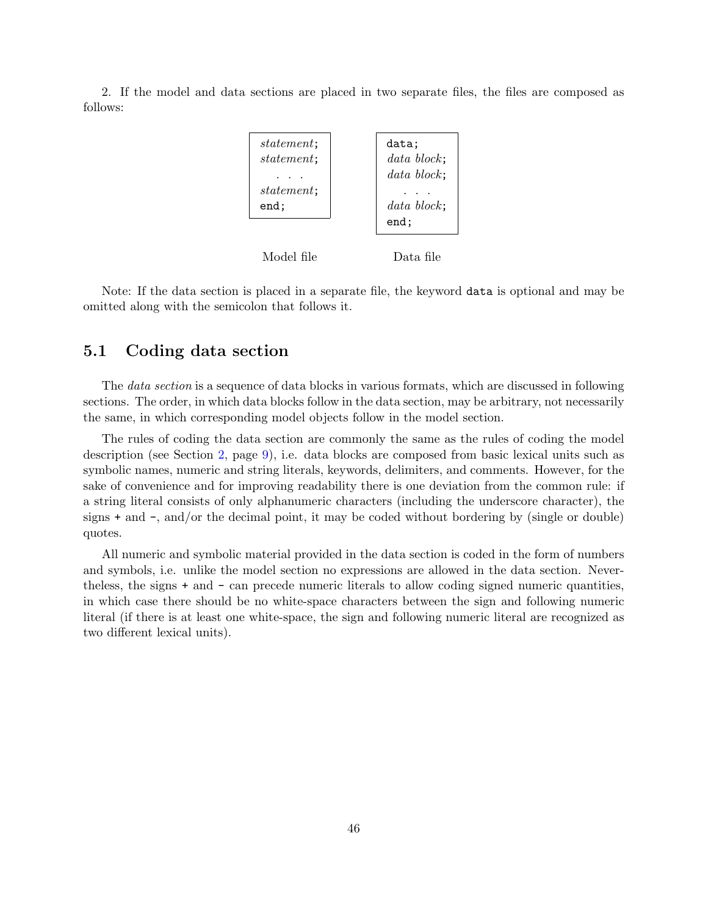2. If the model and data sections are placed in two separate files, the files are composed as follows:

```
statement;
statement;
   . . .
statement;
end;
```

Model file

```
data;
data block;
data block;
   . . .
data block;
end;
```

Data file

Note: If the data section is placed in a separate file, the keyword `data` is optional and may be omitted along with the semicolon that follows it.

## 5.1 Coding data section

The *data section* is a sequence of data blocks in various formats, which are discussed in following sections. The order, in which data blocks follow in the data section, may be arbitrary, not necessarily the same, in which corresponding model objects follow in the model section.

The rules of coding the data section are commonly the same as the rules of coding the model description (see Section 2, page 9), i.e. data blocks are composed from basic lexical units such as symbolic names, numeric and string literals, keywords, delimiters, and comments. However, for the sake of convenience and for improving readability there is one deviation from the common rule: if a string literal consists of only alphanumeric characters (including the underscore character), the signs `+` and `-`, and/or the decimal point, it may be coded without bordering by (single or double) quotes.

All numeric and symbolic material provided in the data section is coded in the form of numbers and symbols, i.e. unlike the model section no expressions are allowed in the data section. Nevertheless, the signs `+` and `-` can precede numeric literals to allow coding signed numeric quantities, in which case there should be no white-space characters between the sign and following numeric literal (if there is at least one white-space, the sign and following numeric literal are recognized as two different lexical units).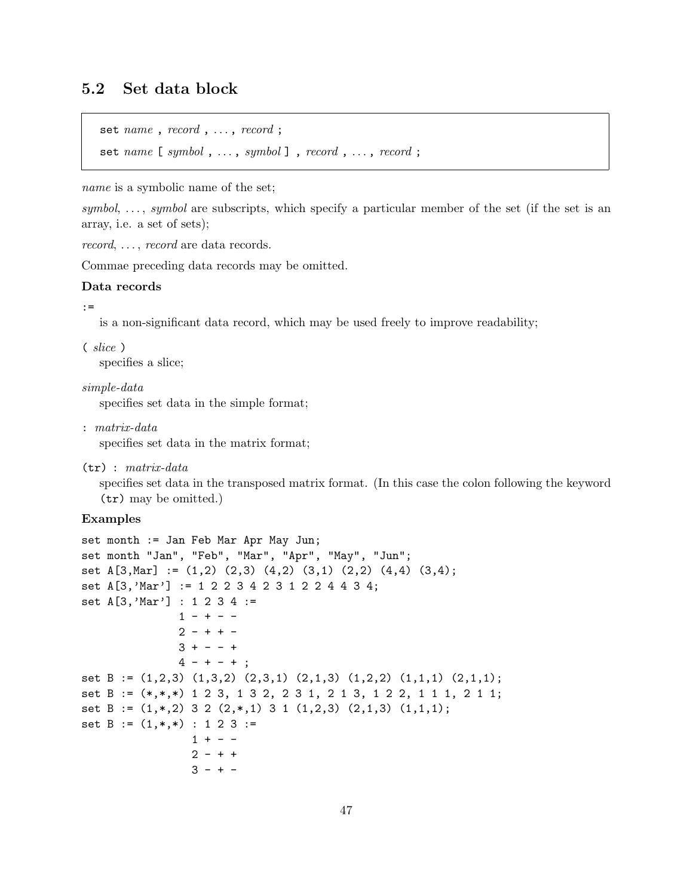## 5.2 Set data block

```
set name , record , ... , record ;
set name [ symbol , ... , symbol ] , record , ... , record ;
```

*name* is a symbolic name of the set;

*symbol*, ..., *symbol* are subscripts, which specify a particular member of the set (if the set is an array, i.e. a set of sets);

*record*, ..., *record* are data records.

Commae preceding data records may be omitted.

### Data records

`:=`
is a non-significant data record, which may be used freely to improve readability;

`(` *slice* `)`
specifies a slice;

*simple-data*
specifies set data in the simple format;

`:` *matrix-data*
specifies set data in the matrix format;

`(tr) :` *matrix-data*
specifies set data in the transposed matrix format. (In this case the colon following the keyword `(tr)` may be omitted.)

### Examples

```
set month := Jan Feb Mar Apr May Jun;
set month "Jan", "Feb", "Mar", "Apr", "May", "Jun";
set A[3,Mar] := (1,2) (2,3) (4,2) (3,1) (2,2) (4,4) (3,4);
set A[3,'Mar'] := 1 2 2 3 4 2 3 1 2 2 4 4 3 4;
set A[3,'Mar'] : 1 2 3 4 :=
               1 - + - -
               2 - + + -
               3 + - - +
               4 - + - + ;
set B := (1,2,3) (1,3,2) (2,3,1) (2,1,3) (1,2,2) (1,1,1) (2,1,1);
set B := (*,*,*) 1 2 3, 1 3 2, 2 3 1, 2 1 3, 1 2 2, 1 1 1, 2 1 1;
set B := (1,*,2) 3 2 (2,*,1) 3 1 (1,2,3) (2,1,3) (1,1,1);
set B := (1,*,*) : 1 2 3 :=
                1 + - -
                2 - + +
                3 - + -
```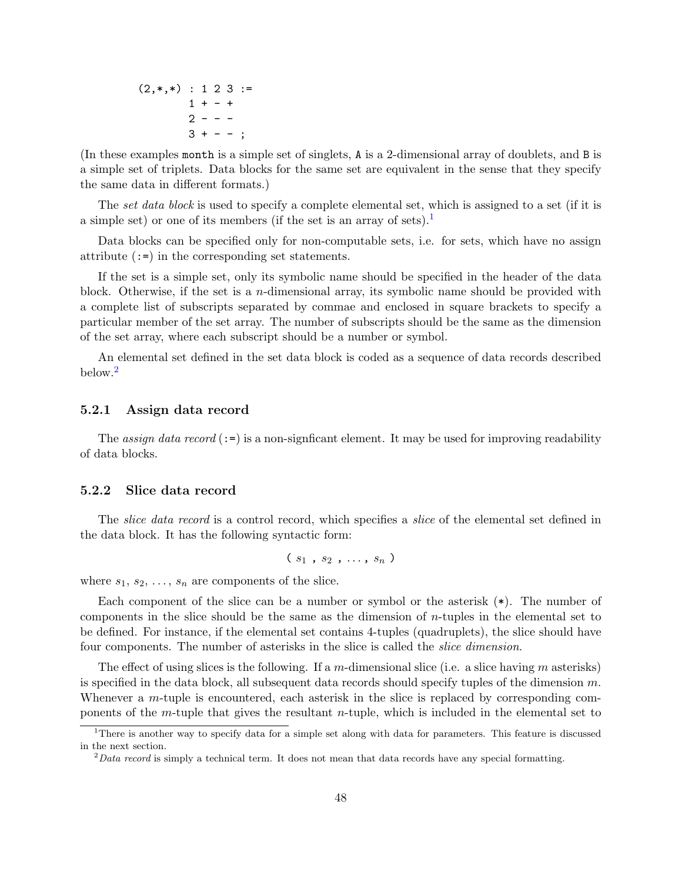```
(2,*,*) : 1 2 3 :=
        1 + - +
        2 - - -
        3 + - - ;
```

(In these examples `month` is a simple set of singlets, `A` is a 2-dimensional array of doublets, and `B` is a simple set of triplets. Data blocks for the same set are equivalent in the sense that they specify the same data in different formats.)

The *set data block* is used to specify a complete elemental set, which is assigned to a set (if it is a simple set) or one of its members (if the set is an array of sets).[1]

Data blocks can be specified only for non-computable sets, i.e. for sets, which have no assign attribute (`:=`) in the corresponding set statements.

If the set is a simple set, only its symbolic name should be specified in the header of the data block. Otherwise, if the set is a $n$-dimensional array, its symbolic name should be provided with a complete list of subscripts separated by commae and enclosed in square brackets to specify a particular member of the set array. The number of subscripts should be the same as the dimension of the set array, where each subscript should be a number or symbol.

An elemental set defined in the set data block is coded as a sequence of data records described below.[2]

### 5.2.1 Assign data record

The *assign data record* (`:=`) is a non-signficant element. It may be used for improving readability of data blocks.

### 5.2.2 Slice data record

The *slice data record* is a control record, which specifies a *slice* of the elemental set defined in the data block. It has the following syntactic form:

$$( \; s_1 \; , \; s_2 \; , \; \ldots \; , \; s_n \; )$$

where $s_1$, $s_2$, ..., $s_n$ are components of the slice.

Each component of the slice can be a number or symbol or the asterisk (`*`). The number of components in the slice should be the same as the dimension of $n$-tuples in the elemental set to be defined. For instance, if the elemental set contains 4-tuples (quadruplets), the slice should have four components. The number of asterisks in the slice is called the *slice dimension*.

The effect of using slices is the following. If a $m$-dimensional slice (i.e. a slice having $m$ asterisks) is specified in the data block, all subsequent data records should specify tuples of the dimension $m$. Whenever a $m$-tuple is encountered, each asterisk in the slice is replaced by corresponding components of the $m$-tuple that gives the resultant $n$-tuple, which is included in the elemental set to

---

[1] There is another way to specify data for a simple set along with data for parameters. This feature is discussed in the next section.

[2] *Data record* is simply a technical term. It does not mean that data records have any special formatting.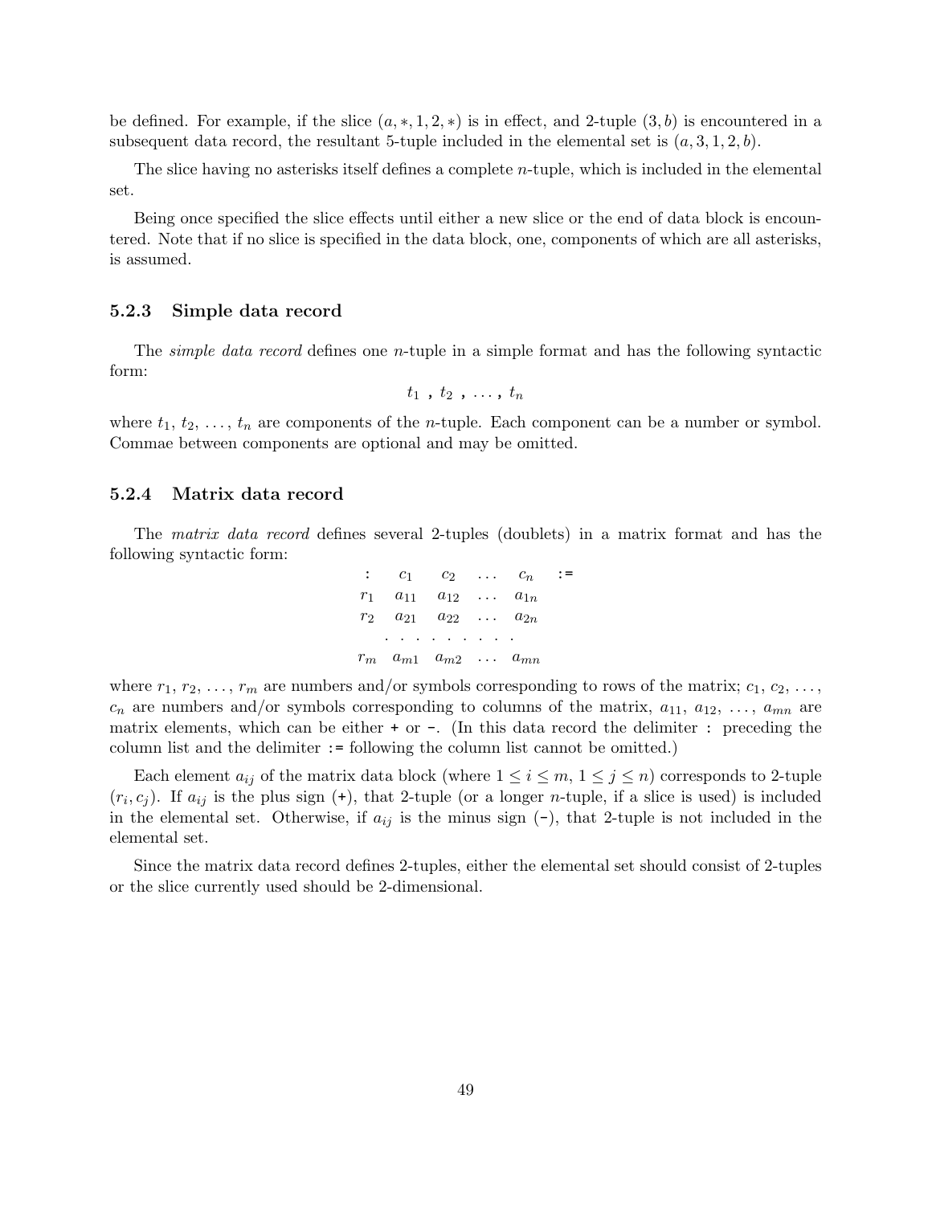be defined. For example, if the slice $(a, *, 1, 2, *)$ is in effect, and 2-tuple $(3, b)$ is encountered in a subsequent data record, the resultant 5-tuple included in the elemental set is $(a, 3, 1, 2, b)$.

The slice having no asterisks itself defines a complete $n$-tuple, which is included in the elemental set.

Being once specified the slice effects until either a new slice or the end of data block is encountered. Note that if no slice is specified in the data block, one, components of which are all asterisks, is assumed.

### 5.2.3 Simple data record

The *simple data record* defines one $n$-tuple in a simple format and has the following syntactic form:

$$t_1 \;\texttt{,}\; t_2 \;\texttt{,}\; \ldots \;\texttt{,}\; t_n$$

where $t_1, t_2, \ldots, t_n$ are components of the $n$-tuple. Each component can be a number or symbol. Commae between components are optional and may be omitted.

### 5.2.4 Matrix data record

The *matrix data record* defines several 2-tuples (doublets) in a matrix format and has the following syntactic form:

$$\begin{array}{cccccc}
\texttt{:} & c_1 & c_2 & \ldots & c_n & \texttt{:=} \\
r_1 & a_{11} & a_{12} & \ldots & a_{1n} & \\
r_2 & a_{21} & a_{22} & \ldots & a_{2n} & \\
\multicolumn{5}{c}{\ldots\ldots\ldots\ldots} & \\
r_m & a_{m1} & a_{m2} & \ldots & a_{mn} &
\end{array}$$

where $r_1, r_2, \ldots, r_m$ are numbers and/or symbols corresponding to rows of the matrix; $c_1, c_2, \ldots, c_n$ are numbers and/or symbols corresponding to columns of the matrix, $a_{11}, a_{12}, \ldots, a_{mn}$ are matrix elements, which can be either `+` or `-`. (In this data record the delimiter `:` preceding the column list and the delimiter `:=` following the column list cannot be omitted.)

Each element $a_{ij}$ of the matrix data block (where $1 \leq i \leq m$, $1 \leq j \leq n$) corresponds to 2-tuple $(r_i, c_j)$. If $a_{ij}$ is the plus sign (`+`), that 2-tuple (or a longer $n$-tuple, if a slice is used) is included in the elemental set. Otherwise, if $a_{ij}$ is the minus sign (`-`), that 2-tuple is not included in the elemental set.

Since the matrix data record defines 2-tuples, either the elemental set should consist of 2-tuples or the slice currently used should be 2-dimensional.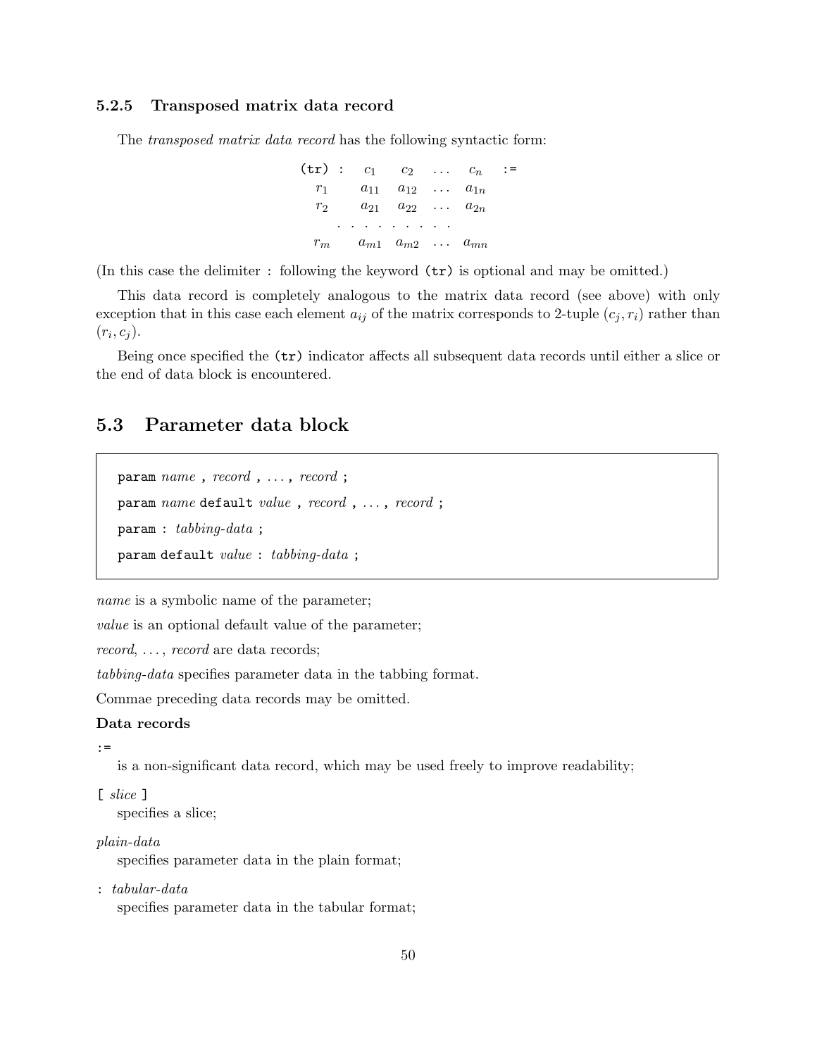### 5.2.5 Transposed matrix data record

The *transposed matrix data record* has the following syntactic form:

$$
\begin{array}{llllll}
\texttt{(tr)} : & c_1 & c_2 & \ldots & c_n & \texttt{:=} \\
r_1 & a_{11} & a_{12} & \ldots & a_{1n} & \\
r_2 & a_{21} & a_{22} & \ldots & a_{2n} & \\
\multicolumn{5}{c}{\cdots\cdots\cdots} & \\
r_m & a_{m1} & a_{m2} & \ldots & a_{mn} &
\end{array}
$$

(In this case the delimiter `:` following the keyword `(tr)` is optional and may be omitted.)

This data record is completely analogous to the matrix data record (see above) with only exception that in this case each element $a_{ij}$ of the matrix corresponds to 2-tuple $(c_j, r_i)$ rather than $(r_i, c_j)$.

Being once specified the `(tr)` indicator affects all subsequent data records until either a slice or the end of data block is encountered.

## 5.3 Parameter data block

```
param name , record , ... , record ;
param name default value , record , ... , record ;
param : tabbing-data ;
param default value : tabbing-data ;
```

*name* is a symbolic name of the parameter;

*value* is an optional default value of the parameter;

*record*, ... , *record* are data records;

*tabbing-data* specifies parameter data in the tabbing format.

Commae preceding data records may be omitted.

**Data records**

`:=`
is a non-significant data record, which may be used freely to improve readability;

`[` *slice* `]`
specifies a slice;

*plain-data*
specifies parameter data in the plain format;

`:` *tabular-data*
specifies parameter data in the tabular format;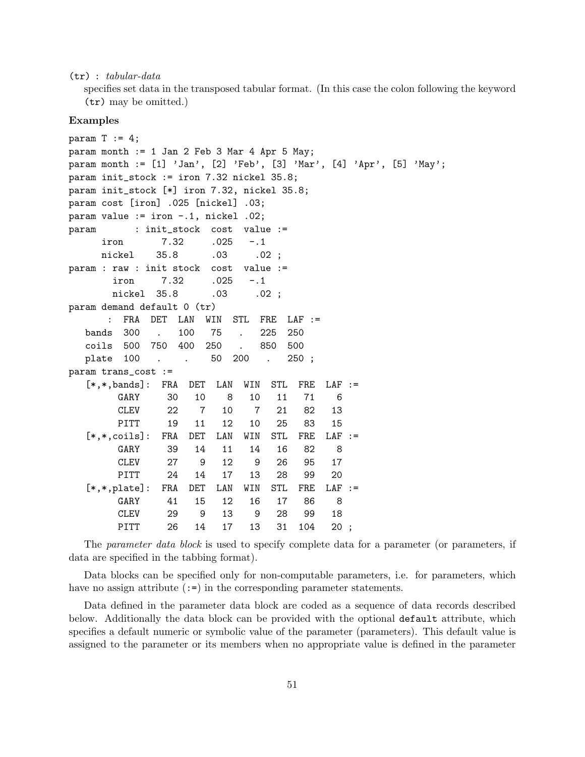(tr) : *tabular-data*

specifies set data in the transposed tabular format. (In this case the colon following the keyword (tr) may be omitted.)

**Examples**

```
param T := 4;
param month := 1 Jan 2 Feb 3 Mar 4 Apr 5 May;
param month := [1] 'Jan', [2] 'Feb', [3] 'Mar', [4] 'Apr', [5] 'May';
param init_stock := iron 7.32 nickel 35.8;
param init_stock [*] iron 7.32, nickel 35.8;
param cost [iron] .025 [nickel] .03;
param value := iron -.1, nickel .02;
param       : init_stock  cost  value :=
      iron       7.32     .025   -.1
      nickel    35.8      .03     .02 ;
param : raw : init stock  cost  value :=
        iron     7.32     .025   -.1
        nickel  35.8      .03     .02 ;
param demand default 0 (tr)
       :  FRA  DET  LAN  WIN  STL  FRE  LAF :=
   bands  300   .   100   75   .   225  250
   coils  500  750  400  250   .   850  500
   plate  100   .    .    50  200   .   250 ;
param trans_cost :=
   [*,*,bands]:  FRA  DET  LAN  WIN  STL  FRE  LAF :=
         GARY     30   10    8   10   11   71    6
         CLEV     22    7   10    7   21   82   13
         PITT     19   11   12   10   25   83   15
   [*,*,coils]:  FRA  DET  LAN  WIN  STL  FRE  LAF :=
         GARY     39   14   11   14   16   82    8
         CLEV     27    9   12    9   26   95   17
         PITT     24   14   17   13   28   99   20
   [*,*,plate]:  FRA  DET  LAN  WIN  STL  FRE  LAF :=
         GARY     41   15   12   16   17   86    8
         CLEV     29    9   13    9   28   99   18
         PITT     26   14   17   13   31  104   20 ;
```

The *parameter data block* is used to specify complete data for a parameter (or parameters, if data are specified in the tabbing format).

Data blocks can be specified only for non-computable parameters, i.e. for parameters, which have no assign attribute (:=) in the corresponding parameter statements.

Data defined in the parameter data block are coded as a sequence of data records described below. Additionally the data block can be provided with the optional `default` attribute, which specifies a default numeric or symbolic value of the parameter (parameters). This default value is assigned to the parameter or its members when no appropriate value is defined in the parameter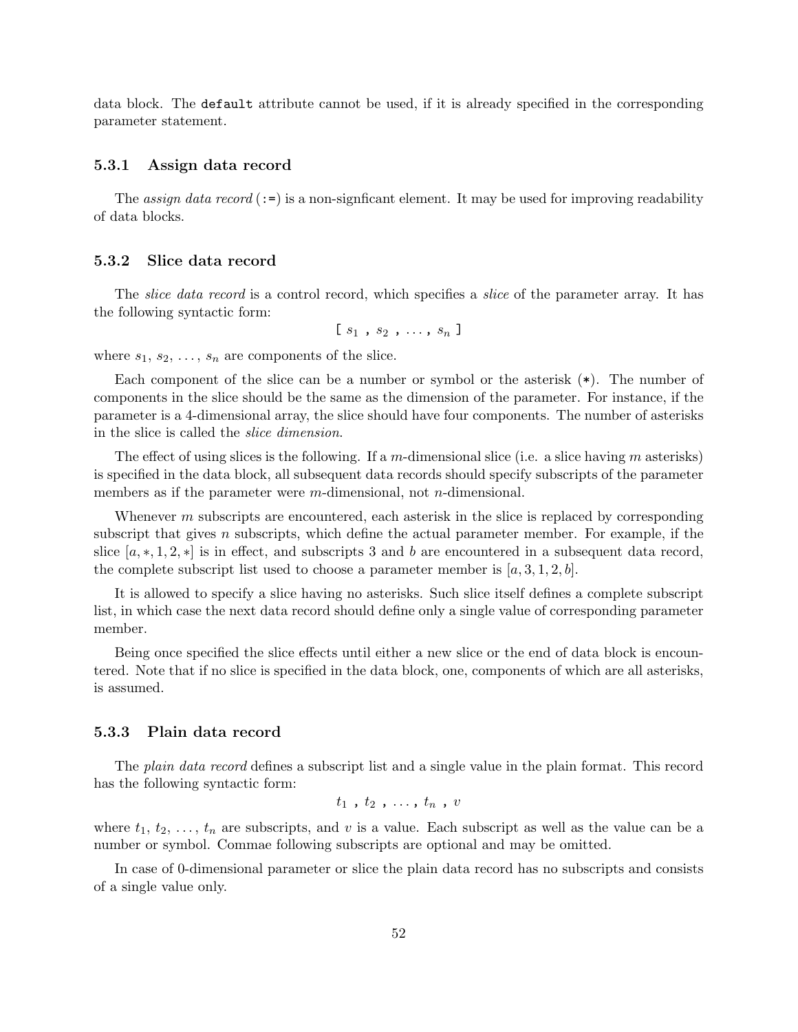data block. The `default` attribute cannot be used, if it is already specified in the corresponding parameter statement.

### 5.3.1 Assign data record

The *assign data record* (`:=`) is a non-signficant element. It may be used for improving readability of data blocks.

### 5.3.2 Slice data record

The *slice data record* is a control record, which specifies a *slice* of the parameter array. It has the following syntactic form:

$$[\ s_1\ ,\ s_2\ ,\ \ldots,\ s_n\ ]$$

where $s_1$, $s_2$, ..., $s_n$ are components of the slice.

Each component of the slice can be a number or symbol or the asterisk (`*`). The number of components in the slice should be the same as the dimension of the parameter. For instance, if the parameter is a 4-dimensional array, the slice should have four components. The number of asterisks in the slice is called the *slice dimension*.

The effect of using slices is the following. If a $m$-dimensional slice (i.e. a slice having $m$ asterisks) is specified in the data block, all subsequent data records should specify subscripts of the parameter members as if the parameter were $m$-dimensional, not $n$-dimensional.

Whenever $m$ subscripts are encountered, each asterisk in the slice is replaced by corresponding subscript that gives $n$ subscripts, which define the actual parameter member. For example, if the slice $[a, *, 1, 2, *]$ is in effect, and subscripts 3 and $b$ are encountered in a subsequent data record, the complete subscript list used to choose a parameter member is $[a, 3, 1, 2, b]$.

It is allowed to specify a slice having no asterisks. Such slice itself defines a complete subscript list, in which case the next data record should define only a single value of corresponding parameter member.

Being once specified the slice effects until either a new slice or the end of data block is encountered. Note that if no slice is specified in the data block, one, components of which are all asterisks, is assumed.

### 5.3.3 Plain data record

The *plain data record* defines a subscript list and a single value in the plain format. This record has the following syntactic form:

$$t_1\ ,\ t_2\ ,\ \ldots,\ t_n\ ,\ v$$

where $t_1$, $t_2$, ..., $t_n$ are subscripts, and $v$ is a value. Each subscript as well as the value can be a number or symbol. Commae following subscripts are optional and may be omitted.

In case of 0-dimensional parameter or slice the plain data record has no subscripts and consists of a single value only.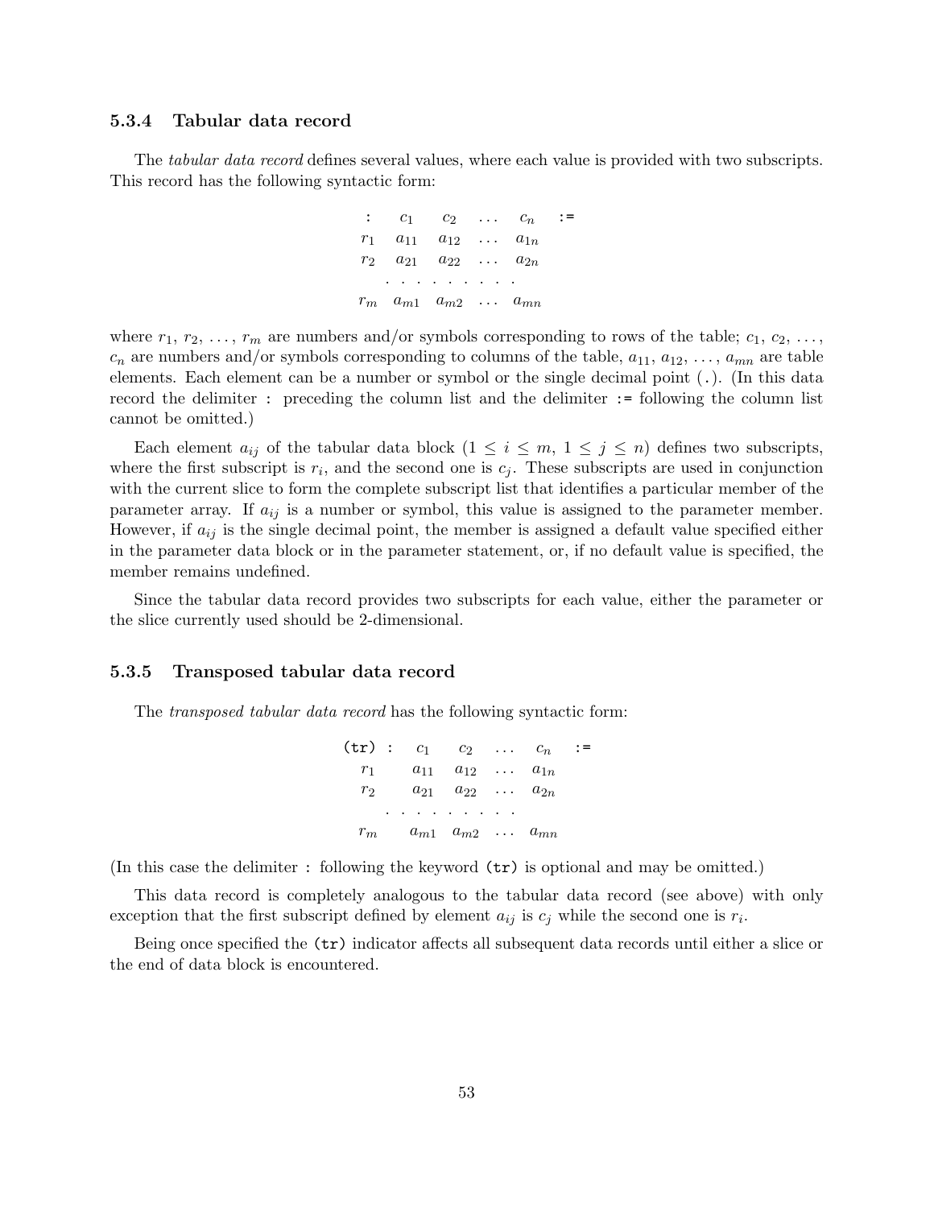### 5.3.4 Tabular data record

The *tabular data record* defines several values, where each value is provided with two subscripts. This record has the following syntactic form:

$$
\begin{array}{cccccc}
\texttt{:} & c_1 & c_2 & \ldots & c_n & \texttt{:=} \\
r_1 & a_{11} & a_{12} & \ldots & a_{1n} & \\
r_2 & a_{21} & a_{22} & \ldots & a_{2n} & \\
 & . & . & . & . & . \\
r_m & a_{m1} & a_{m2} & \ldots & a_{mn} &
\end{array}
$$

where $r_1$, $r_2$, ..., $r_m$ are numbers and/or symbols corresponding to rows of the table; $c_1$, $c_2$, ..., $c_n$ are numbers and/or symbols corresponding to columns of the table, $a_{11}$, $a_{12}$, ..., $a_{mn}$ are table elements. Each element can be a number or symbol or the single decimal point (`.`). (In this data record the delimiter `:` preceding the column list and the delimiter `:=` following the column list cannot be omitted.)

Each element $a_{ij}$ of the tabular data block ($1 \leq i \leq m$, $1 \leq j \leq n$) defines two subscripts, where the first subscript is $r_i$, and the second one is $c_j$. These subscripts are used in conjunction with the current slice to form the complete subscript list that identifies a particular member of the parameter array. If $a_{ij}$ is a number or symbol, this value is assigned to the parameter member. However, if $a_{ij}$ is the single decimal point, the member is assigned a default value specified either in the parameter data block or in the parameter statement, or, if no default value is specified, the member remains undefined.

Since the tabular data record provides two subscripts for each value, either the parameter or the slice currently used should be 2-dimensional.

### 5.3.5 Transposed tabular data record

The *transposed tabular data record* has the following syntactic form:

$$
\begin{array}{cccccc}
\texttt{(tr) :} & c_1 & c_2 & \ldots & c_n & \texttt{:=} \\
r_1 & a_{11} & a_{12} & \ldots & a_{1n} & \\
r_2 & a_{21} & a_{22} & \ldots & a_{2n} & \\
 & . & . & . & . & . \\
r_m & a_{m1} & a_{m2} & \ldots & a_{mn} &
\end{array}
$$

(In this case the delimiter `:` following the keyword `(tr)` is optional and may be omitted.)

This data record is completely analogous to the tabular data record (see above) with only exception that the first subscript defined by element $a_{ij}$ is $c_j$ while the second one is $r_i$.

Being once specified the `(tr)` indicator affects all subsequent data records until either a slice or the end of data block is encountered.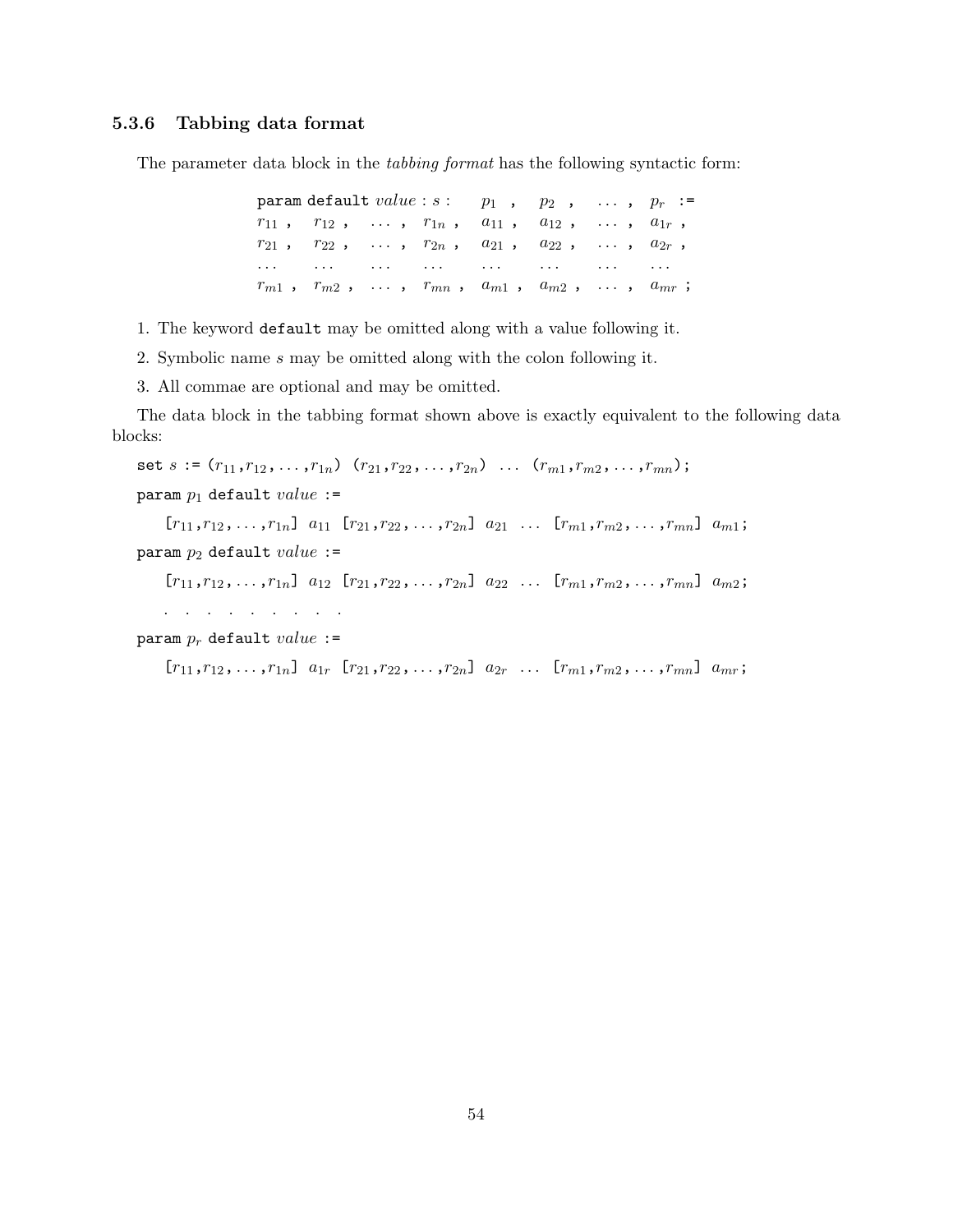### 5.3.6 Tabbing data format

The parameter data block in the *tabbing format* has the following syntactic form:

$$
\begin{array}{llllllll}
\texttt{param default}\ \mathit{value} : s : & p_1 \ , & p_2 \ , & \ldots \ , & p_r \ \texttt{:=} \\
r_{11}\ , \quad r_{12}\ , & \ldots\ , & r_{1n}\ , & a_{11}\ , & a_{12}\ , & \ldots\ , & a_{1r}\ , \\
r_{21}\ , \quad r_{22}\ , & \ldots\ , & r_{2n}\ , & a_{21}\ , & a_{22}\ , & \ldots\ , & a_{2r}\ , \\
\ldots \quad \ldots & \ldots & \ldots & \ldots & \ldots & \ldots & \ldots \\
r_{m1}\ , \quad r_{m2}\ , & \ldots\ , & r_{mn}\ , & a_{m1}\ , & a_{m2}\ , & \ldots\ , & a_{mr}\ ;
\end{array}
$$

1. The keyword `default` may be omitted along with a value following it.

2. Symbolic name $s$ may be omitted along with the colon following it.

3. All commae are optional and may be omitted.

The data block in the tabbing format shown above is exactly equivalent to the following data blocks:

`set` $s$ `:=` $(r_{11}, r_{12}, \ldots, r_{1n})$ $(r_{21}, r_{22}, \ldots, r_{2n})$ $\ldots$ $(r_{m1}, r_{m2}, \ldots, r_{mn})$;

`param` $p_1$ `default` $\mathit{value}$ `:=`

$[r_{11}, r_{12}, \ldots, r_{1n}]$ $a_{11}$ $[r_{21}, r_{22}, \ldots, r_{2n}]$ $a_{21}$ $\ldots$ $[r_{m1}, r_{m2}, \ldots, r_{mn}]$ $a_{m1}$;

`param` $p_2$ `default` $\mathit{value}$ `:=`

$[r_{11}, r_{12}, \ldots, r_{1n}]$ $a_{12}$ $[r_{21}, r_{22}, \ldots, r_{2n}]$ $a_{22}$ $\ldots$ $[r_{m1}, r_{m2}, \ldots, r_{mn}]$ $a_{m2}$;

. . . . . . . . .

`param` $p_r$ `default` $\mathit{value}$ `:=`

$[r_{11}, r_{12}, \ldots, r_{1n}]$ $a_{1r}$ $[r_{21}, r_{22}, \ldots, r_{2n}]$ $a_{2r}$ $\ldots$ $[r_{m1}, r_{m2}, \ldots, r_{mn}]$ $a_{mr}$;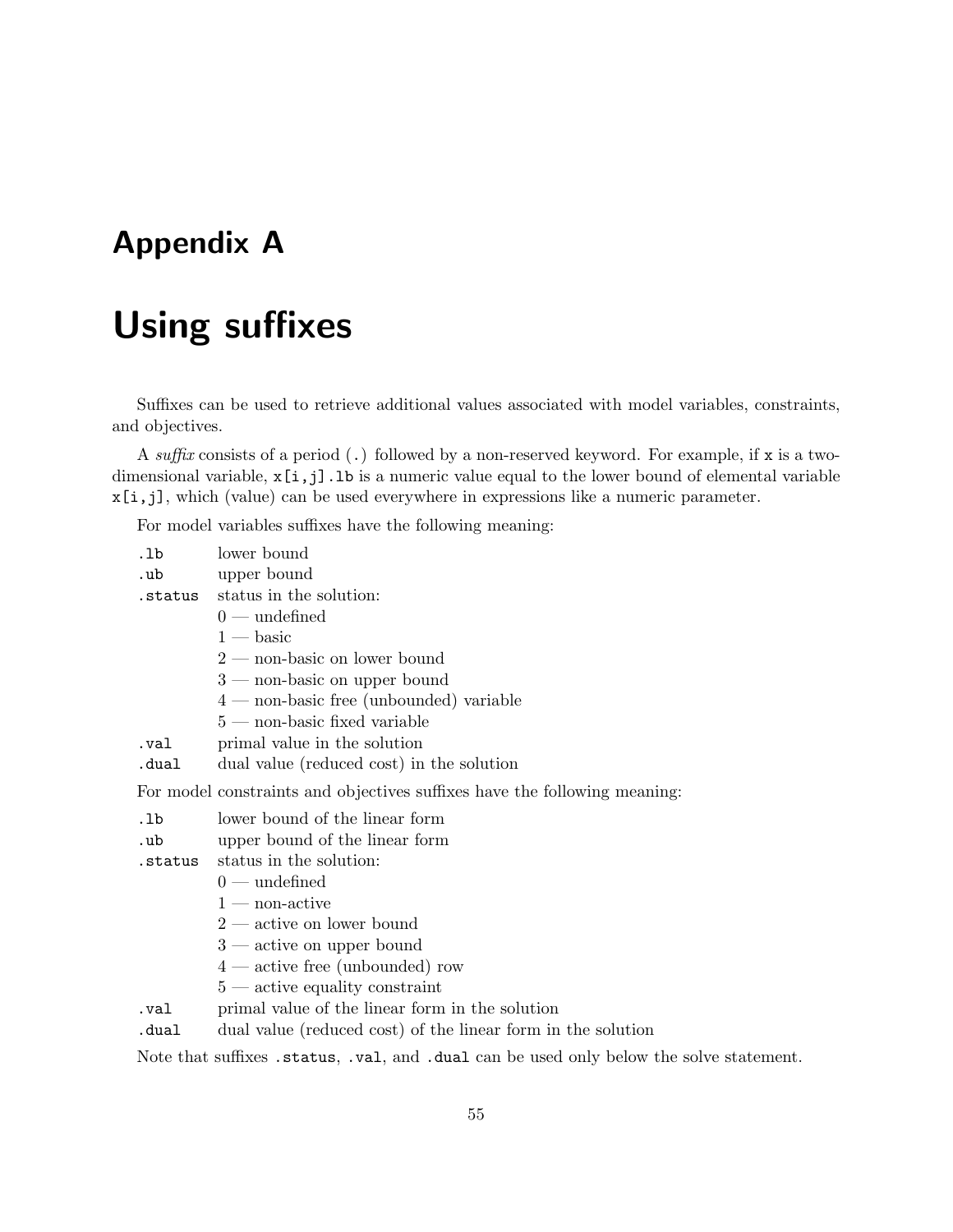# Appendix A

# Using suffixes

Suffixes can be used to retrieve additional values associated with model variables, constraints, and objectives.

A *suffix* consists of a period (`.`) followed by a non-reserved keyword. For example, if `x` is a two-dimensional variable, `x[i,j].lb` is a numeric value equal to the lower bound of elemental variable `x[i,j]`, which (value) can be used everywhere in expressions like a numeric parameter.

For model variables suffixes have the following meaning:

| | |
|---|---|
| `.lb` | lower bound |
| `.ub` | upper bound |
| `.status` | status in the solution:<br>0 — undefined<br>1 — basic<br>2 — non-basic on lower bound<br>3 — non-basic on upper bound<br>4 — non-basic free (unbounded) variable<br>5 — non-basic fixed variable |
| `.val` | primal value in the solution |
| `.dual` | dual value (reduced cost) in the solution |

For model constraints and objectives suffixes have the following meaning:

| | |
|---|---|
| `.lb` | lower bound of the linear form |
| `.ub` | upper bound of the linear form |
| `.status` | status in the solution:<br>0 — undefined<br>1 — non-active<br>2 — active on lower bound<br>3 — active on upper bound<br>4 — active free (unbounded) row<br>5 — active equality constraint |
| `.val` | primal value of the linear form in the solution |
| `.dual` | dual value (reduced cost) of the linear form in the solution |

Note that suffixes `.status`, `.val`, and `.dual` can be used only below the solve statement.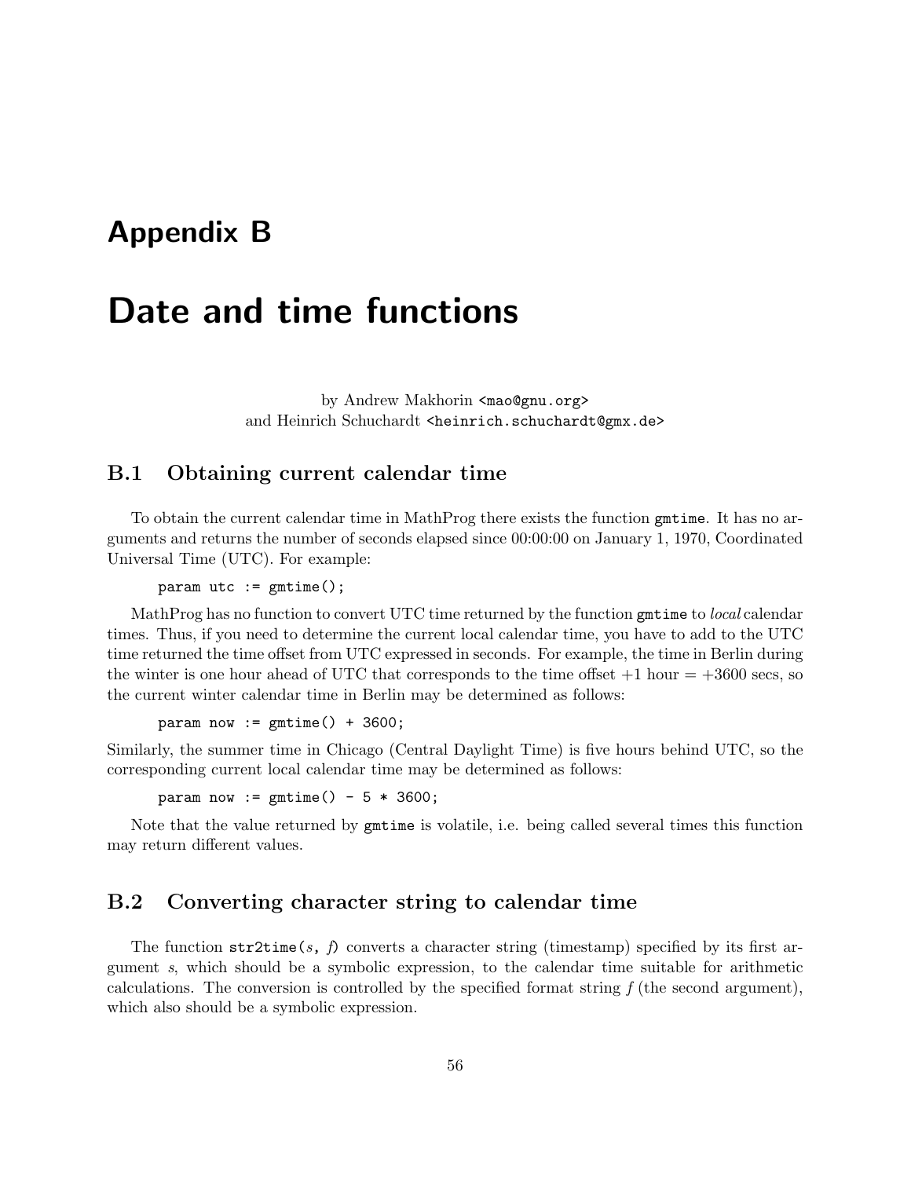# Appendix B

# Date and time functions

by Andrew Makhorin `<mao@gnu.org>`
and Heinrich Schuchardt `<heinrich.schuchardt@gmx.de>`

## B.1 Obtaining current calendar time

To obtain the current calendar time in MathProg there exists the function `gmtime`. It has no arguments and returns the number of seconds elapsed since 00:00:00 on January 1, 1970, Coordinated Universal Time (UTC). For example:

```
param utc := gmtime();
```

MathProg has no function to convert UTC time returned by the function `gmtime` to *local* calendar times. Thus, if you need to determine the current local calendar time, you have to add to the UTC time returned the time offset from UTC expressed in seconds. For example, the time in Berlin during the winter is one hour ahead of UTC that corresponds to the time offset +1 hour = +3600 secs, so the current winter calendar time in Berlin may be determined as follows:

```
param now := gmtime() + 3600;
```

Similarly, the summer time in Chicago (Central Daylight Time) is five hours behind UTC, so the corresponding current local calendar time may be determined as follows:

```
param now := gmtime() - 5 * 3600;
```

Note that the value returned by `gmtime` is volatile, i.e. being called several times this function may return different values.

## B.2 Converting character string to calendar time

The function `str2time(`*s*`,` *f*`)` converts a character string (timestamp) specified by its first argument *s*, which should be a symbolic expression, to the calendar time suitable for arithmetic calculations. The conversion is controlled by the specified format string *f* (the second argument), which also should be a symbolic expression.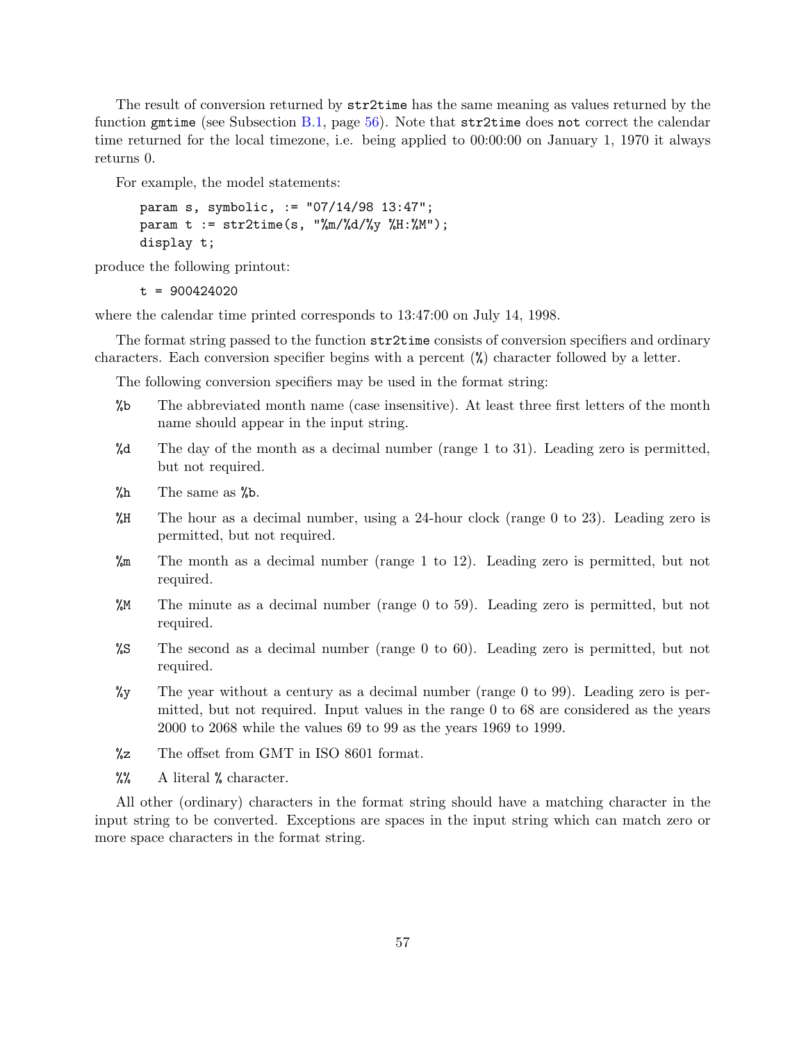The result of conversion returned by `str2time` has the same meaning as values returned by the function `gmtime` (see Subsection B.1, page 56). Note that `str2time` does `not` correct the calendar time returned for the local timezone, i.e. being applied to 00:00:00 on January 1, 1970 it always returns 0.

For example, the model statements:

```
param s, symbolic, := "07/14/98 13:47";
param t := str2time(s, "%m/%d/%y %H:%M");
display t;
```

produce the following printout:

```
t = 900424020
```

where the calendar time printed corresponds to 13:47:00 on July 14, 1998.

The format string passed to the function `str2time` consists of conversion specifiers and ordinary characters. Each conversion specifier begins with a percent (`%`) character followed by a letter.

The following conversion specifiers may be used in the format string:

- `%b` The abbreviated month name (case insensitive). At least three first letters of the month name should appear in the input string.
- `%d` The day of the month as a decimal number (range 1 to 31). Leading zero is permitted, but not required.
- `%h` The same as `%b`.
- `%H` The hour as a decimal number, using a 24-hour clock (range 0 to 23). Leading zero is permitted, but not required.
- `%m` The month as a decimal number (range 1 to 12). Leading zero is permitted, but not required.
- `%M` The minute as a decimal number (range 0 to 59). Leading zero is permitted, but not required.
- `%S` The second as a decimal number (range 0 to 60). Leading zero is permitted, but not required.
- `%y` The year without a century as a decimal number (range 0 to 99). Leading zero is permitted, but not required. Input values in the range 0 to 68 are considered as the years 2000 to 2068 while the values 69 to 99 as the years 1969 to 1999.
- `%z` The offset from GMT in ISO 8601 format.
- `%%` A literal `%` character.

All other (ordinary) characters in the format string should have a matching character in the input string to be converted. Exceptions are spaces in the input string which can match zero or more space characters in the format string.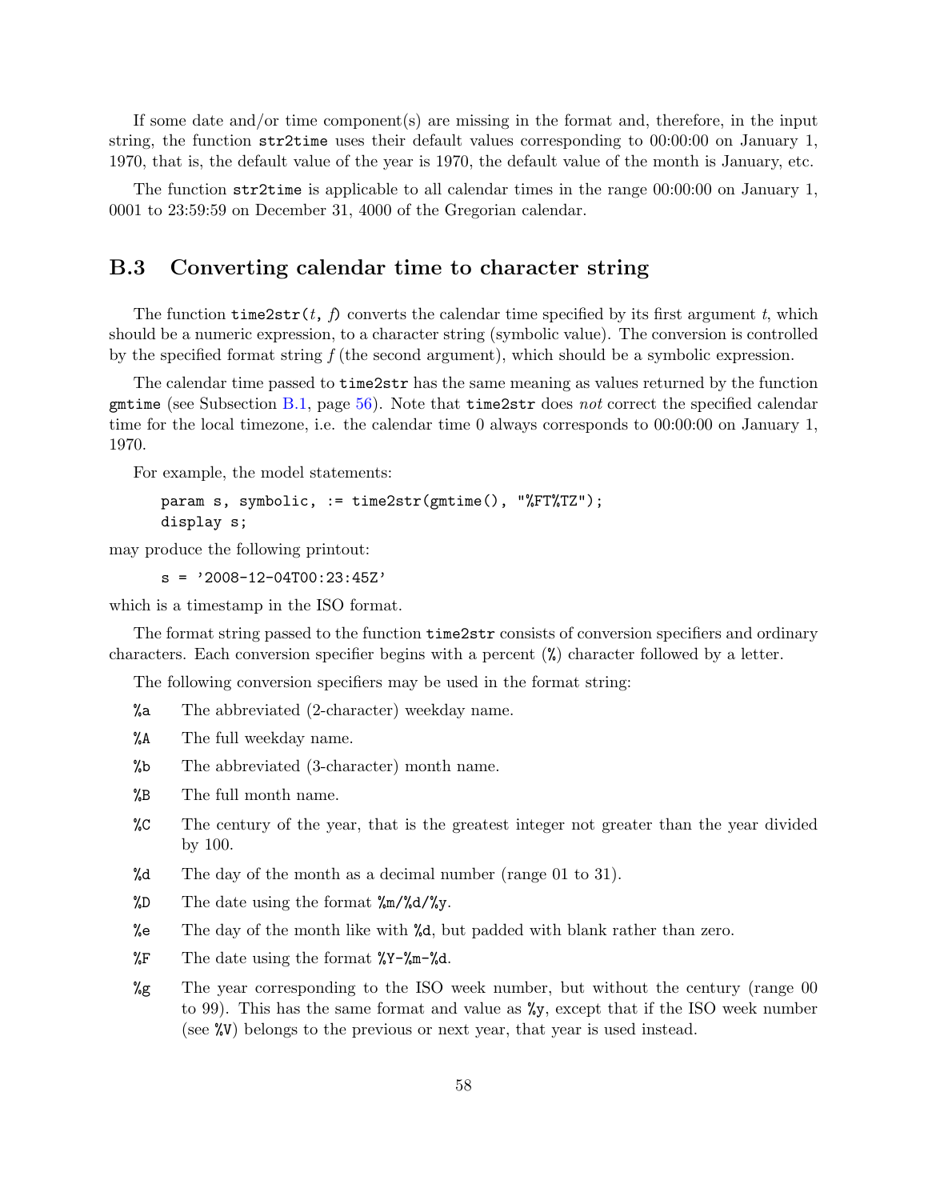If some date and/or time component(s) are missing in the format and, therefore, in the input string, the function `str2time` uses their default values corresponding to 00:00:00 on January 1, 1970, that is, the default value of the year is 1970, the default value of the month is January, etc.

The function `str2time` is applicable to all calendar times in the range 00:00:00 on January 1, 0001 to 23:59:59 on December 31, 4000 of the Gregorian calendar.

## B.3 Converting calendar time to character string

The function `time2str(`*t*`,` *f*`)` converts the calendar time specified by its first argument *t*, which should be a numeric expression, to a character string (symbolic value). The conversion is controlled by the specified format string *f* (the second argument), which should be a symbolic expression.

The calendar time passed to `time2str` has the same meaning as values returned by the function `gmtime` (see Subsection B.1, page 56). Note that `time2str` does *not* correct the specified calendar time for the local timezone, i.e. the calendar time 0 always corresponds to 00:00:00 on January 1, 1970.

For example, the model statements:

```
param s, symbolic, := time2str(gmtime(), "%FT%TZ");
display s;
```

may produce the following printout:

```
s = '2008-12-04T00:23:45Z'
```

which is a timestamp in the ISO format.

The format string passed to the function `time2str` consists of conversion specifiers and ordinary characters. Each conversion specifier begins with a percent (`%`) character followed by a letter.

The following conversion specifiers may be used in the format string:

- `%a` The abbreviated (2-character) weekday name.
- `%A` The full weekday name.
- `%b` The abbreviated (3-character) month name.
- `%B` The full month name.
- `%C` The century of the year, that is the greatest integer not greater than the year divided by 100.
- `%d` The day of the month as a decimal number (range 01 to 31).
- `%D` The date using the format `%m/%d/%y`.
- `%e` The day of the month like with `%d`, but padded with blank rather than zero.
- `%F` The date using the format `%Y-%m-%d`.
- `%g` The year corresponding to the ISO week number, but without the century (range 00 to 99). This has the same format and value as `%y`, except that if the ISO week number (see `%V`) belongs to the previous or next year, that year is used instead.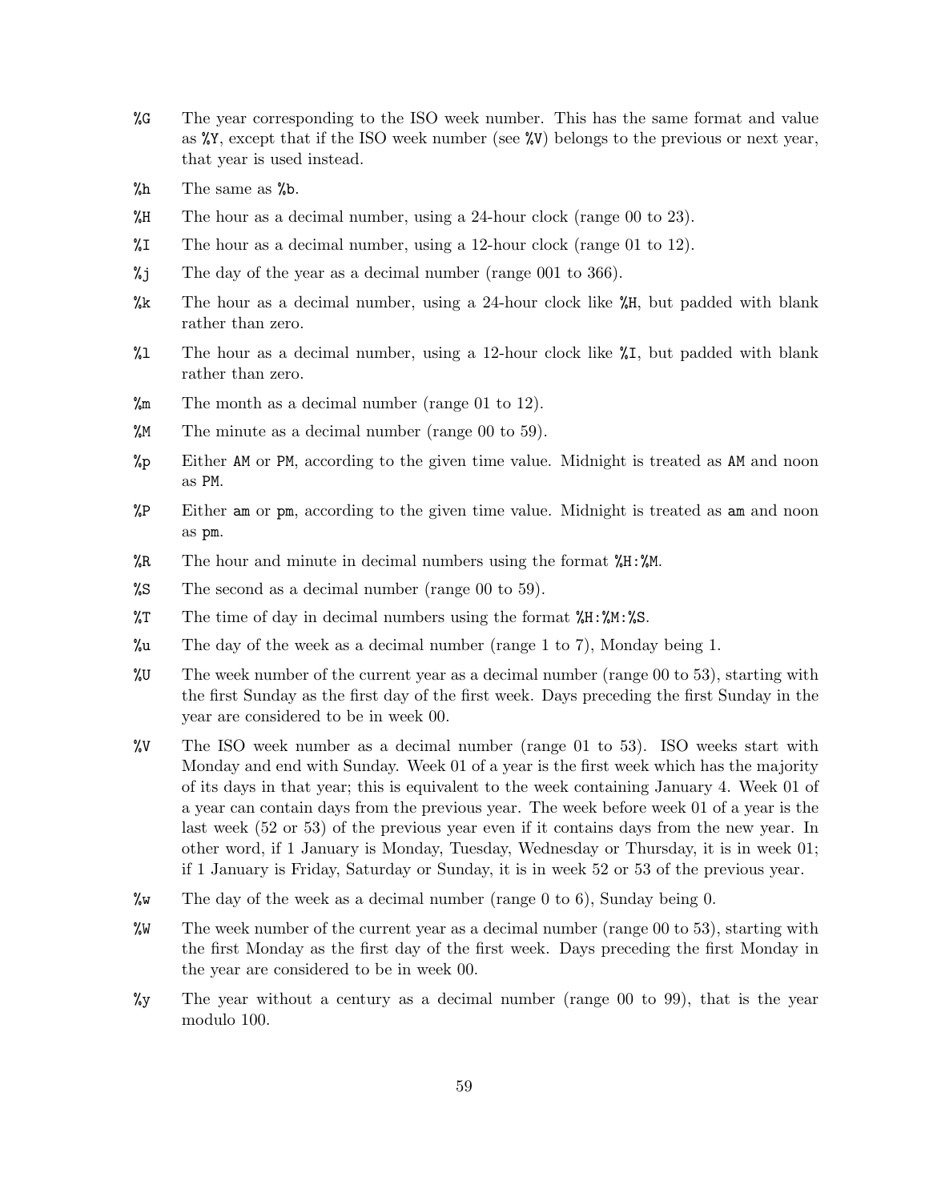`%G` The year corresponding to the ISO week number. This has the same format and value as `%Y`, except that if the ISO week number (see `%V`) belongs to the previous or next year, that year is used instead.

`%h` The same as `%b`.

`%H` The hour as a decimal number, using a 24-hour clock (range 00 to 23).

`%I` The hour as a decimal number, using a 12-hour clock (range 01 to 12).

`%j` The day of the year as a decimal number (range 001 to 366).

`%k` The hour as a decimal number, using a 24-hour clock like `%H`, but padded with blank rather than zero.

`%l` The hour as a decimal number, using a 12-hour clock like `%I`, but padded with blank rather than zero.

`%m` The month as a decimal number (range 01 to 12).

`%M` The minute as a decimal number (range 00 to 59).

`%p` Either `AM` or `PM`, according to the given time value. Midnight is treated as `AM` and noon as `PM`.

`%P` Either `am` or `pm`, according to the given time value. Midnight is treated as `am` and noon as `pm`.

`%R` The hour and minute in decimal numbers using the format `%H:%M`.

`%S` The second as a decimal number (range 00 to 59).

`%T` The time of day in decimal numbers using the format `%H:%M:%S`.

`%u` The day of the week as a decimal number (range 1 to 7), Monday being 1.

`%U` The week number of the current year as a decimal number (range 00 to 53), starting with the first Sunday as the first day of the first week. Days preceding the first Sunday in the year are considered to be in week 00.

`%V` The ISO week number as a decimal number (range 01 to 53). ISO weeks start with Monday and end with Sunday. Week 01 of a year is the first week which has the majority of its days in that year; this is equivalent to the week containing January 4. Week 01 of a year can contain days from the previous year. The week before week 01 of a year is the last week (52 or 53) of the previous year even if it contains days from the new year. In other word, if 1 January is Monday, Tuesday, Wednesday or Thursday, it is in week 01; if 1 January is Friday, Saturday or Sunday, it is in week 52 or 53 of the previous year.

`%w` The day of the week as a decimal number (range 0 to 6), Sunday being 0.

`%W` The week number of the current year as a decimal number (range 00 to 53), starting with the first Monday as the first day of the first week. Days preceding the first Monday in the year are considered to be in week 00.

`%y` The year without a century as a decimal number (range 00 to 99), that is the year modulo 100.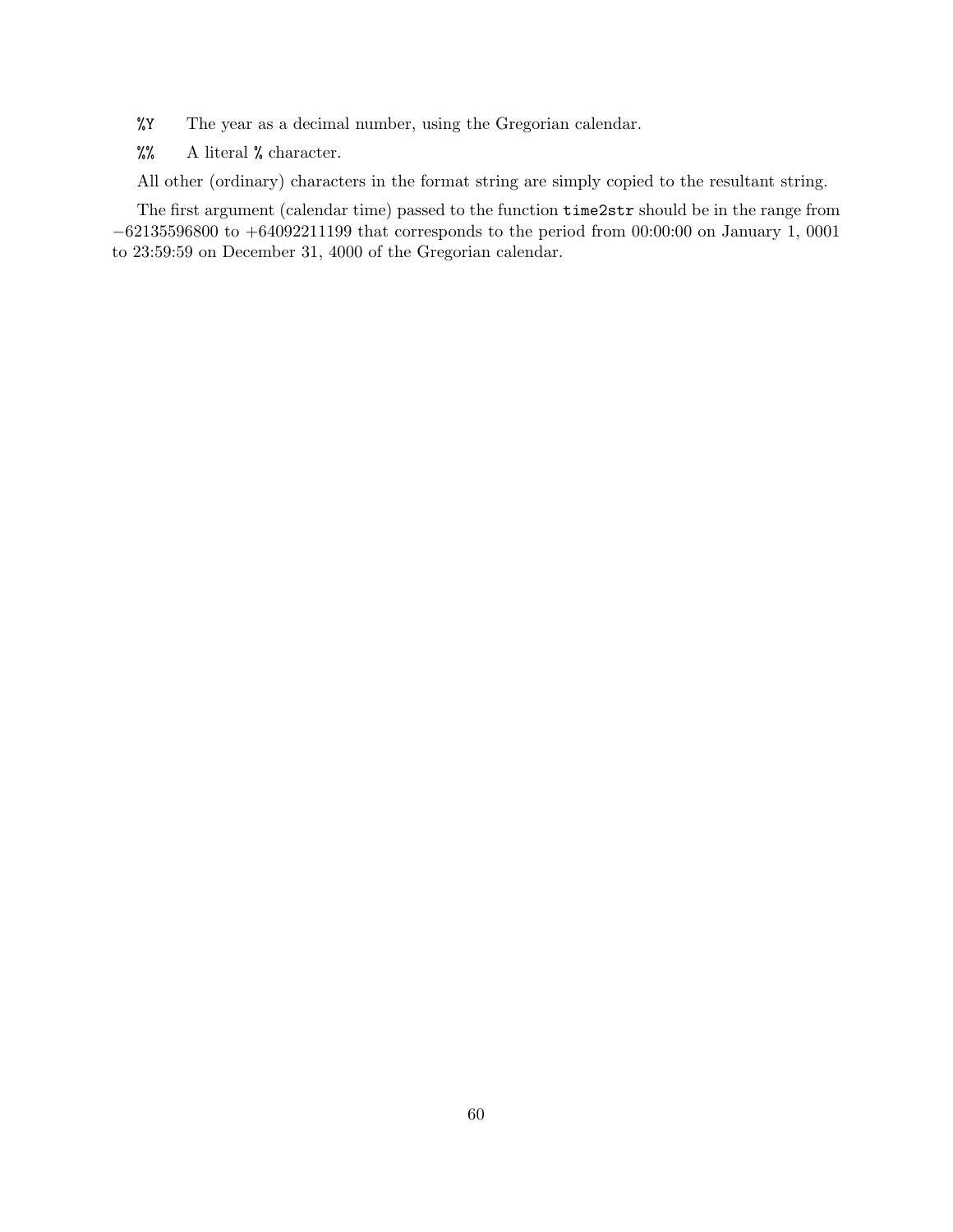`%Y` The year as a decimal number, using the Gregorian calendar.

`%%` A literal `%` character.

All other (ordinary) characters in the format string are simply copied to the resultant string.

The first argument (calendar time) passed to the function `time2str` should be in the range from $-62135596800$ to $+64092211199$ that corresponds to the period from 00:00:00 on January 1, 0001 to 23:59:59 on December 31, 4000 of the Gregorian calendar.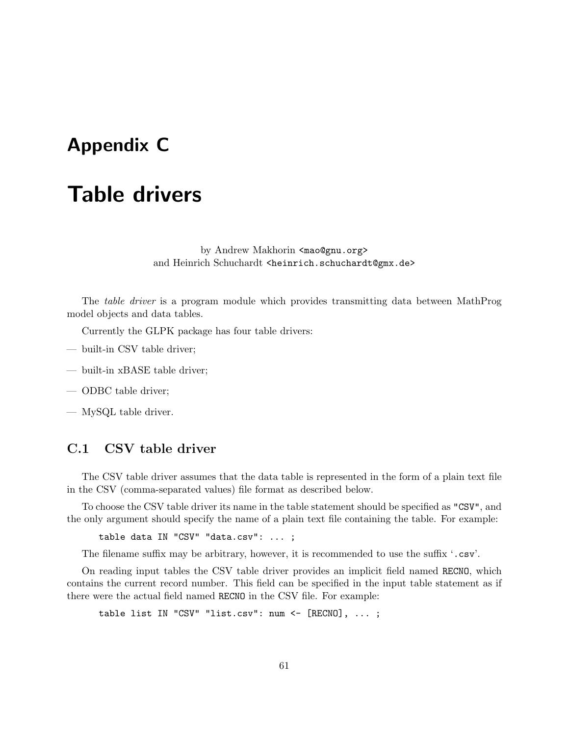# Appendix C

# Table drivers

by Andrew Makhorin `<mao@gnu.org>`
and Heinrich Schuchardt `<heinrich.schuchardt@gmx.de>`

The *table driver* is a program module which provides transmitting data between MathProg model objects and data tables.

Currently the GLPK package has four table drivers:

— built-in CSV table driver;

— built-in xBASE table driver;

— ODBC table driver;

— MySQL table driver.

## C.1 CSV table driver

The CSV table driver assumes that the data table is represented in the form of a plain text file in the CSV (comma-separated values) file format as described below.

To choose the CSV table driver its name in the table statement should be specified as `"CSV"`, and the only argument should specify the name of a plain text file containing the table. For example:

```
table data IN "CSV" "data.csv": ... ;
```

The filename suffix may be arbitrary, however, it is recommended to use the suffix '`.csv`'.

On reading input tables the CSV table driver provides an implicit field named `RECNO`, which contains the current record number. This field can be specified in the input table statement as if there were the actual field named `RECNO` in the CSV file. For example:

```
table list IN "CSV" "list.csv": num <- [RECNO], ... ;
```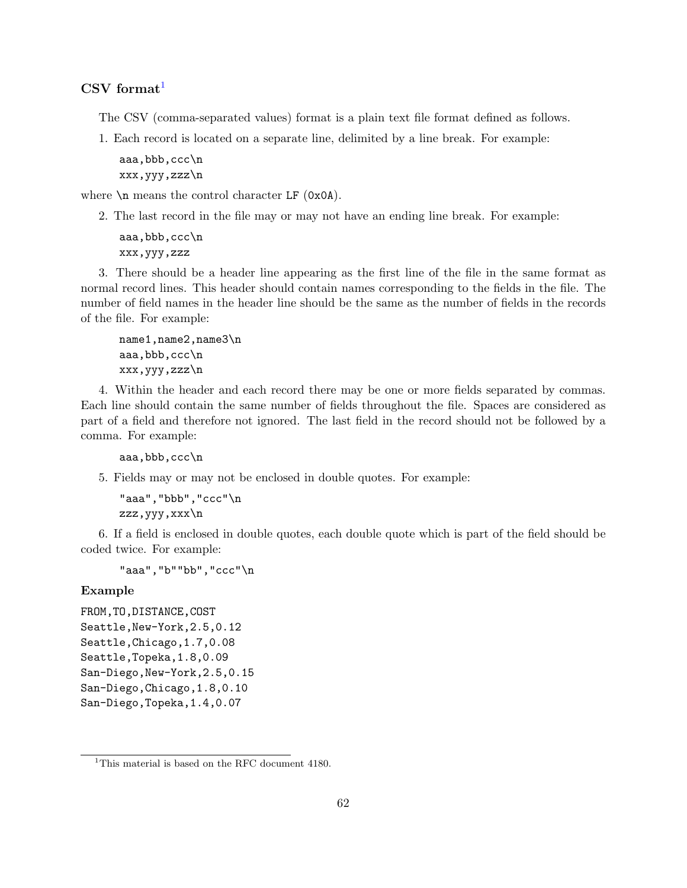## CSV format[1]

The CSV (comma-separated values) format is a plain text file format defined as follows.

1. Each record is located on a separate line, delimited by a line break. For example:

```
aaa,bbb,ccc\n
xxx,yyy,zzz\n
```

where `\n` means the control character `LF` (`0x0A`).

2. The last record in the file may or may not have an ending line break. For example:

```
aaa,bbb,ccc\n
xxx,yyy,zzz
```

3. There should be a header line appearing as the first line of the file in the same format as normal record lines. This header should contain names corresponding to the fields in the file. The number of field names in the header line should be the same as the number of fields in the records of the file. For example:

```
name1,name2,name3\n
aaa,bbb,ccc\n
xxx,yyy,zzz\n
```

4. Within the header and each record there may be one or more fields separated by commas. Each line should contain the same number of fields throughout the file. Spaces are considered as part of a field and therefore not ignored. The last field in the record should not be followed by a comma. For example:

```
aaa,bbb,ccc\n
```

5. Fields may or may not be enclosed in double quotes. For example:

```
"aaa","bbb","ccc"\n
zzz,yyy,xxx\n
```

6. If a field is enclosed in double quotes, each double quote which is part of the field should be coded twice. For example:

```
"aaa","b""bb","ccc"\n
```

**Example**

```
FROM,TO,DISTANCE,COST
Seattle,New-York,2.5,0.12
Seattle,Chicago,1.7,0.08
Seattle,Topeka,1.8,0.09
San-Diego,New-York,2.5,0.15
San-Diego,Chicago,1.8,0.10
San-Diego,Topeka,1.4,0.07
```

---

[1] This material is based on the RFC document 4180.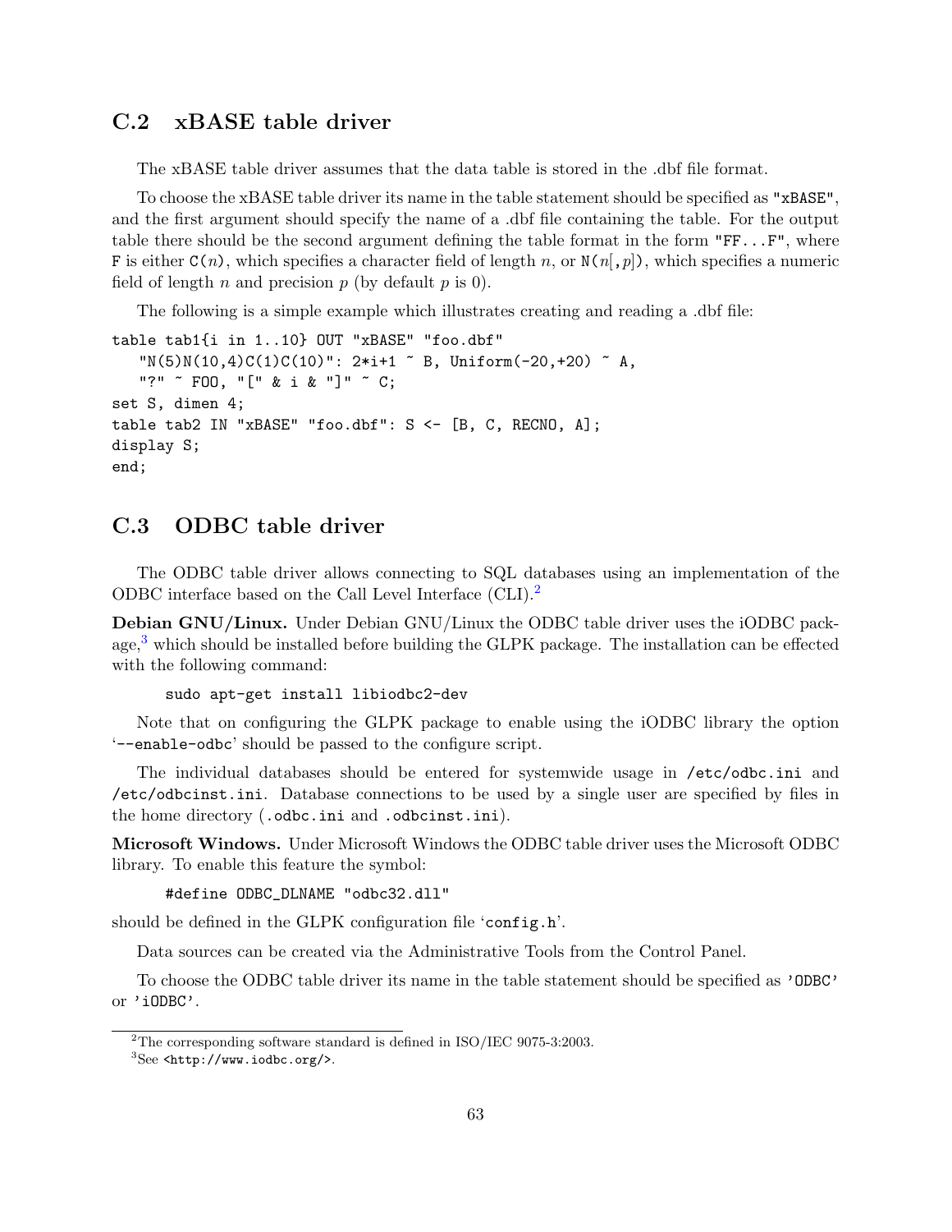## C.2 xBASE table driver

The xBASE table driver assumes that the data table is stored in the .dbf file format.

To choose the xBASE table driver its name in the table statement should be specified as `"xBASE"`, and the first argument should specify the name of a .dbf file containing the table. For the output table there should be the second argument defining the table format in the form `"FF...F"`, where `F` is either `C(`$n$`)`, which specifies a character field of length $n$, or `N(`$n$[`,`$p$]`)`, which specifies a numeric field of length $n$ and precision $p$ (by default $p$ is 0).

The following is a simple example which illustrates creating and reading a .dbf file:

```
table tab1{i in 1..10} OUT "xBASE" "foo.dbf"
   "N(5)N(10,4)C(1)C(10)": 2*i+1 ~ B, Uniform(-20,+20) ~ A,
   "?" ~ FOO, "[" & i & "]" ~ C;
set S, dimen 4;
table tab2 IN "xBASE" "foo.dbf": S <- [B, C, RECNO, A];
display S;
end;
```

## C.3 ODBC table driver

The ODBC table driver allows connecting to SQL databases using an implementation of the ODBC interface based on the Call Level Interface (CLI).[2]

**Debian GNU/Linux.** Under Debian GNU/Linux the ODBC table driver uses the iODBC package,[3] which should be installed before building the GLPK package. The installation can be effected with the following command:

```
sudo apt-get install libiodbc2-dev
```

Note that on configuring the GLPK package to enable using the iODBC library the option '`--enable-odbc`' should be passed to the configure script.

The individual databases should be entered for systemwide usage in `/etc/odbc.ini` and `/etc/odbcinst.ini`. Database connections to be used by a single user are specified by files in the home directory (`.odbc.ini` and `.odbcinst.ini`).

**Microsoft Windows.** Under Microsoft Windows the ODBC table driver uses the Microsoft ODBC library. To enable this feature the symbol:

```
#define ODBC_DLNAME "odbc32.dll"
```

should be defined in the GLPK configuration file '`config.h`'.

Data sources can be created via the Administrative Tools from the Control Panel.

To choose the ODBC table driver its name in the table statement should be specified as `'ODBC'` or `'iODBC'`.

---

[2] The corresponding software standard is defined in ISO/IEC 9075-3:2003.

[3] See `<http://www.iodbc.org/>`.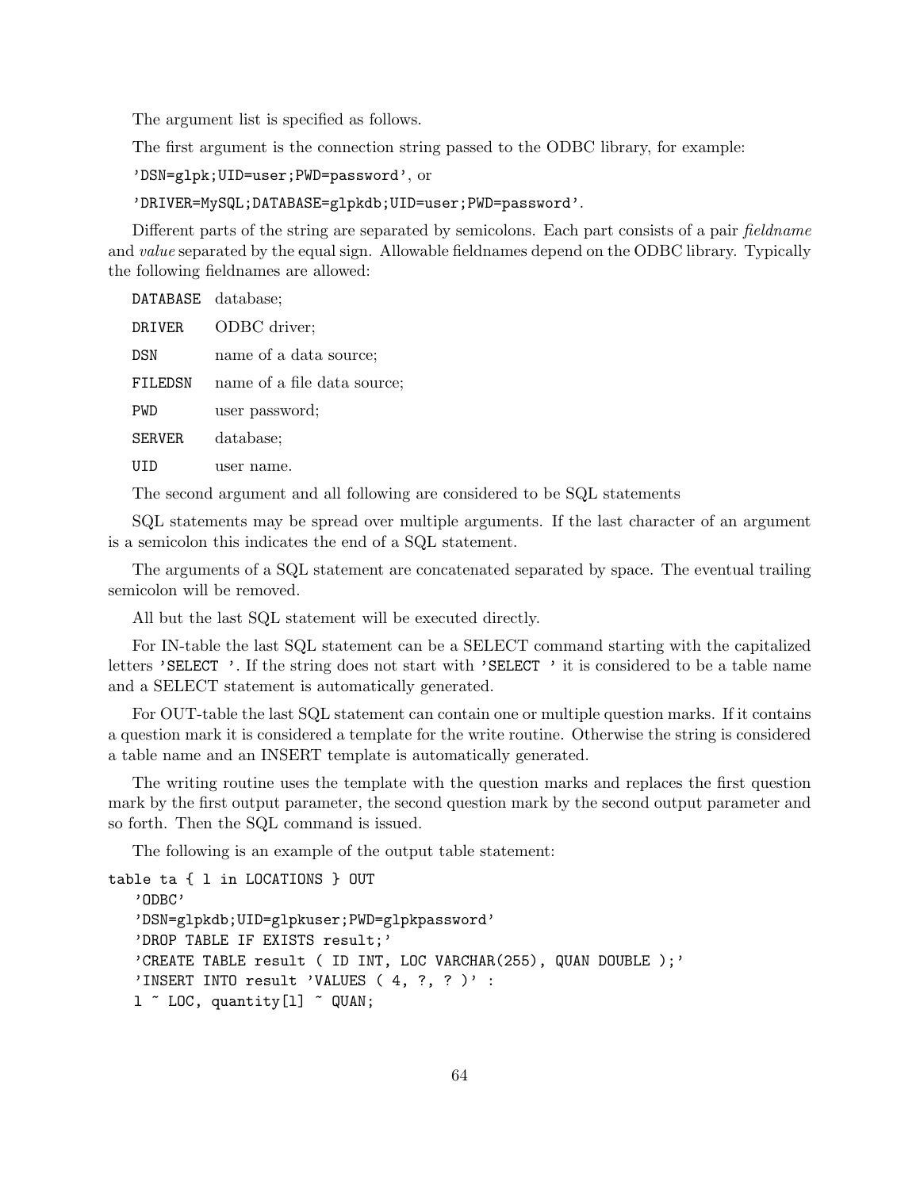The argument list is specified as follows.

The first argument is the connection string passed to the ODBC library, for example:

`'DSN=glpk;UID=user;PWD=password'`, or

`'DRIVER=MySQL;DATABASE=glpkdb;UID=user;PWD=password'`.

Different parts of the string are separated by semicolons. Each part consists of a pair *fieldname* and *value* separated by the equal sign. Allowable fieldnames depend on the ODBC library. Typically the following fieldnames are allowed:

| | |
|---|---|
| `DATABASE` | database; |
| `DRIVER` | ODBC driver; |
| `DSN` | name of a data source; |
| `FILEDSN` | name of a file data source; |
| `PWD` | user password; |
| `SERVER` | database; |
| `UID` | user name. |

The second argument and all following are considered to be SQL statements

SQL statements may be spread over multiple arguments. If the last character of an argument is a semicolon this indicates the end of a SQL statement.

The arguments of a SQL statement are concatenated separated by space. The eventual trailing semicolon will be removed.

All but the last SQL statement will be executed directly.

For IN-table the last SQL statement can be a SELECT command starting with the capitalized letters `'SELECT '`. If the string does not start with `'SELECT '` it is considered to be a table name and a SELECT statement is automatically generated.

For OUT-table the last SQL statement can contain one or multiple question marks. If it contains a question mark it is considered a template for the write routine. Otherwise the string is considered a table name and an INSERT template is automatically generated.

The writing routine uses the template with the question marks and replaces the first question mark by the first output parameter, the second question mark by the second output parameter and so forth. Then the SQL command is issued.

The following is an example of the output table statement:

```
table ta { l in LOCATIONS } OUT
   'ODBC'
   'DSN=glpkdb;UID=glpkuser;PWD=glpkpassword'
   'DROP TABLE IF EXISTS result;'
   'CREATE TABLE result ( ID INT, LOC VARCHAR(255), QUAN DOUBLE );'
   'INSERT INTO result 'VALUES ( 4, ?, ? )' :
   l ~ LOC, quantity[l] ~ QUAN;
```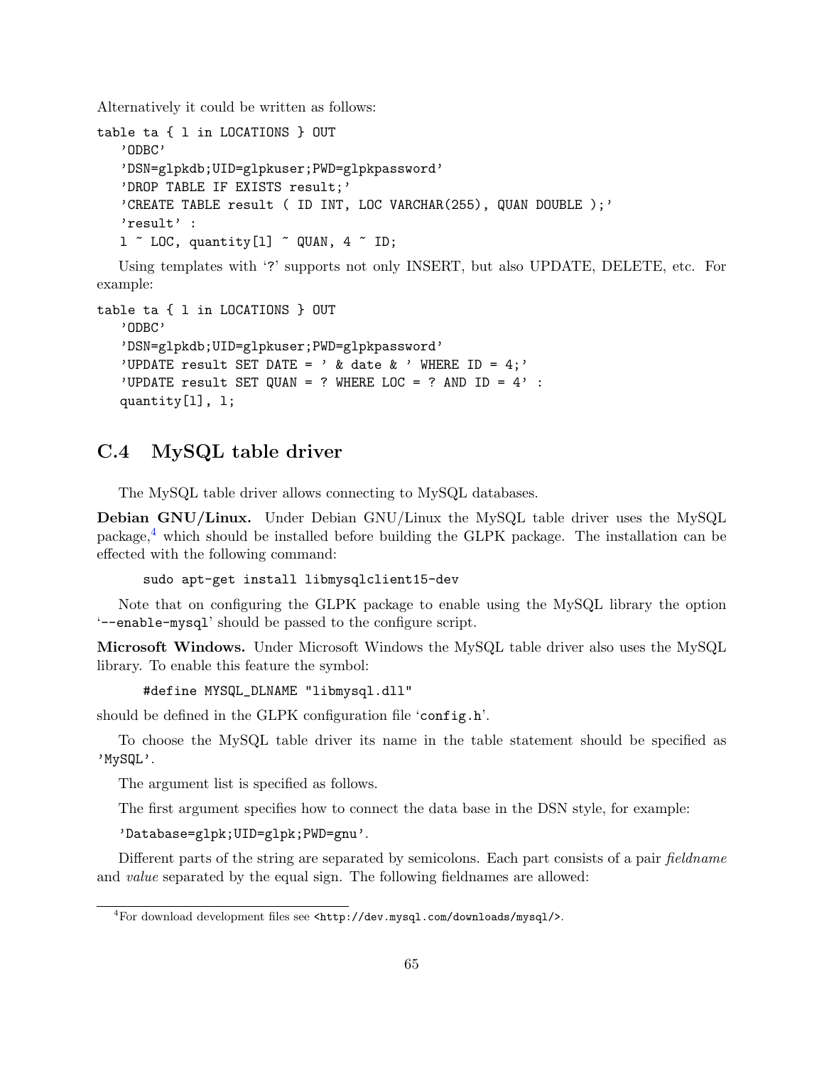Alternatively it could be written as follows:

```
table ta { l in LOCATIONS } OUT
   'ODBC'
   'DSN=glpkdb;UID=glpkuser;PWD=glpkpassword'
   'DROP TABLE IF EXISTS result;'
   'CREATE TABLE result ( ID INT, LOC VARCHAR(255), QUAN DOUBLE );'
   'result' :
   l ~ LOC, quantity[l] ~ QUAN, 4 ~ ID;
```

Using templates with '?' supports not only INSERT, but also UPDATE, DELETE, etc. For example:

```
table ta { l in LOCATIONS } OUT
   'ODBC'
   'DSN=glpkdb;UID=glpkuser;PWD=glpkpassword'
   'UPDATE result SET DATE = ' & date & ' WHERE ID = 4;'
   'UPDATE result SET QUAN = ? WHERE LOC = ? AND ID = 4' :
   quantity[l], l;
```

## C.4 MySQL table driver

The MySQL table driver allows connecting to MySQL databases.

**Debian GNU/Linux.** Under Debian GNU/Linux the MySQL table driver uses the MySQL package,[4] which should be installed before building the GLPK package. The installation can be effected with the following command:

```
sudo apt-get install libmysqlclient15-dev
```

Note that on configuring the GLPK package to enable using the MySQL library the option '`--enable-mysql`' should be passed to the configure script.

**Microsoft Windows.** Under Microsoft Windows the MySQL table driver also uses the MySQL library. To enable this feature the symbol:

```
#define MYSQL_DLNAME "libmysql.dll"
```

should be defined in the GLPK configuration file '`config.h`'.

To choose the MySQL table driver its name in the table statement should be specified as `'MySQL'`.

The argument list is specified as follows.

The first argument specifies how to connect the data base in the DSN style, for example:

`'Database=glpk;UID=glpk;PWD=gnu'`.

Different parts of the string are separated by semicolons. Each part consists of a pair *fieldname* and *value* separated by the equal sign. The following fieldnames are allowed:

---

[4] For download development files see `<http://dev.mysql.com/downloads/mysql/>`.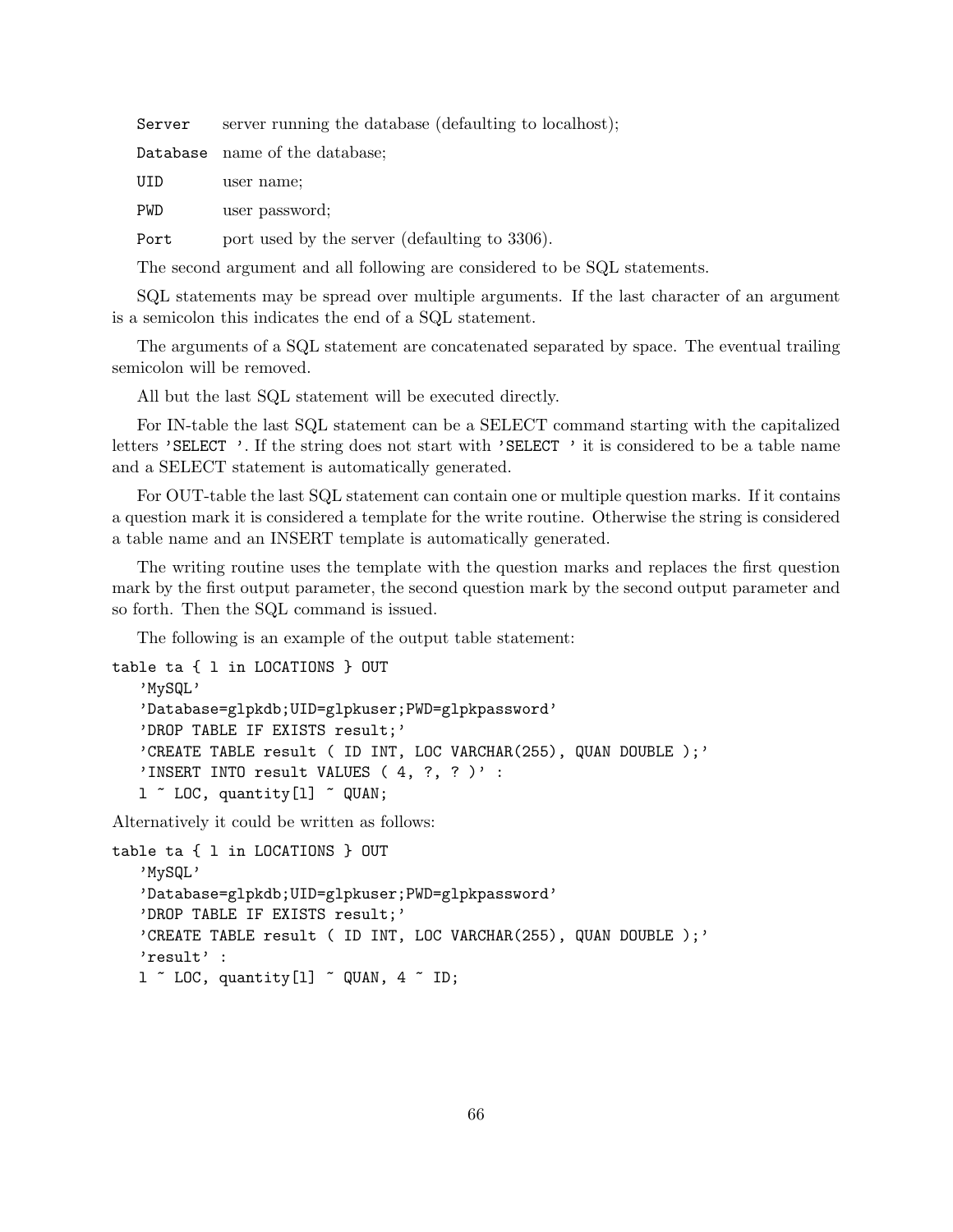`Server` server running the database (defaulting to localhost);

`Database` name of the database;

`UID` user name;

`PWD` user password;

`Port` port used by the server (defaulting to 3306).

The second argument and all following are considered to be SQL statements.

SQL statements may be spread over multiple arguments. If the last character of an argument is a semicolon this indicates the end of a SQL statement.

The arguments of a SQL statement are concatenated separated by space. The eventual trailing semicolon will be removed.

All but the last SQL statement will be executed directly.

For IN-table the last SQL statement can be a SELECT command starting with the capitalized letters `'SELECT '`. If the string does not start with `'SELECT '` it is considered to be a table name and a SELECT statement is automatically generated.

For OUT-table the last SQL statement can contain one or multiple question marks. If it contains a question mark it is considered a template for the write routine. Otherwise the string is considered a table name and an INSERT template is automatically generated.

The writing routine uses the template with the question marks and replaces the first question mark by the first output parameter, the second question mark by the second output parameter and so forth. Then the SQL command is issued.

The following is an example of the output table statement:

```
table ta { l in LOCATIONS } OUT
   'MySQL'
   'Database=glpkdb;UID=glpkuser;PWD=glpkpassword'
   'DROP TABLE IF EXISTS result;'
   'CREATE TABLE result ( ID INT, LOC VARCHAR(255), QUAN DOUBLE );'
   'INSERT INTO result VALUES ( 4, ?, ? )' :
   l ~ LOC, quantity[l] ~ QUAN;
```

Alternatively it could be written as follows:

```
table ta { l in LOCATIONS } OUT
   'MySQL'
   'Database=glpkdb;UID=glpkuser;PWD=glpkpassword'
   'DROP TABLE IF EXISTS result;'
   'CREATE TABLE result ( ID INT, LOC VARCHAR(255), QUAN DOUBLE );'
   'result' :
   l ~ LOC, quantity[l] ~ QUAN, 4 ~ ID;
```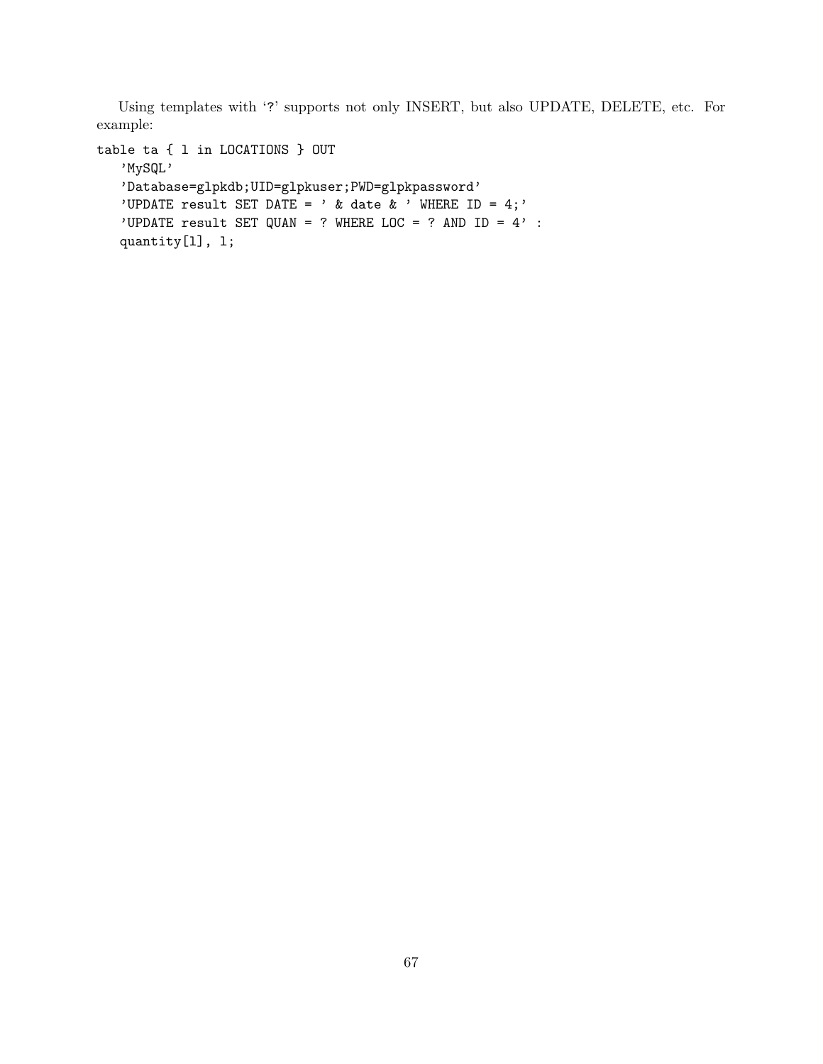Using templates with '?' supports not only INSERT, but also UPDATE, DELETE, etc. For example:

```
table ta { l in LOCATIONS } OUT
   'MySQL'
   'Database=glpkdb;UID=glpkuser;PWD=glpkpassword'
   'UPDATE result SET DATE = ' & date & ' WHERE ID = 4;'
   'UPDATE result SET QUAN = ? WHERE LOC = ? AND ID = 4' :
   quantity[l], l;
```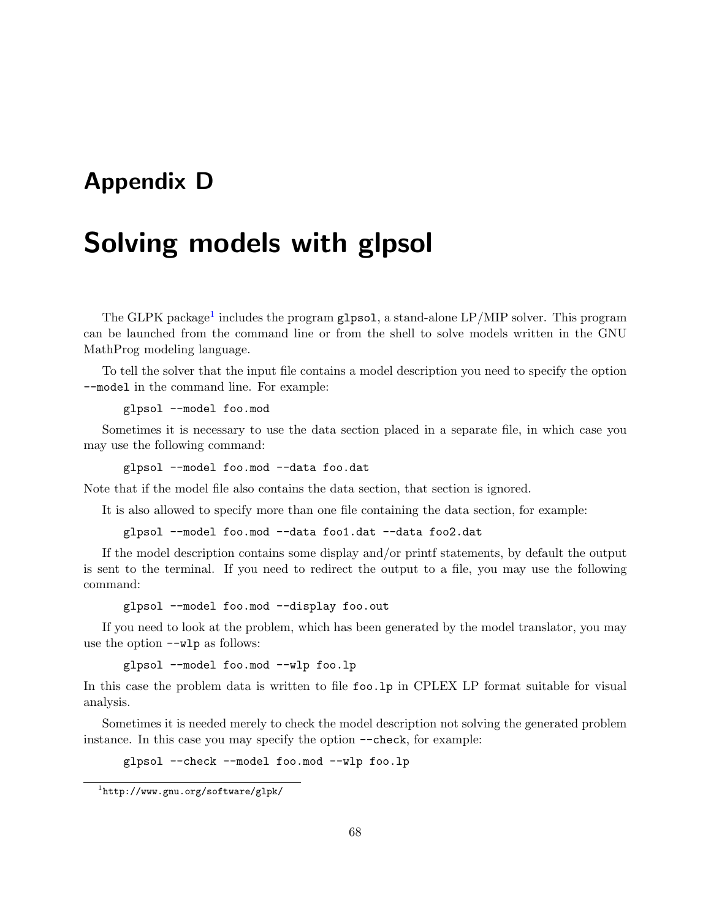# Appendix D

# Solving models with glpsol

The GLPK package[1] includes the program `glpsol`, a stand-alone LP/MIP solver. This program can be launched from the command line or from the shell to solve models written in the GNU MathProg modeling language.

To tell the solver that the input file contains a model description you need to specify the option `--model` in the command line. For example:

```
glpsol --model foo.mod
```

Sometimes it is necessary to use the data section placed in a separate file, in which case you may use the following command:

```
glpsol --model foo.mod --data foo.dat
```

Note that if the model file also contains the data section, that section is ignored.

It is also allowed to specify more than one file containing the data section, for example:

```
glpsol --model foo.mod --data foo1.dat --data foo2.dat
```

If the model description contains some display and/or printf statements, by default the output is sent to the terminal. If you need to redirect the output to a file, you may use the following command:

```
glpsol --model foo.mod --display foo.out
```

If you need to look at the problem, which has been generated by the model translator, you may use the option `--wlp` as follows:

```
glpsol --model foo.mod --wlp foo.lp
```

In this case the problem data is written to file `foo.lp` in CPLEX LP format suitable for visual analysis.

Sometimes it is needed merely to check the model description not solving the generated problem instance. In this case you may specify the option `--check`, for example:

```
glpsol --check --model foo.mod --wlp foo.lp
```

[1] `http://www.gnu.org/software/glpk/`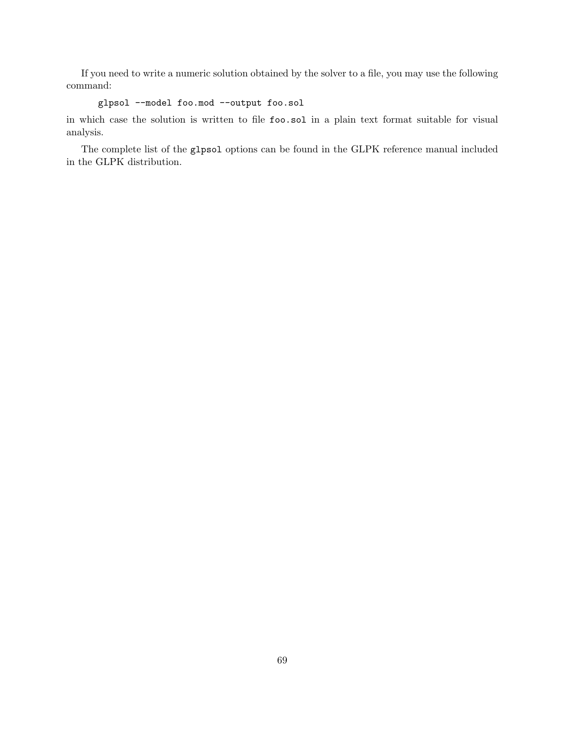If you need to write a numeric solution obtained by the solver to a file, you may use the following command:

```
glpsol --model foo.mod --output foo.sol
```

in which case the solution is written to file `foo.sol` in a plain text format suitable for visual analysis.

The complete list of the `glpsol` options can be found in the GLPK reference manual included in the GLPK distribution.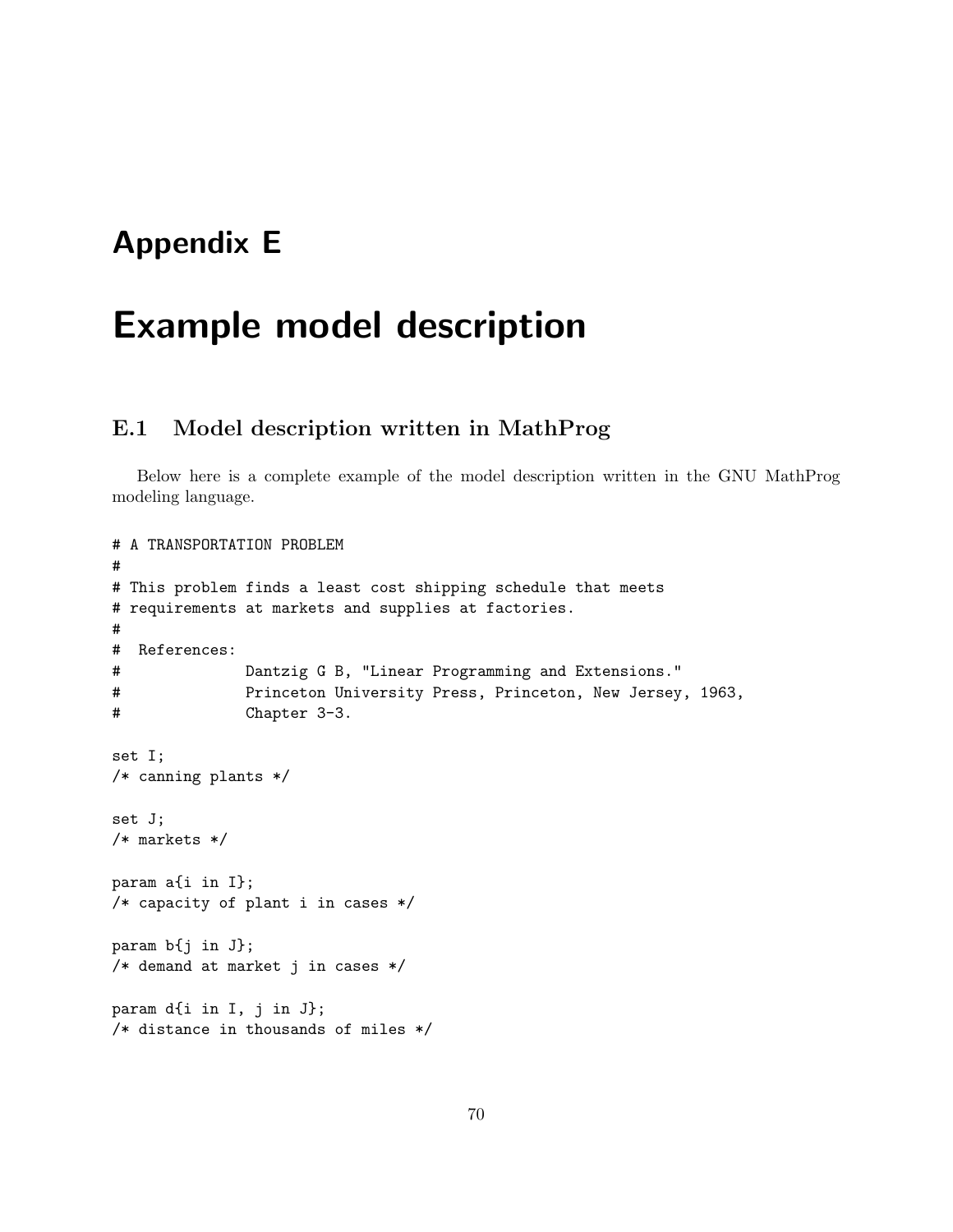# Appendix E

# Example model description

## E.1 Model description written in MathProg

Below here is a complete example of the model description written in the GNU MathProg modeling language.

```
# A TRANSPORTATION PROBLEM
#
# This problem finds a least cost shipping schedule that meets
# requirements at markets and supplies at factories.
#
#  References:
#              Dantzig G B, "Linear Programming and Extensions."
#              Princeton University Press, Princeton, New Jersey, 1963,
#              Chapter 3-3.

set I;
/* canning plants */

set J;
/* markets */

param a{i in I};
/* capacity of plant i in cases */

param b{j in J};
/* demand at market j in cases */

param d{i in I, j in J};
/* distance in thousands of miles */
```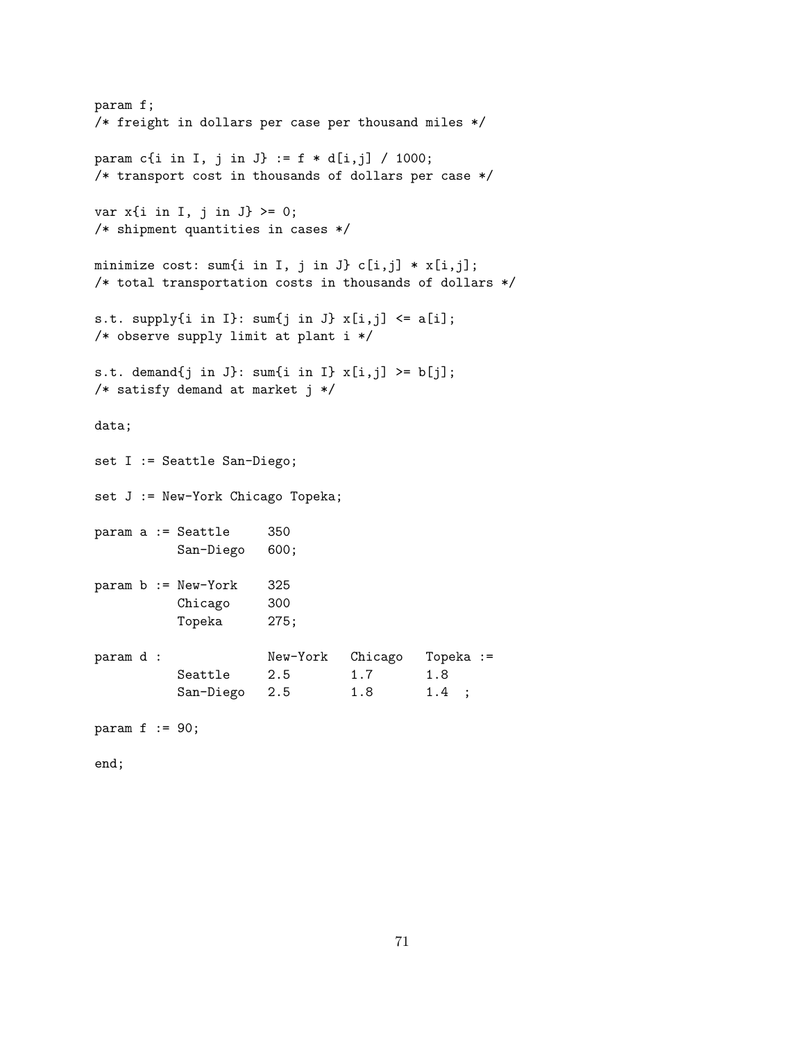```
param f;
/* freight in dollars per case per thousand miles */

param c{i in I, j in J} := f * d[i,j] / 1000;
/* transport cost in thousands of dollars per case */

var x{i in I, j in J} >= 0;
/* shipment quantities in cases */

minimize cost: sum{i in I, j in J} c[i,j] * x[i,j];
/* total transportation costs in thousands of dollars */

s.t. supply{i in I}: sum{j in J} x[i,j] <= a[i];
/* observe supply limit at plant i */

s.t. demand{j in J}: sum{i in I} x[i,j] >= b[j];
/* satisfy demand at market j */

data;

set I := Seattle San-Diego;

set J := New-York Chicago Topeka;

param a := Seattle     350
           San-Diego   600;

param b := New-York    325
           Chicago     300
           Topeka      275;

param d :              New-York   Chicago   Topeka :=
           Seattle     2.5        1.7       1.8
           San-Diego   2.5        1.8       1.4  ;

param f := 90;

end;
```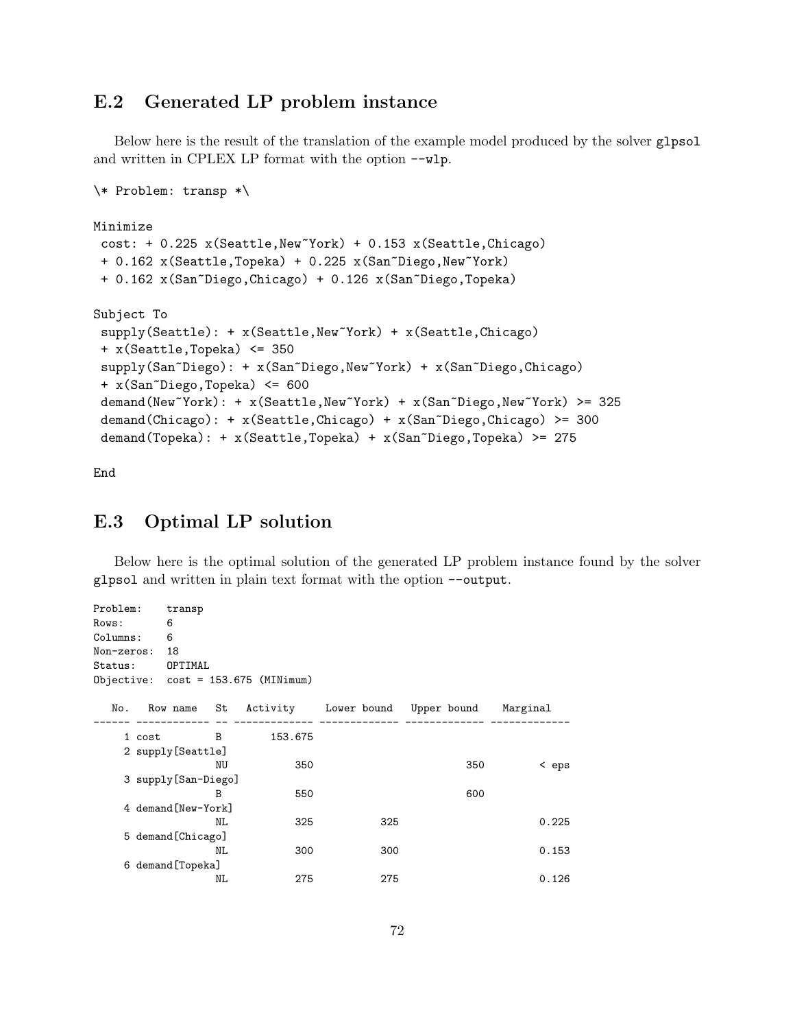## E.2 Generated LP problem instance

Below here is the result of the translation of the example model produced by the solver `glpsol` and written in CPLEX LP format with the option `--wlp`.

```
\* Problem: transp *\

Minimize
 cost: + 0.225 x(Seattle,New~York) + 0.153 x(Seattle,Chicago)
 + 0.162 x(Seattle,Topeka) + 0.225 x(San~Diego,New~York)
 + 0.162 x(San~Diego,Chicago) + 0.126 x(San~Diego,Topeka)

Subject To
 supply(Seattle): + x(Seattle,New~York) + x(Seattle,Chicago)
 + x(Seattle,Topeka) <= 350
 supply(San~Diego): + x(San~Diego,New~York) + x(San~Diego,Chicago)
 + x(San~Diego,Topeka) <= 600
 demand(New~York): + x(Seattle,New~York) + x(San~Diego,New~York) >= 325
 demand(Chicago): + x(Seattle,Chicago) + x(San~Diego,Chicago) >= 300
 demand(Topeka): + x(Seattle,Topeka) + x(San~Diego,Topeka) >= 275

End
```

## E.3 Optimal LP solution

Below here is the optimal solution of the generated LP problem instance found by the solver `glpsol` and written in plain text format with the option `--output`.

```
Problem:    transp
Rows:       6
Columns:    6
Non-zeros:  18
Status:     OPTIMAL
Objective:  cost = 153.675 (MINimum)

   No.   Row name   St   Activity     Lower bound   Upper bound    Marginal
------ ------------ -- ------------- ------------- ------------- -------------
     1 cost         B        153.675
     2 supply[Seattle]
                    NU           350                         350         < eps
     3 supply[San-Diego]
                    B            550                         600
     4 demand[New-York]
                    NL           325           325                       0.225
     5 demand[Chicago]
                    NL           300           300                       0.153
     6 demand[Topeka]
                    NL           275           275                       0.126
```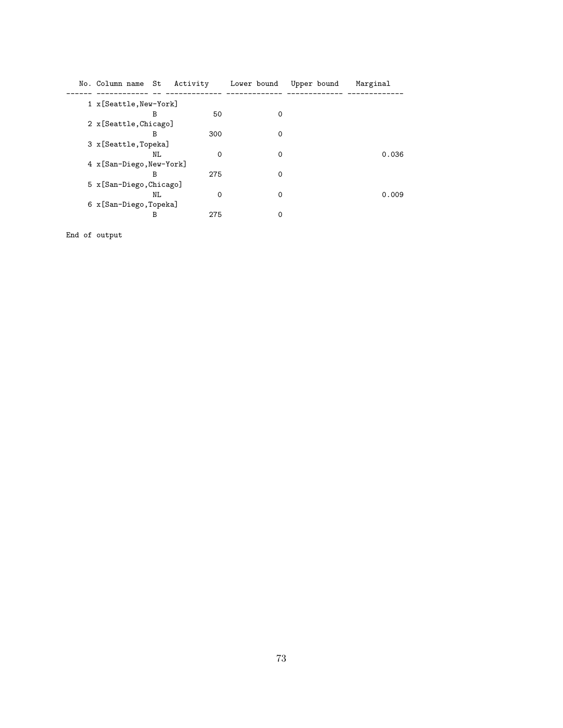```
   No. Column name  St   Activity     Lower bound   Upper bound    Marginal
------ ------------ -- ------------- ------------- ------------- -------------
     1 x[Seattle,New-York]
                    B             50             0
     2 x[Seattle,Chicago]
                    B            300             0
     3 x[Seattle,Topeka]
                    NL             0             0                       0.036
     4 x[San-Diego,New-York]
                    B            275             0
     5 x[San-Diego,Chicago]
                    NL             0             0                       0.009
     6 x[San-Diego,Topeka]
                    B            275             0

End of output
```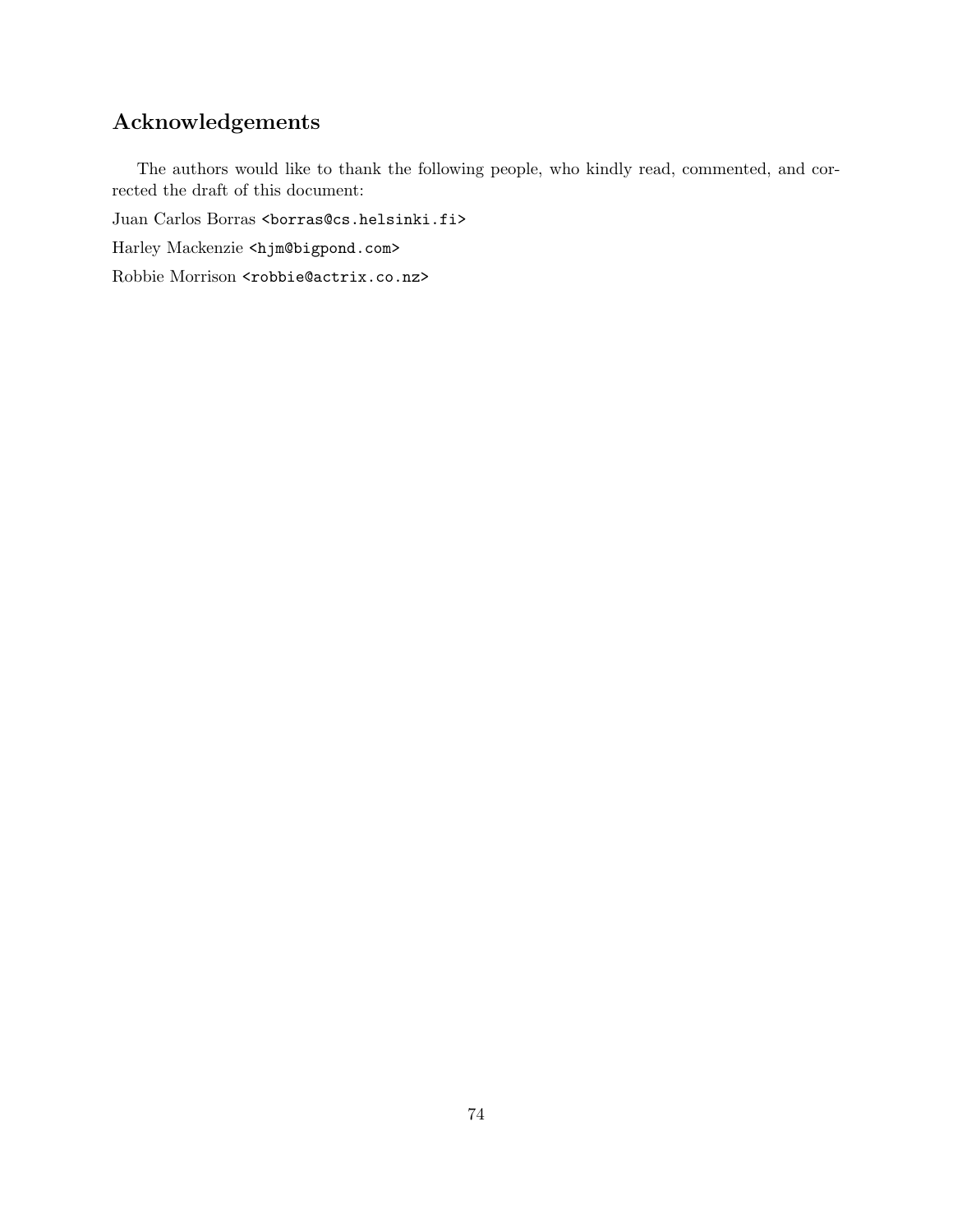## Acknowledgements

The authors would like to thank the following people, who kindly read, commented, and corrected the draft of this document:

Juan Carlos Borras `<borras@cs.helsinki.fi>`

Harley Mackenzie `<hjm@bigpond.com>`

Robbie Morrison `<robbie@actrix.co.nz>`